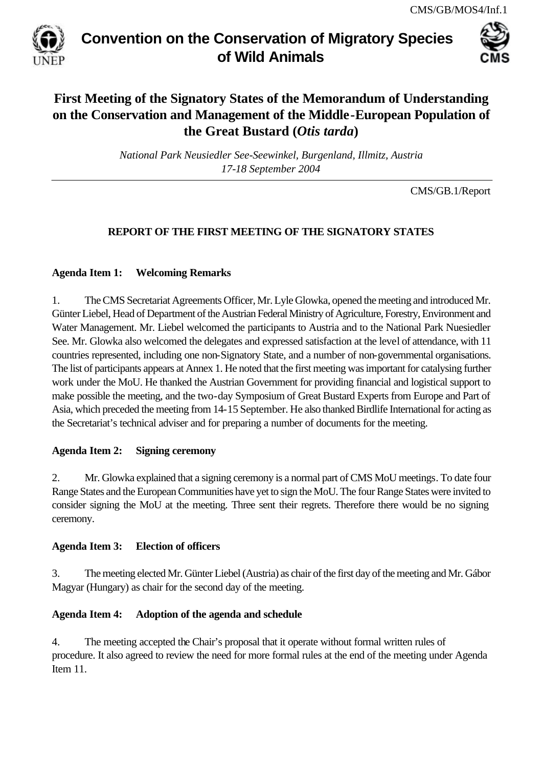CMS/GB/MOS4/Inf.1

# Convention on the Conservation of Migratory Species of Wild Animals

## First Meeting of the Signatory States of the Memorandum of Understanding on the Conservation and Management of the Middle-European Population of the Great Bustard (*Otis tarda*)

*National Park Neusiedler See-Seewinkel, Burgenland, Illmitz, Austria*
*17-18 September 2004*

CMS/GB.1/Report

### REPORT OF THE FIRST MEETING OF THE SIGNATORY STATES

**Agenda Item 1: Welcoming Remarks**

1. The CMS Secretariat Agreements Officer, Mr. Lyle Glowka, opened the meeting and introduced Mr. Günter Liebel, Head of Department of the Austrian Federal Ministry of Agriculture, Forestry, Environment and Water Management. Mr. Liebel welcomed the participants to Austria and to the National Park Nuesiedler See. Mr. Glowka also welcomed the delegates and expressed satisfaction at the level of attendance, with 11 countries represented, including one non-Signatory State, and a number of non-governmental organisations. The list of participants appears at Annex 1. He noted that the first meeting was important for catalysing further work under the MoU. He thanked the Austrian Government for providing financial and logistical support to make possible the meeting, and the two-day Symposium of Great Bustard Experts from Europe and Part of Asia, which preceded the meeting from 14-15 September. He also thanked Birdlife International for acting as the Secretariat's technical adviser and for preparing a number of documents for the meeting.

**Agenda Item 2: Signing ceremony**

2. Mr. Glowka explained that a signing ceremony is a normal part of CMS MoU meetings. To date four Range States and the European Communities have yet to sign the MoU. The four Range States were invited to consider signing the MoU at the meeting. Three sent their regrets. Therefore there would be no signing ceremony.

**Agenda Item 3: Election of officers**

3. The meeting elected Mr. Günter Liebel (Austria) as chair of the first day of the meeting and Mr. Gábor Magyar (Hungary) as chair for the second day of the meeting.

**Agenda Item 4: Adoption of the agenda and schedule**

4. The meeting accepted the Chair's proposal that it operate without formal written rules of procedure. It also agreed to review the need for more formal rules at the end of the meeting under Agenda Item 11.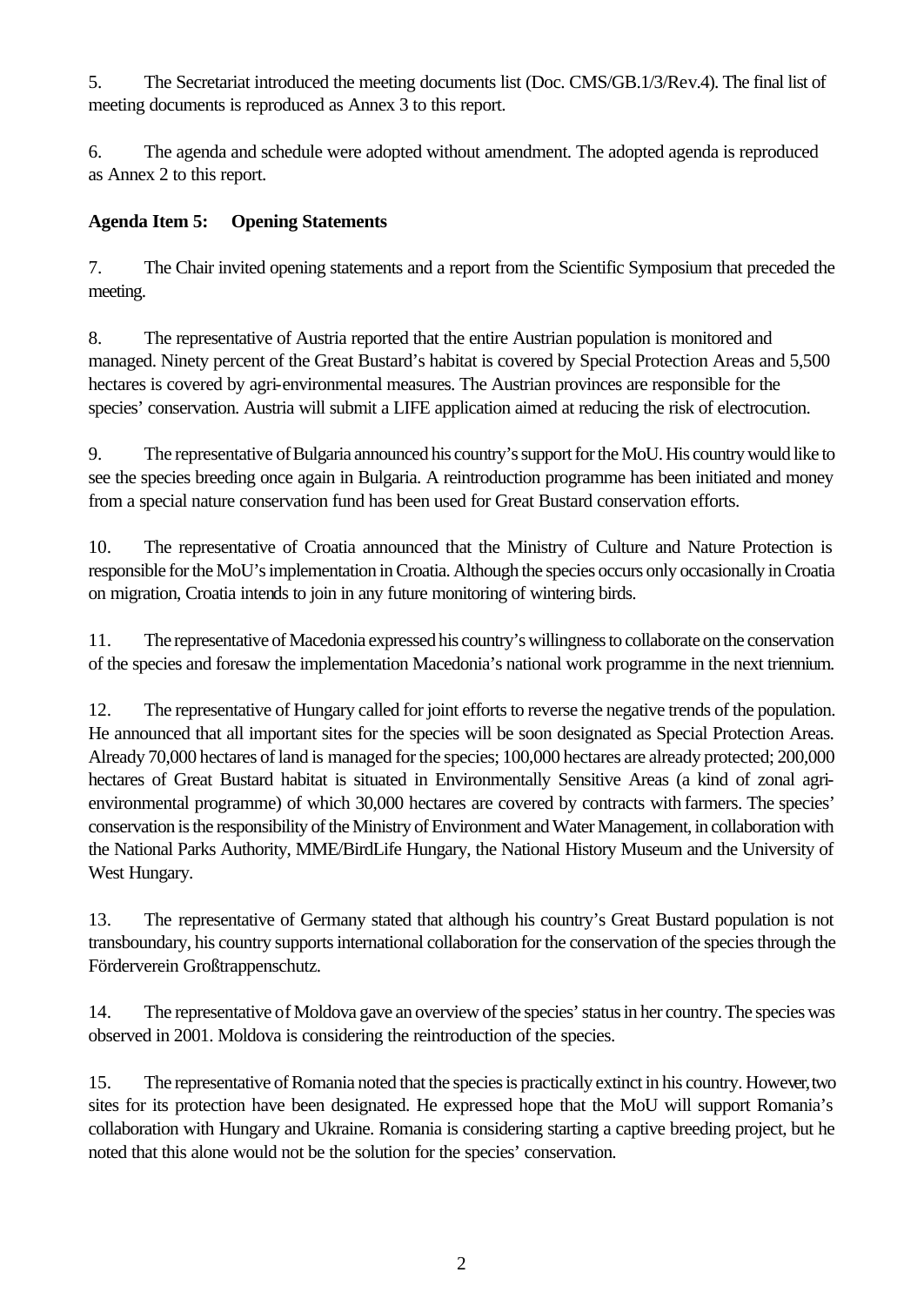5. The Secretariat introduced the meeting documents list (Doc. CMS/GB.1/3/Rev.4). The final list of meeting documents is reproduced as Annex 3 to this report.

6. The agenda and schedule were adopted without amendment. The adopted agenda is reproduced as Annex 2 to this report.

**Agenda Item 5: Opening Statements**

7. The Chair invited opening statements and a report from the Scientific Symposium that preceded the meeting.

8. The representative of Austria reported that the entire Austrian population is monitored and managed. Ninety percent of the Great Bustard's habitat is covered by Special Protection Areas and 5,500 hectares is covered by agri-environmental measures. The Austrian provinces are responsible for the species' conservation. Austria will submit a LIFE application aimed at reducing the risk of electrocution.

9. The representative of Bulgaria announced his country's support for the MoU. His country would like to see the species breeding once again in Bulgaria. A reintroduction programme has been initiated and money from a special nature conservation fund has been used for Great Bustard conservation efforts.

10. The representative of Croatia announced that the Ministry of Culture and Nature Protection is responsible for the MoU's implementation in Croatia. Although the species occurs only occasionally in Croatia on migration, Croatia intends to join in any future monitoring of wintering birds.

11. The representative of Macedonia expressed his country's willingness to collaborate on the conservation of the species and foresaw the implementation Macedonia's national work programme in the next triennium.

12. The representative of Hungary called for joint efforts to reverse the negative trends of the population. He announced that all important sites for the species will be soon designated as Special Protection Areas. Already 70,000 hectares of land is managed for the species; 100,000 hectares are already protected; 200,000 hectares of Great Bustard habitat is situated in Environmentally Sensitive Areas (a kind of zonal agri-environmental programme) of which 30,000 hectares are covered by contracts with farmers. The species' conservation is the responsibility of the Ministry of Environment and Water Management, in collaboration with the National Parks Authority, MME/BirdLife Hungary, the National History Museum and the University of West Hungary.

13. The representative of Germany stated that although his country's Great Bustard population is not transboundary, his country supports international collaboration for the conservation of the species through the Förderverein Großtrappenschutz.

14. The representative of Moldova gave an overview of the species' status in her country. The species was observed in 2001. Moldova is considering the reintroduction of the species.

15. The representative of Romania noted that the species is practically extinct in his country. However, two sites for its protection have been designated. He expressed hope that the MoU will support Romania's collaboration with Hungary and Ukraine. Romania is considering starting a captive breeding project, but he noted that this alone would not be the solution for the species' conservation.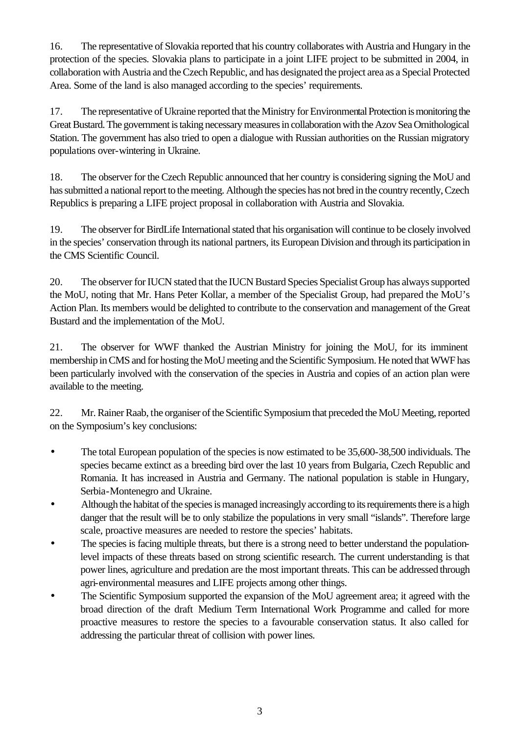16. The representative of Slovakia reported that his country collaborates with Austria and Hungary in the protection of the species. Slovakia plans to participate in a joint LIFE project to be submitted in 2004, in collaboration with Austria and the Czech Republic, and has designated the project area as a Special Protected Area. Some of the land is also managed according to the species' requirements.

17. The representative of Ukraine reported that the Ministry for Environmental Protection is monitoring the Great Bustard. The government is taking necessary measures in collaboration with the Azov Sea Ornithological Station. The government has also tried to open a dialogue with Russian authorities on the Russian migratory populations over-wintering in Ukraine.

18. The observer for the Czech Republic announced that her country is considering signing the MoU and has submitted a national report to the meeting. Although the species has not bred in the country recently, Czech Republics is preparing a LIFE project proposal in collaboration with Austria and Slovakia.

19. The observer for BirdLife International stated that his organisation will continue to be closely involved in the species' conservation through its national partners, its European Division and through its participation in the CMS Scientific Council.

20. The observer for IUCN stated that the IUCN Bustard Species Specialist Group has always supported the MoU, noting that Mr. Hans Peter Kollar, a member of the Specialist Group, had prepared the MoU's Action Plan. Its members would be delighted to contribute to the conservation and management of the Great Bustard and the implementation of the MoU.

21. The observer for WWF thanked the Austrian Ministry for joining the MoU, for its imminent membership in CMS and for hosting the MoU meeting and the Scientific Symposium. He noted that WWF has been particularly involved with the conservation of the species in Austria and copies of an action plan were available to the meeting.

22. Mr. Rainer Raab, the organiser of the Scientific Symposium that preceded the MoU Meeting, reported on the Symposium's key conclusions:

- The total European population of the species is now estimated to be 35,600-38,500 individuals. The species became extinct as a breeding bird over the last 10 years from Bulgaria, Czech Republic and Romania. It has increased in Austria and Germany. The national population is stable in Hungary, Serbia-Montenegro and Ukraine.
- Although the habitat of the species is managed increasingly according to its requirements there is a high danger that the result will be to only stabilize the populations in very small "islands". Therefore large scale, proactive measures are needed to restore the species' habitats.
- The species is facing multiple threats, but there is a strong need to better understand the population-level impacts of these threats based on strong scientific research. The current understanding is that power lines, agriculture and predation are the most important threats. This can be addressed through agri-environmental measures and LIFE projects among other things.
- The Scientific Symposium supported the expansion of the MoU agreement area; it agreed with the broad direction of the draft Medium Term International Work Programme and called for more proactive measures to restore the species to a favourable conservation status. It also called for addressing the particular threat of collision with power lines.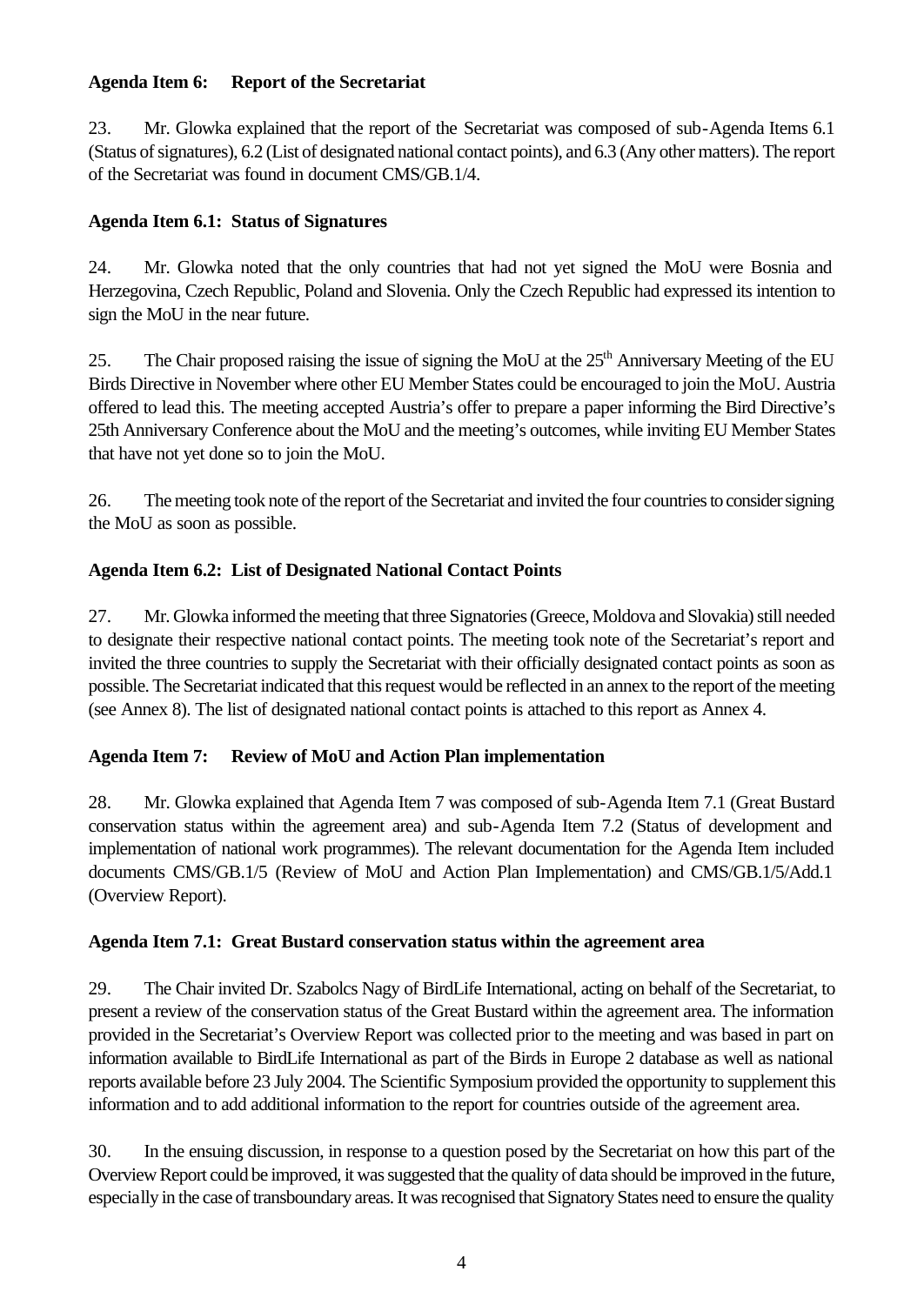**Agenda Item 6: Report of the Secretariat**

23. Mr. Glowka explained that the report of the Secretariat was composed of sub-Agenda Items 6.1 (Status of signatures), 6.2 (List of designated national contact points), and 6.3 (Any other matters). The report of the Secretariat was found in document CMS/GB.1/4.

**Agenda Item 6.1: Status of Signatures**

24. Mr. Glowka noted that the only countries that had not yet signed the MoU were Bosnia and Herzegovina, Czech Republic, Poland and Slovenia. Only the Czech Republic had expressed its intention to sign the MoU in the near future.

25. The Chair proposed raising the issue of signing the MoU at the 25th Anniversary Meeting of the EU Birds Directive in November where other EU Member States could be encouraged to join the MoU. Austria offered to lead this. The meeting accepted Austria's offer to prepare a paper informing the Bird Directive's 25th Anniversary Conference about the MoU and the meeting's outcomes, while inviting EU Member States that have not yet done so to join the MoU.

26. The meeting took note of the report of the Secretariat and invited the four countries to consider signing the MoU as soon as possible.

**Agenda Item 6.2: List of Designated National Contact Points**

27. Mr. Glowka informed the meeting that three Signatories (Greece, Moldova and Slovakia) still needed to designate their respective national contact points. The meeting took note of the Secretariat's report and invited the three countries to supply the Secretariat with their officially designated contact points as soon as possible. The Secretariat indicated that this request would be reflected in an annex to the report of the meeting (see Annex 8). The list of designated national contact points is attached to this report as Annex 4.

**Agenda Item 7: Review of MoU and Action Plan implementation**

28. Mr. Glowka explained that Agenda Item 7 was composed of sub-Agenda Item 7.1 (Great Bustard conservation status within the agreement area) and sub-Agenda Item 7.2 (Status of development and implementation of national work programmes). The relevant documentation for the Agenda Item included documents CMS/GB.1/5 (Review of MoU and Action Plan Implementation) and CMS/GB.1/5/Add.1 (Overview Report).

**Agenda Item 7.1: Great Bustard conservation status within the agreement area**

29. The Chair invited Dr. Szabolcs Nagy of BirdLife International, acting on behalf of the Secretariat, to present a review of the conservation status of the Great Bustard within the agreement area. The information provided in the Secretariat's Overview Report was collected prior to the meeting and was based in part on information available to BirdLife International as part of the Birds in Europe 2 database as well as national reports available before 23 July 2004. The Scientific Symposium provided the opportunity to supplement this information and to add additional information to the report for countries outside of the agreement area.

30. In the ensuing discussion, in response to a question posed by the Secretariat on how this part of the Overview Report could be improved, it was suggested that the quality of data should be improved in the future, especially in the case of transboundary areas. It was recognised that Signatory States need to ensure the quality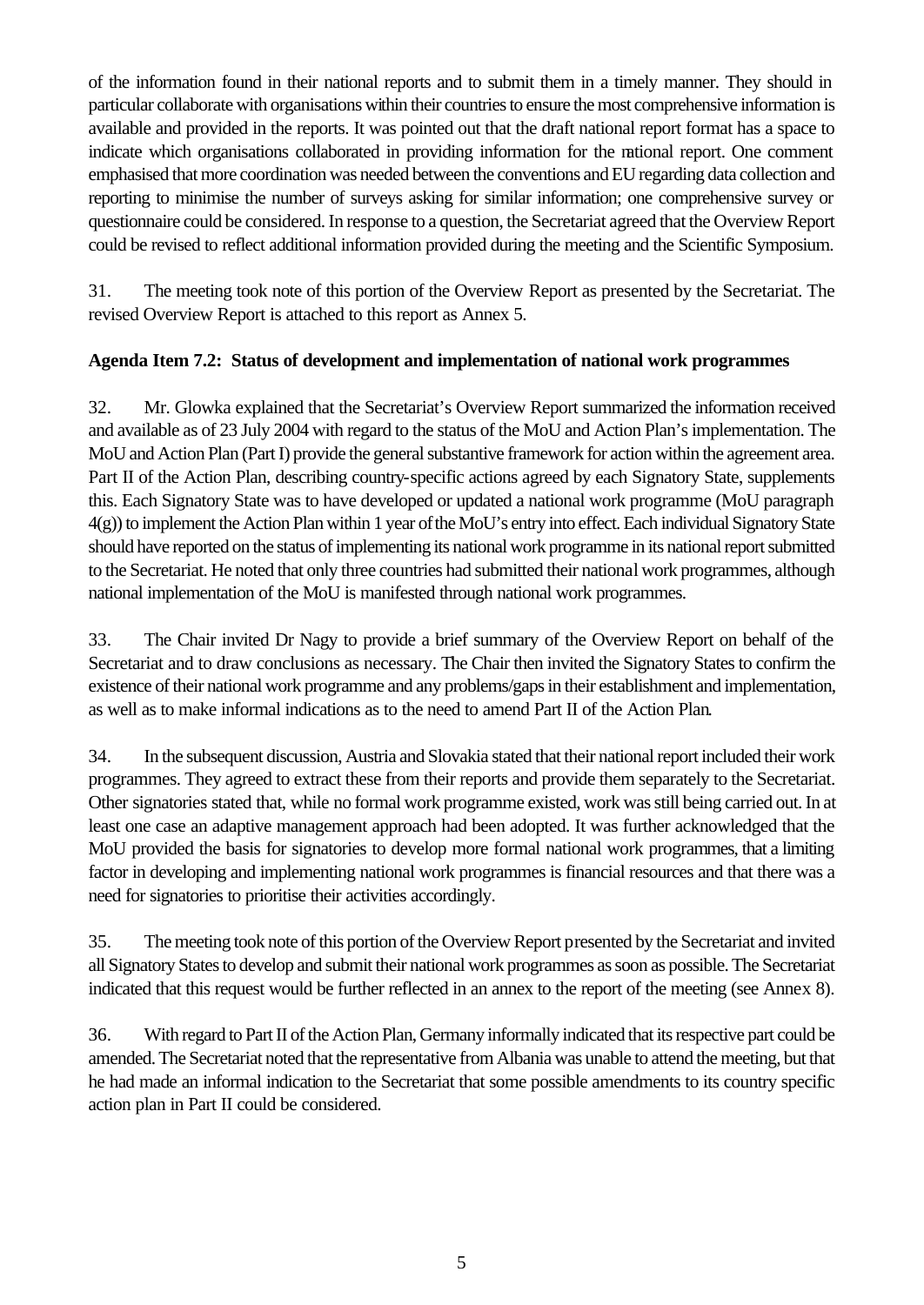of the information found in their national reports and to submit them in a timely manner. They should in particular collaborate with organisations within their countries to ensure the most comprehensive information is available and provided in the reports. It was pointed out that the draft national report format has a space to indicate which organisations collaborated in providing information for the national report. One comment emphasised that more coordination was needed between the conventions and EU regarding data collection and reporting to minimise the number of surveys asking for similar information; one comprehensive survey or questionnaire could be considered. In response to a question, the Secretariat agreed that the Overview Report could be revised to reflect additional information provided during the meeting and the Scientific Symposium.

31. The meeting took note of this portion of the Overview Report as presented by the Secretariat. The revised Overview Report is attached to this report as Annex 5.

**Agenda Item 7.2: Status of development and implementation of national work programmes**

32. Mr. Glowka explained that the Secretariat's Overview Report summarized the information received and available as of 23 July 2004 with regard to the status of the MoU and Action Plan's implementation. The MoU and Action Plan (Part I) provide the general substantive framework for action within the agreement area. Part II of the Action Plan, describing country-specific actions agreed by each Signatory State, supplements this. Each Signatory State was to have developed or updated a national work programme (MoU paragraph 4(g)) to implement the Action Plan within 1 year of the MoU's entry into effect. Each individual Signatory State should have reported on the status of implementing its national work programme in its national report submitted to the Secretariat. He noted that only three countries had submitted their national work programmes, although national implementation of the MoU is manifested through national work programmes.

33. The Chair invited Dr Nagy to provide a brief summary of the Overview Report on behalf of the Secretariat and to draw conclusions as necessary. The Chair then invited the Signatory States to confirm the existence of their national work programme and any problems/gaps in their establishment and implementation, as well as to make informal indications as to the need to amend Part II of the Action Plan.

34. In the subsequent discussion, Austria and Slovakia stated that their national report included their work programmes. They agreed to extract these from their reports and provide them separately to the Secretariat. Other signatories stated that, while no formal work programme existed, work was still being carried out. In at least one case an adaptive management approach had been adopted. It was further acknowledged that the MoU provided the basis for signatories to develop more formal national work programmes, that a limiting factor in developing and implementing national work programmes is financial resources and that there was a need for signatories to prioritise their activities accordingly.

35. The meeting took note of this portion of the Overview Report presented by the Secretariat and invited all Signatory States to develop and submit their national work programmes as soon as possible. The Secretariat indicated that this request would be further reflected in an annex to the report of the meeting (see Annex 8).

36. With regard to Part II of the Action Plan, Germany informally indicated that its respective part could be amended. The Secretariat noted that the representative from Albania was unable to attend the meeting, but that he had made an informal indication to the Secretariat that some possible amendments to its country specific action plan in Part II could be considered.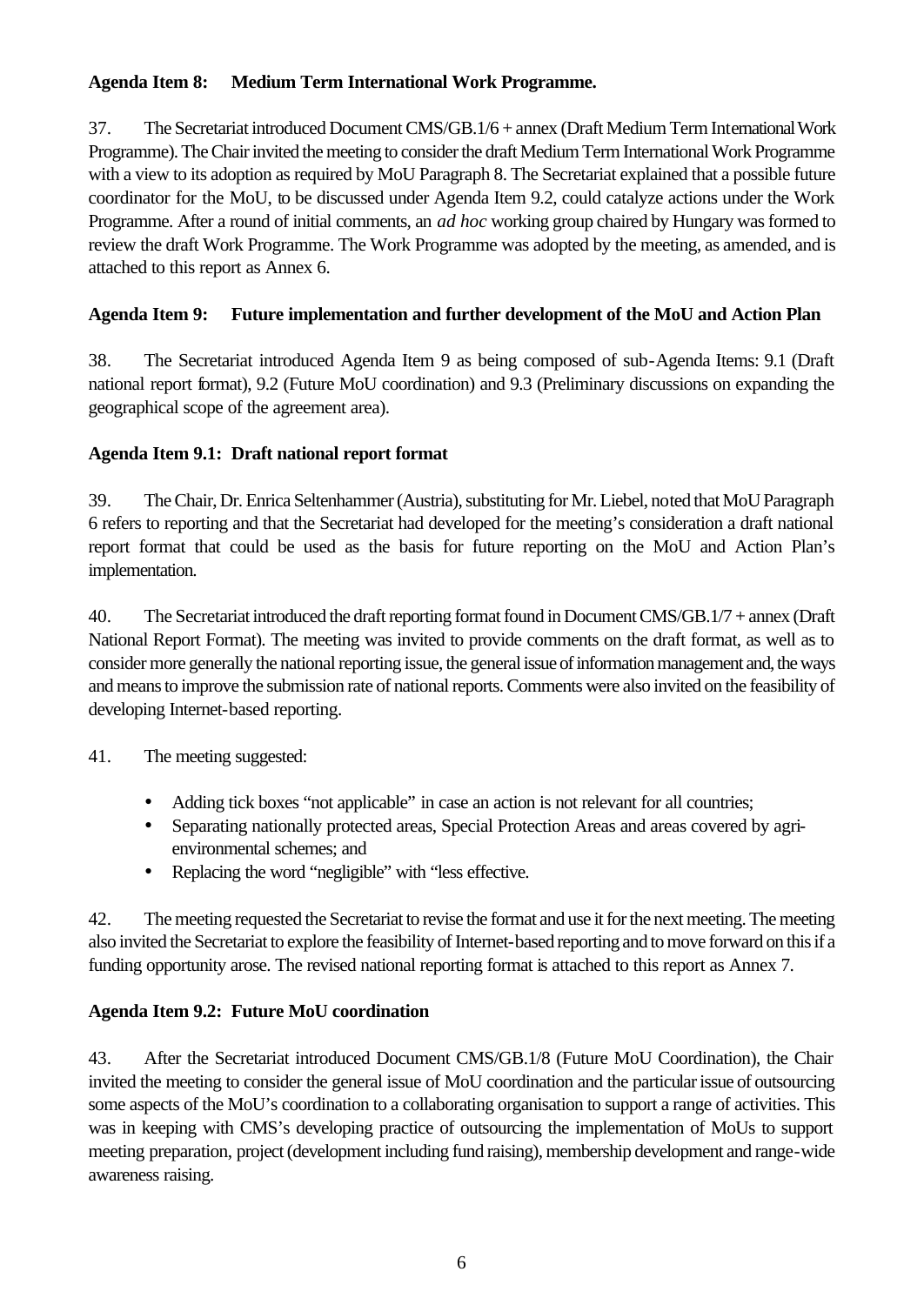**Agenda Item 8: Medium Term International Work Programme.**

37. The Secretariat introduced Document CMS/GB.1/6 + annex (Draft Medium Term International Work Programme). The Chair invited the meeting to consider the draft Medium Term International Work Programme with a view to its adoption as required by MoU Paragraph 8. The Secretariat explained that a possible future coordinator for the MoU, to be discussed under Agenda Item 9.2, could catalyze actions under the Work Programme. After a round of initial comments, an *ad hoc* working group chaired by Hungary was formed to review the draft Work Programme. The Work Programme was adopted by the meeting, as amended, and is attached to this report as Annex 6.

**Agenda Item 9: Future implementation and further development of the MoU and Action Plan**

38. The Secretariat introduced Agenda Item 9 as being composed of sub-Agenda Items: 9.1 (Draft national report format), 9.2 (Future MoU coordination) and 9.3 (Preliminary discussions on expanding the geographical scope of the agreement area).

**Agenda Item 9.1: Draft national report format**

39. The Chair, Dr. Enrica Seltenhammer (Austria), substituting for Mr. Liebel, noted that MoU Paragraph 6 refers to reporting and that the Secretariat had developed for the meeting's consideration a draft national report format that could be used as the basis for future reporting on the MoU and Action Plan's implementation.

40. The Secretariat introduced the draft reporting format found in Document CMS/GB.1/7 + annex (Draft National Report Format). The meeting was invited to provide comments on the draft format, as well as to consider more generally the national reporting issue, the general issue of information management and, the ways and means to improve the submission rate of national reports. Comments were also invited on the feasibility of developing Internet-based reporting.

41. The meeting suggested:

- Adding tick boxes "not applicable" in case an action is not relevant for all countries;
- Separating nationally protected areas, Special Protection Areas and areas covered by agri-environmental schemes; and
- Replacing the word "negligible" with "less effective.

42. The meeting requested the Secretariat to revise the format and use it for the next meeting. The meeting also invited the Secretariat to explore the feasibility of Internet-based reporting and to move forward on this if a funding opportunity arose. The revised national reporting format is attached to this report as Annex 7.

**Agenda Item 9.2: Future MoU coordination**

43. After the Secretariat introduced Document CMS/GB.1/8 (Future MoU Coordination), the Chair invited the meeting to consider the general issue of MoU coordination and the particular issue of outsourcing some aspects of the MoU's coordination to a collaborating organisation to support a range of activities. This was in keeping with CMS's developing practice of outsourcing the implementation of MoUs to support meeting preparation, project (development including fund raising), membership development and range-wide awareness raising.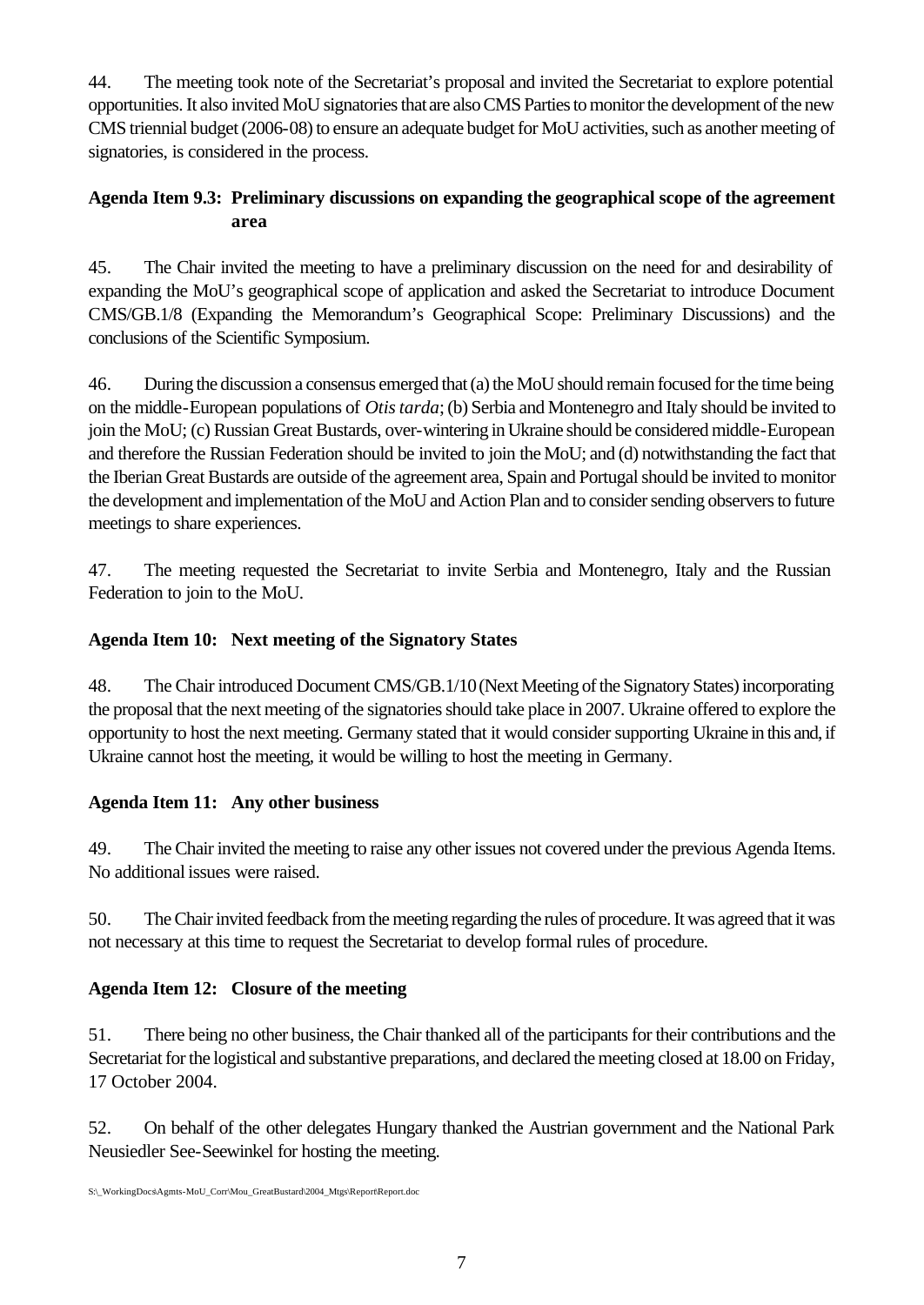44. The meeting took note of the Secretariat's proposal and invited the Secretariat to explore potential opportunities. It also invited MoU signatories that are also CMS Parties to monitor the development of the new CMS triennial budget (2006-08) to ensure an adequate budget for MoU activities, such as another meeting of signatories, is considered in the process.

### Agenda Item 9.3: Preliminary discussions on expanding the geographical scope of the agreement area

45. The Chair invited the meeting to have a preliminary discussion on the need for and desirability of expanding the MoU's geographical scope of application and asked the Secretariat to introduce Document CMS/GB.1/8 (Expanding the Memorandum's Geographical Scope: Preliminary Discussions) and the conclusions of the Scientific Symposium.

46. During the discussion a consensus emerged that (a) the MoU should remain focused for the time being on the middle-European populations of *Otis tarda*; (b) Serbia and Montenegro and Italy should be invited to join the MoU; (c) Russian Great Bustards, over-wintering in Ukraine should be considered middle-European and therefore the Russian Federation should be invited to join the MoU; and (d) notwithstanding the fact that the Iberian Great Bustards are outside of the agreement area, Spain and Portugal should be invited to monitor the development and implementation of the MoU and Action Plan and to consider sending observers to future meetings to share experiences.

47. The meeting requested the Secretariat to invite Serbia and Montenegro, Italy and the Russian Federation to join to the MoU.

### Agenda Item 10: Next meeting of the Signatory States

48. The Chair introduced Document CMS/GB.1/10 (Next Meeting of the Signatory States) incorporating the proposal that the next meeting of the signatories should take place in 2007. Ukraine offered to explore the opportunity to host the next meeting. Germany stated that it would consider supporting Ukraine in this and, if Ukraine cannot host the meeting, it would be willing to host the meeting in Germany.

### Agenda Item 11: Any other business

49. The Chair invited the meeting to raise any other issues not covered under the previous Agenda Items. No additional issues were raised.

50. The Chair invited feedback from the meeting regarding the rules of procedure. It was agreed that it was not necessary at this time to request the Secretariat to develop formal rules of procedure.

### Agenda Item 12: Closure of the meeting

51. There being no other business, the Chair thanked all of the participants for their contributions and the Secretariat for the logistical and substantive preparations, and declared the meeting closed at 18.00 on Friday, 17 October 2004.

52. On behalf of the other delegates Hungary thanked the Austrian government and the National Park Neusiedler See-Seewinkel for hosting the meeting.

S:\_WorkingDocs\Agmts-MoU_Corr\Mou_GreatBustard\2004_Mtgs\Report\Report.doc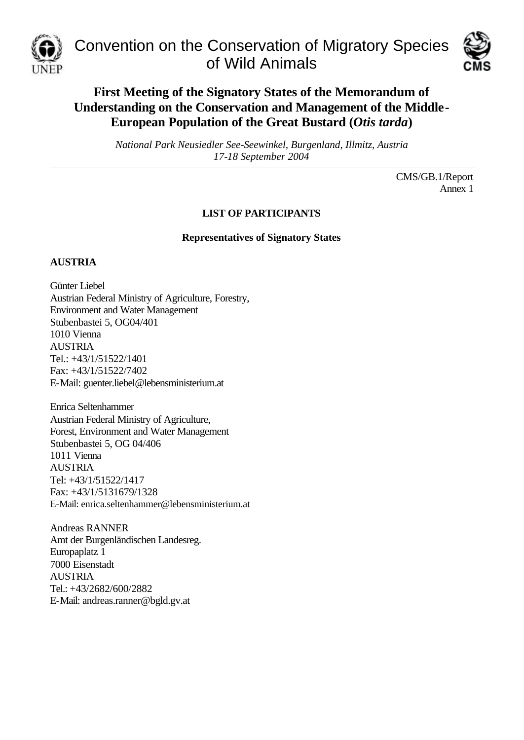Convention on the Conservation of Migratory Species of Wild Animals

# First Meeting of the Signatory States of the Memorandum of Understanding on the Conservation and Management of the Middle-European Population of the Great Bustard (*Otis tarda*)

*National Park Neusiedler See-Seewinkel, Burgenland, Illmitz, Austria*
*17-18 September 2004*

CMS/GB.1/Report
Annex 1

## LIST OF PARTICIPANTS

### Representatives of Signatory States

**AUSTRIA**

Günter Liebel
Austrian Federal Ministry of Agriculture, Forestry, Environment and Water Management
Stubenbastei 5, OG04/401
1010 Vienna
AUSTRIA
Tel.: +43/1/51522/1401
Fax: +43/1/51522/7402
E-Mail: guenter.liebel@lebensministerium.at

Enrica Seltenhammer
Austrian Federal Ministry of Agriculture, Forest, Environment and Water Management
Stubenbastei 5, OG 04/406
1011 Vienna
AUSTRIA
Tel: +43/1/51522/1417
Fax: +43/1/5131679/1328
E-Mail: enrica.seltenhammer@lebensministerium.at

Andreas RANNER
Amt der Burgenländischen Landesreg.
Europaplatz 1
7000 Eisenstadt
AUSTRIA
Tel.: +43/2682/600/2882
E-Mail: andreas.ranner@bgld.gv.at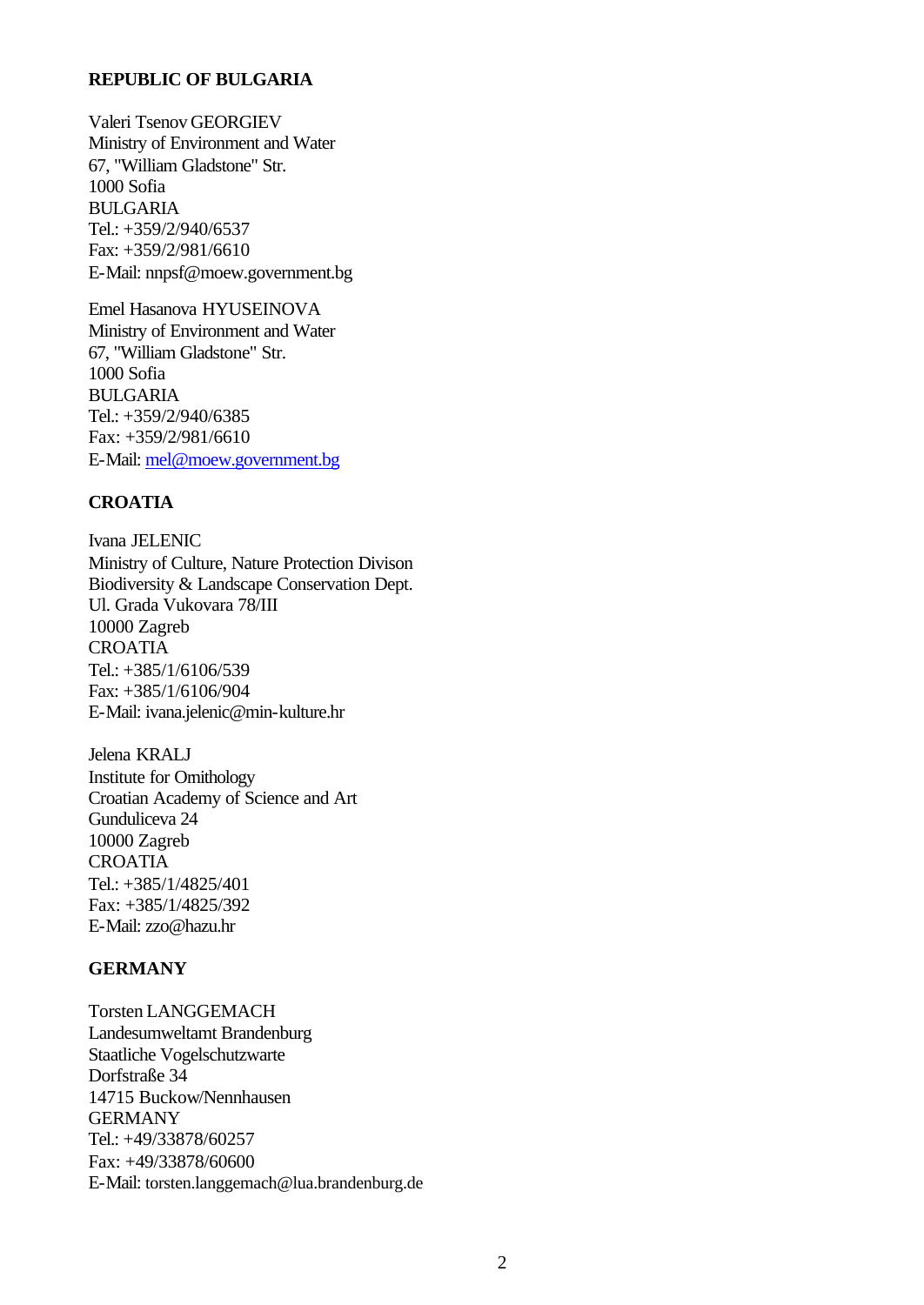**REPUBLIC OF BULGARIA**

Valeri Tsenov GEORGIEV
Ministry of Environment and Water
67, "William Gladstone" Str.
1000 Sofia
BULGARIA
Tel.: +359/2/940/6537
Fax: +359/2/981/6610
E-Mail: nnpsf@moew.government.bg

Emel Hasanova HYUSEINOVA
Ministry of Environment and Water
67, "William Gladstone" Str.
1000 Sofia
BULGARIA
Tel.: +359/2/940/6385
Fax: +359/2/981/6610
E-Mail: mel@moew.government.bg

**CROATIA**

Ivana JELENIC
Ministry of Culture, Nature Protection Divison
Biodiversity & Landscape Conservation Dept.
Ul. Grada Vukovara 78/III
10000 Zagreb
CROATIA
Tel.: +385/1/6106/539
Fax: +385/1/6106/904
E-Mail: ivana.jelenic@min-kulture.hr

Jelena KRALJ
Institute for Ornithology
Croatian Academy of Science and Art
Gunduliceva 24
10000 Zagreb
CROATIA
Tel.: +385/1/4825/401
Fax: +385/1/4825/392
E-Mail: zzo@hazu.hr

**GERMANY**

Torsten LANGGEMACH
Landesumweltamt Brandenburg
Staatliche Vogelschutzwarte
Dorfstraße 34
14715 Buckow/Nennhausen
GERMANY
Tel.: +49/33878/60257
Fax: +49/33878/60600
E-Mail: torsten.langgemach@lua.brandenburg.de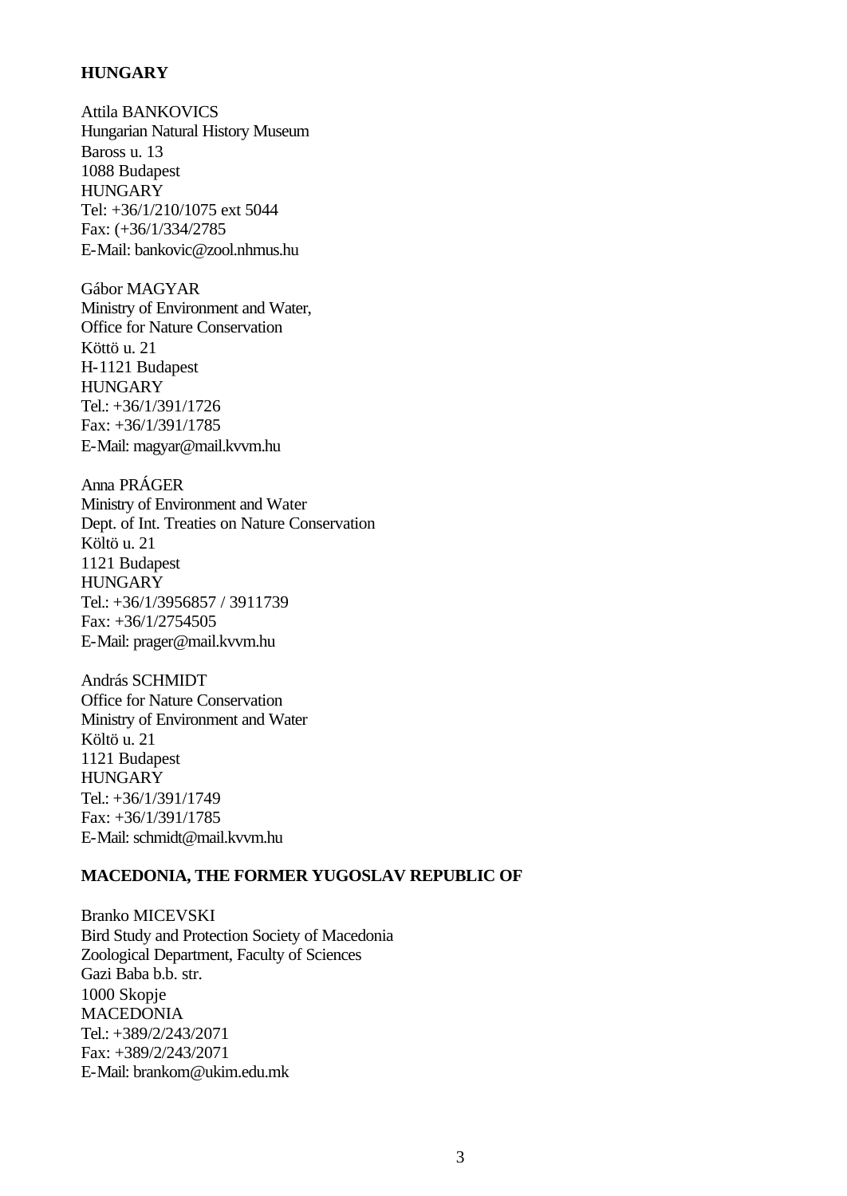**HUNGARY**

Attila BANKOVICS
Hungarian Natural History Museum
Baross u. 13
1088 Budapest
HUNGARY
Tel: +36/1/210/1075 ext 5044
Fax: (+36/1/334/2785
E-Mail: bankovic@zool.nhmus.hu

Gábor MAGYAR
Ministry of Environment and Water,
Office for Nature Conservation
Köttö u. 21
H-1121 Budapest
HUNGARY
Tel.: +36/1/391/1726
Fax: +36/1/391/1785
E-Mail: magyar@mail.kvvm.hu

Anna PRÁGER
Ministry of Environment and Water
Dept. of Int. Treaties on Nature Conservation
Költö u. 21
1121 Budapest
HUNGARY
Tel.: +36/1/3956857 / 3911739
Fax: +36/1/2754505
E-Mail: prager@mail.kvvm.hu

András SCHMIDT
Office for Nature Conservation
Ministry of Environment and Water
Költö u. 21
1121 Budapest
HUNGARY
Tel.: +36/1/391/1749
Fax: +36/1/391/1785
E-Mail: schmidt@mail.kvvm.hu

**MACEDONIA, THE FORMER YUGOSLAV REPUBLIC OF**

Branko MICEVSKI
Bird Study and Protection Society of Macedonia
Zoological Department, Faculty of Sciences
Gazi Baba b.b. str.
1000 Skopje
MACEDONIA
Tel.: +389/2/243/2071
Fax: +389/2/243/2071
E-Mail: brankom@ukim.edu.mk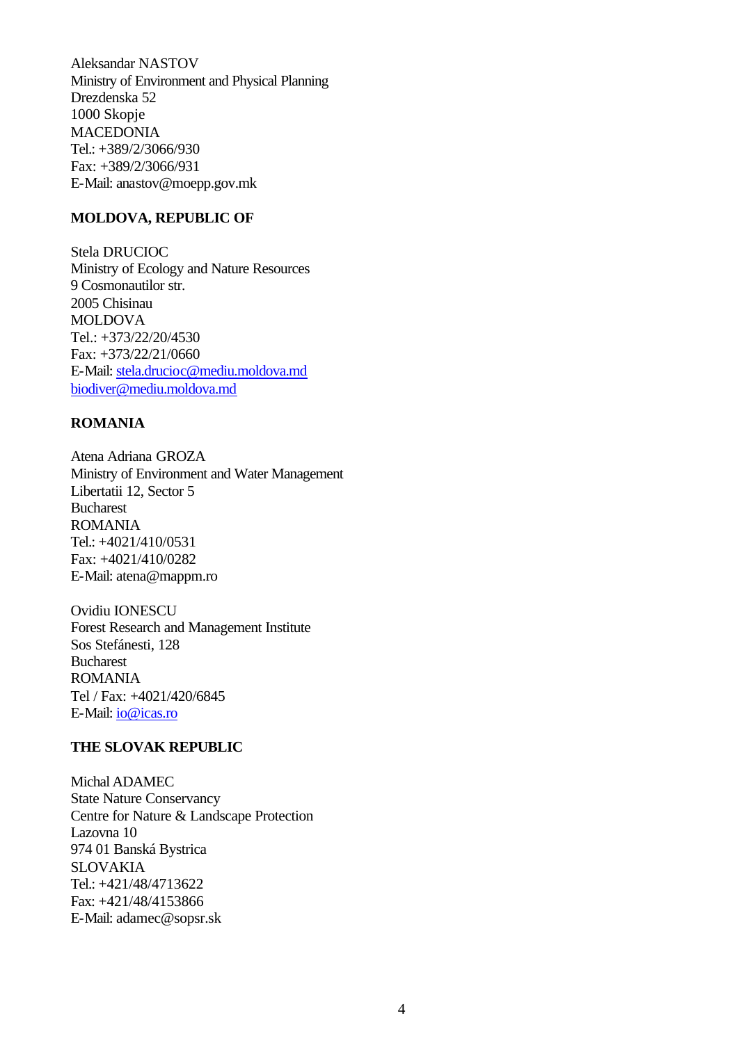Aleksandar NASTOV
Ministry of Environment and Physical Planning
Drezdenska 52
1000 Skopje
MACEDONIA
Tel.: +389/2/3066/930
Fax: +389/2/3066/931
E-Mail: anastov@moepp.gov.mk

**MOLDOVA, REPUBLIC OF**

Stela DRUCIOC
Ministry of Ecology and Nature Resources
9 Cosmonautilor str.
2005 Chisinau
MOLDOVA
Tel.: +373/22/20/4530
Fax: +373/22/21/0660
E-Mail: stela.drucioc@mediu.moldova.md
biodiver@mediu.moldova.md

**ROMANIA**

Atena Adriana GROZA
Ministry of Environment and Water Management
Libertatii 12, Sector 5
Bucharest
ROMANIA
Tel.: +4021/410/0531
Fax: +4021/410/0282
E-Mail: atena@mappm.ro

Ovidiu IONESCU
Forest Research and Management Institute
Sos Stefánesti, 128
Bucharest
ROMANIA
Tel / Fax: +4021/420/6845
E-Mail: io@icas.ro

**THE SLOVAK REPUBLIC**

Michal ADAMEC
State Nature Conservancy
Centre for Nature & Landscape Protection
Lazovna 10
974 01 Banská Bystrica
SLOVAKIA
Tel.: +421/48/4713622
Fax: +421/48/4153866
E-Mail: adamec@sopsr.sk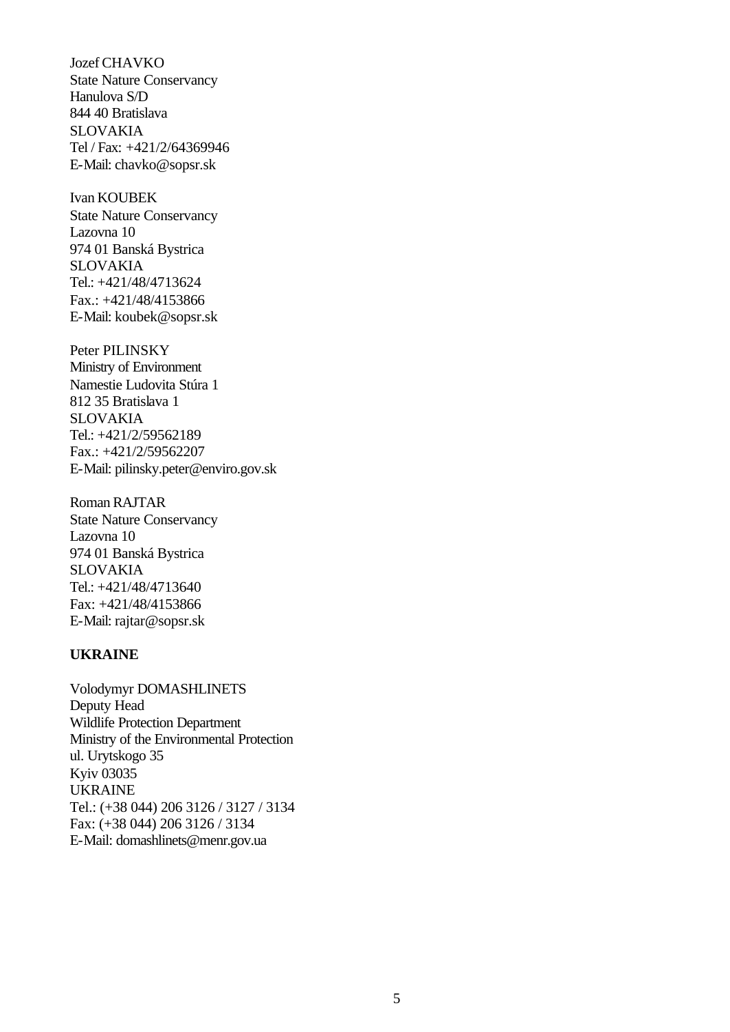Jozef CHAVKO
State Nature Conservancy
Hanulova S/D
844 40 Bratislava
SLOVAKIA
Tel / Fax: +421/2/64369946
E-Mail: chavko@sopsr.sk

Ivan KOUBEK
State Nature Conservancy
Lazovna 10
974 01 Banská Bystrica
SLOVAKIA
Tel.: +421/48/4713624
Fax.: +421/48/4153866
E-Mail: koubek@sopsr.sk

Peter PILINSKY
Ministry of Environment
Namestie Ludovita Stúra 1
812 35 Bratislava 1
SLOVAKIA
Tel.: +421/2/59562189
Fax.: +421/2/59562207
E-Mail: pilinsky.peter@enviro.gov.sk

Roman RAJTAR
State Nature Conservancy
Lazovna 10
974 01 Banská Bystrica
SLOVAKIA
Tel.: +421/48/4713640
Fax: +421/48/4153866
E-Mail: rajtar@sopsr.sk

**UKRAINE**

Volodymyr DOMASHLINETS
Deputy Head
Wildlife Protection Department
Ministry of the Environmental Protection
ul. Urytskogo 35
Kyiv 03035
UKRAINE
Tel.: (+38 044) 206 3126 / 3127 / 3134
Fax: (+38 044) 206 3126 / 3134
E-Mail: domashlinets@menr.gov.ua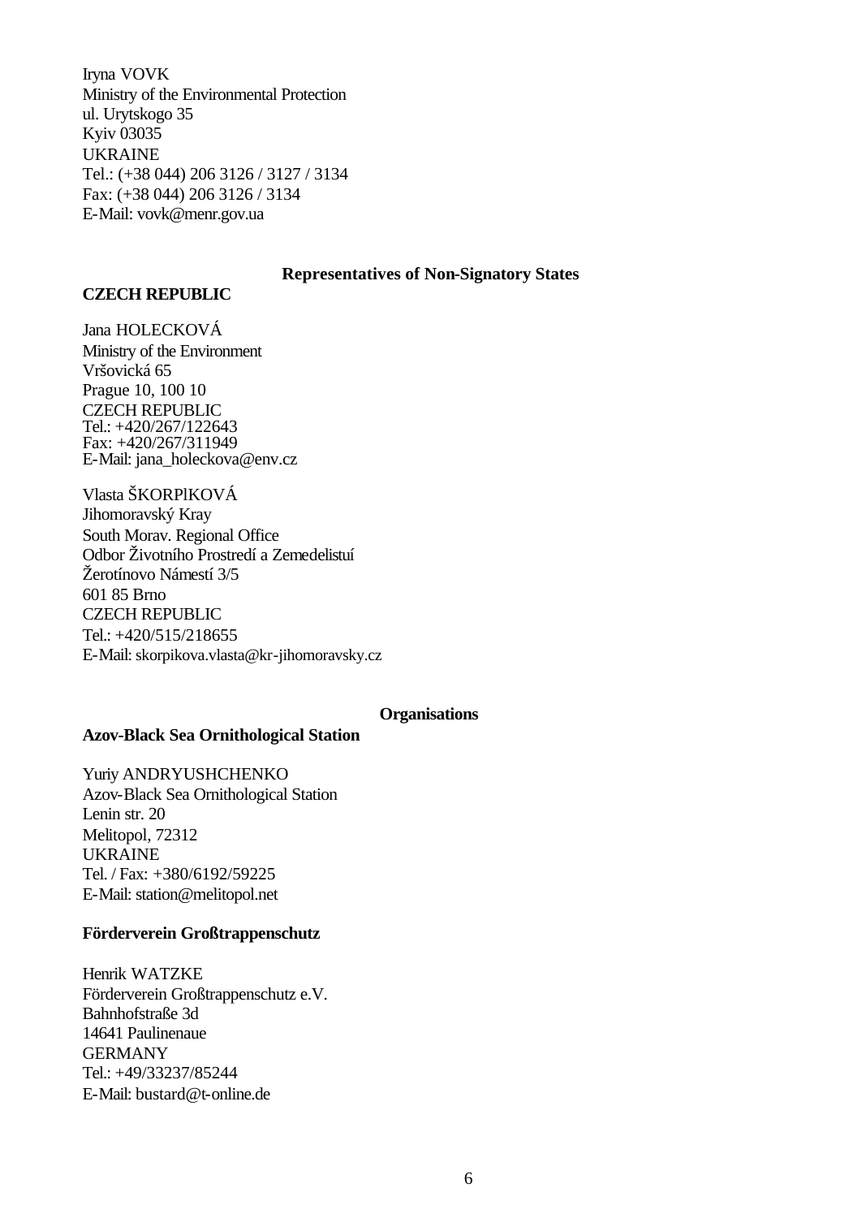Iryna VOVK
Ministry of the Environmental Protection
ul. Urytskogo 35
Kyiv 03035
UKRAINE
Tel.: (+38 044) 206 3126 / 3127 / 3134
Fax: (+38 044) 206 3126 / 3134
E-Mail: vovk@menr.gov.ua

## Representatives of Non-Signatory States

### CZECH REPUBLIC

Jana HOLECKOVÁ
Ministry of the Environment
Vršovická 65
Prague 10, 100 10
CZECH REPUBLIC
Tel.: +420/267/122643
Fax: +420/267/311949
E-Mail: jana_holeckova@env.cz

Vlasta ŠKORPlKOVÁ
Jihomoravský Kray
South Morav. Regional Office
Odbor Životního Prostredí a Zemedelistuí
Žerotínovo Námestí 3/5
601 85 Brno
CZECH REPUBLIC
Tel.: +420/515/218655
E-Mail: skorpikova.vlasta@kr-jihomoravsky.cz

## Organisations

### Azov-Black Sea Ornithological Station

Yuriy ANDRYUSHCHENKO
Azov-Black Sea Ornithological Station
Lenin str. 20
Melitopol, 72312
UKRAINE
Tel. / Fax: +380/6192/59225
E-Mail: station@melitopol.net

### Förderverein Großtrappenschutz

Henrik WATZKE
Förderverein Großtrappenschutz e.V.
Bahnhofstraße 3d
14641 Paulinenaue
GERMANY
Tel.: +49/33237/85244
E-Mail: bustard@t-online.de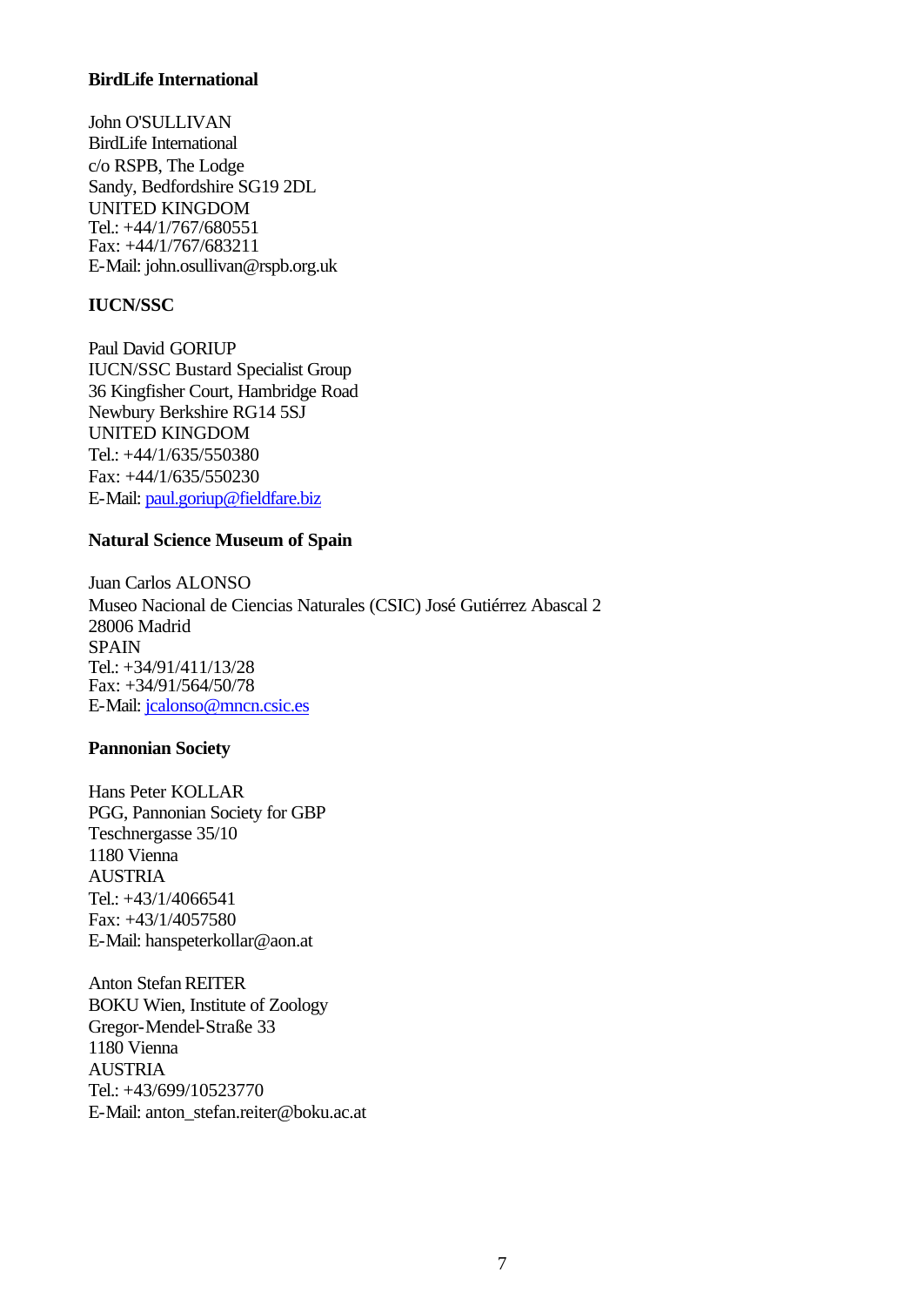**BirdLife International**

John O'SULLIVAN
BirdLife International
c/o RSPB, The Lodge
Sandy, Bedfordshire SG19 2DL
UNITED KINGDOM
Tel.: +44/1/767/680551
Fax: +44/1/767/683211
E-Mail: john.osullivan@rspb.org.uk

**IUCN/SSC**

Paul David GORIUP
IUCN/SSC Bustard Specialist Group
36 Kingfisher Court, Hambridge Road
Newbury Berkshire RG14 5SJ
UNITED KINGDOM
Tel.: +44/1/635/550380
Fax: +44/1/635/550230
E-Mail: paul.goriup@fieldfare.biz

**Natural Science Museum of Spain**

Juan Carlos ALONSO
Museo Nacional de Ciencias Naturales (CSIC) José Gutiérrez Abascal 2
28006 Madrid
SPAIN
Tel.: +34/91/411/13/28
Fax: +34/91/564/50/78
E-Mail: jcalonso@mncn.csic.es

**Pannonian Society**

Hans Peter KOLLAR
PGG, Pannonian Society for GBP
Teschnergasse 35/10
1180 Vienna
AUSTRIA
Tel.: +43/1/4066541
Fax: +43/1/4057580
E-Mail: hanspeterkollar@aon.at

Anton Stefan REITER
BOKU Wien, Institute of Zoology
Gregor-Mendel-Straße 33
1180 Vienna
AUSTRIA
Tel.: +43/699/10523770
E-Mail: anton_stefan.reiter@boku.ac.at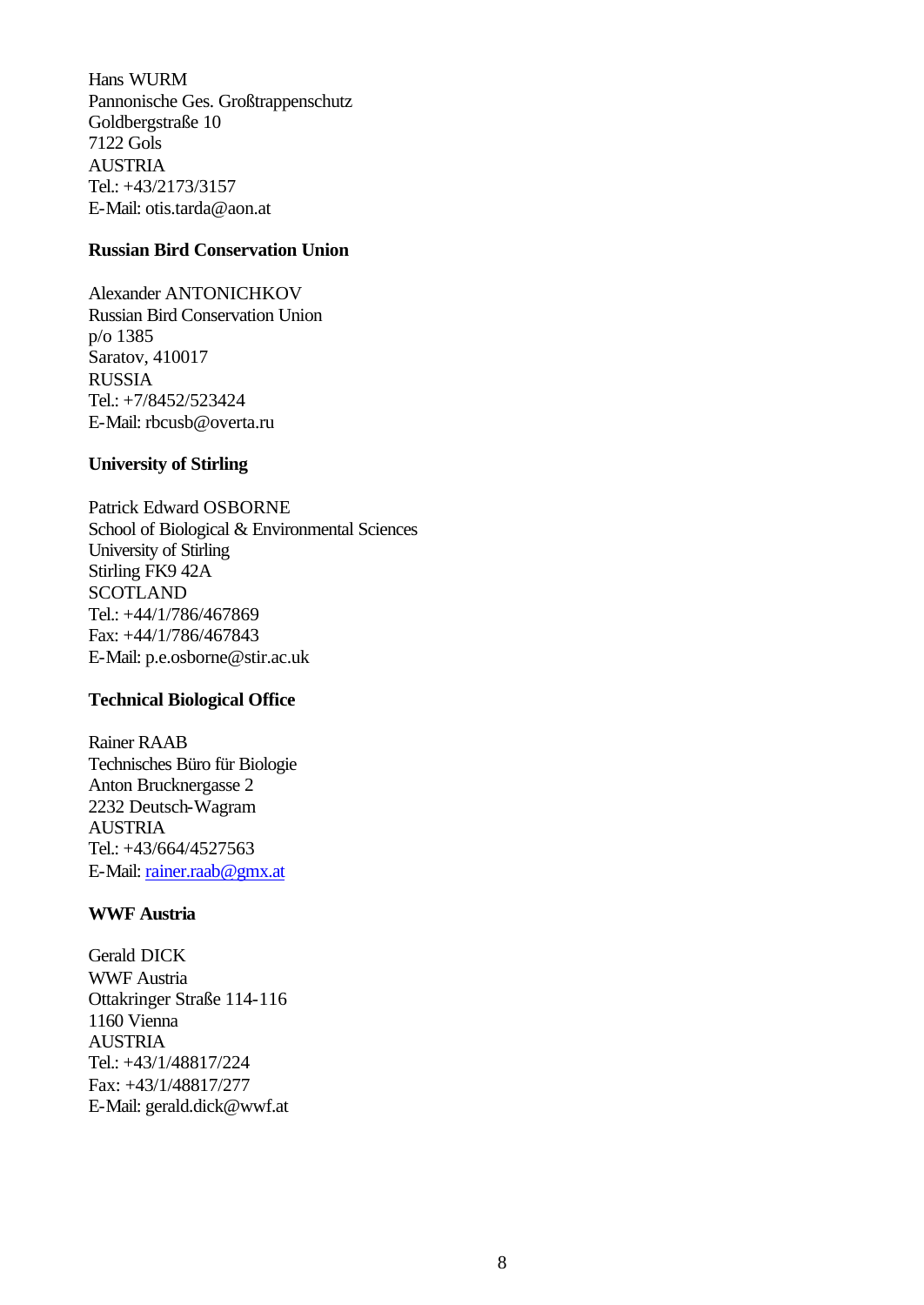Hans WURM
Pannonische Ges. Großtrappenschutz
Goldbergstraße 10
7122 Gols
AUSTRIA
Tel.: +43/2173/3157
E-Mail: otis.tarda@aon.at

**Russian Bird Conservation Union**

Alexander ANTONICHKOV
Russian Bird Conservation Union
p/o 1385
Saratov, 410017
RUSSIA
Tel.: +7/8452/523424
E-Mail: rbcusb@overta.ru

**University of Stirling**

Patrick Edward OSBORNE
School of Biological & Environmental Sciences
University of Stirling
Stirling FK9 42A
SCOTLAND
Tel.: +44/1/786/467869
Fax: +44/1/786/467843
E-Mail: p.e.osborne@stir.ac.uk

**Technical Biological Office**

Rainer RAAB
Technisches Büro für Biologie
Anton Brucknergasse 2
2232 Deutsch-Wagram
AUSTRIA
Tel.: +43/664/4527563
E-Mail: rainer.raab@gmx.at

**WWF Austria**

Gerald DICK
WWF Austria
Ottakringer Straße 114-116
1160 Vienna
AUSTRIA
Tel.: +43/1/48817/224
Fax: +43/1/48817/277
E-Mail: gerald.dick@wwf.at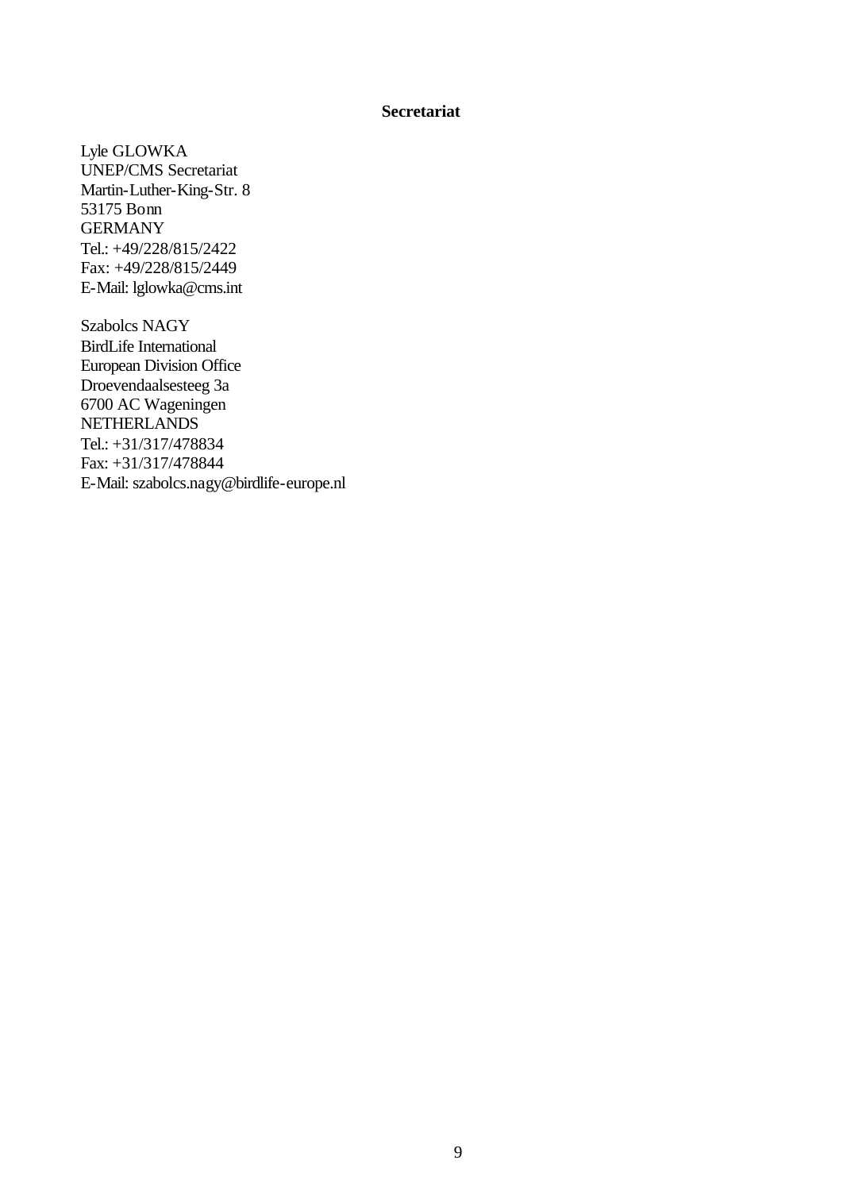**Secretariat**

Lyle GLOWKA
UNEP/CMS Secretariat
Martin-Luther-King-Str. 8
53175 Bonn
GERMANY
Tel.: +49/228/815/2422
Fax: +49/228/815/2449
E-Mail: lglowka@cms.int

Szabolcs NAGY
BirdLife International
European Division Office
Droevendaalsesteeg 3a
6700 AC Wageningen
NETHERLANDS
Tel.: +31/317/478834
Fax: +31/317/478844
E-Mail: szabolcs.nagy@birdlife-europe.nl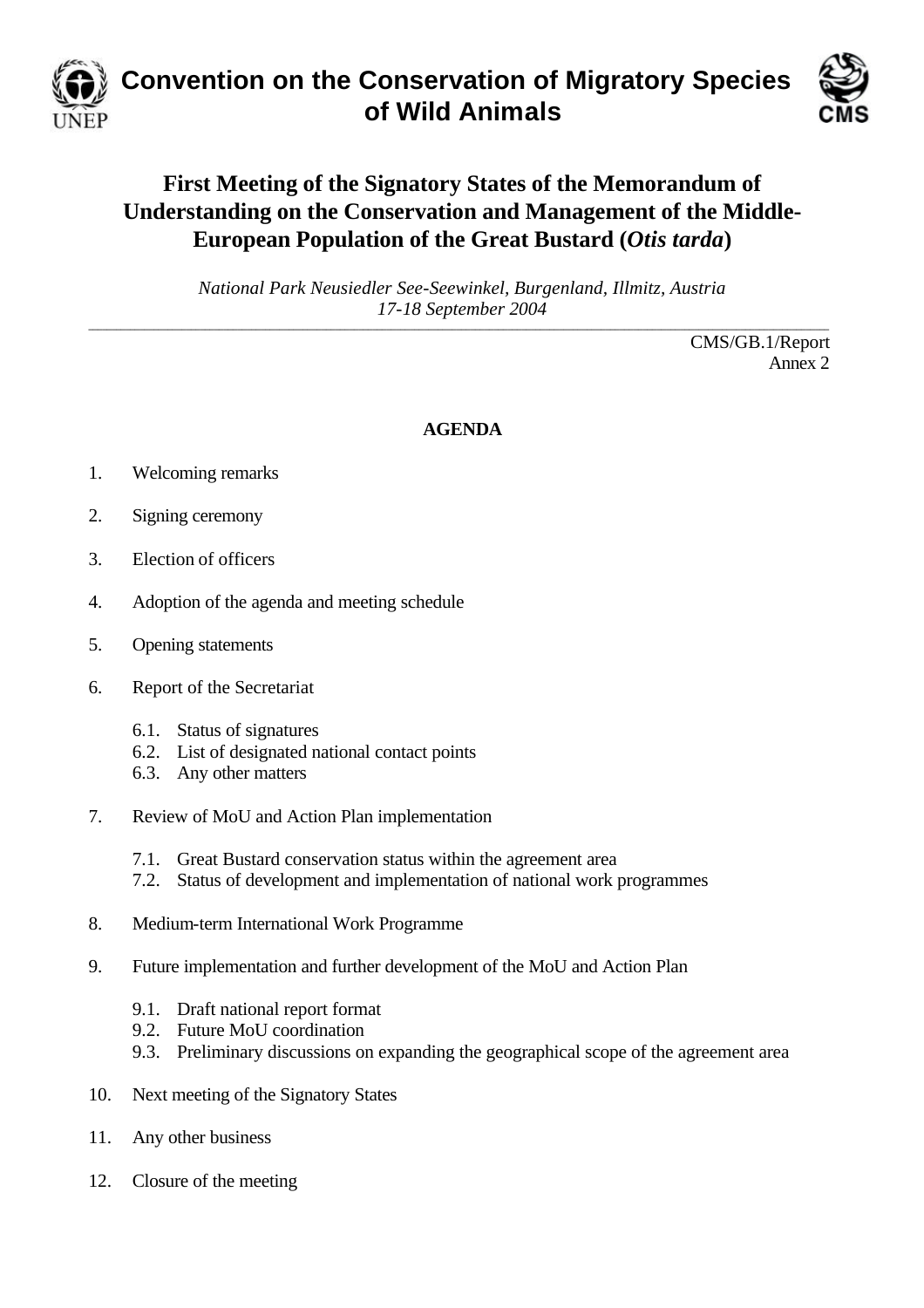# Convention on the Conservation of Migratory Species of Wild Animals

## First Meeting of the Signatory States of the Memorandum of Understanding on the Conservation and Management of the Middle-European Population of the Great Bustard (*Otis tarda*)

*National Park Neusiedler See-Seewinkel, Burgenland, Illmitz, Austria*
*17-18 September 2004*

CMS/GB.1/Report
Annex 2

**AGENDA**

1. Welcoming remarks

2. Signing ceremony

3. Election of officers

4. Adoption of the agenda and meeting schedule

5. Opening statements

6. Report of the Secretariat

   6.1. Status of signatures
   6.2. List of designated national contact points
   6.3. Any other matters

7. Review of MoU and Action Plan implementation

   7.1. Great Bustard conservation status within the agreement area
   7.2. Status of development and implementation of national work programmes

8. Medium-term International Work Programme

9. Future implementation and further development of the MoU and Action Plan

   9.1. Draft national report format
   9.2. Future MoU coordination
   9.3. Preliminary discussions on expanding the geographical scope of the agreement area

10. Next meeting of the Signatory States

11. Any other business

12. Closure of the meeting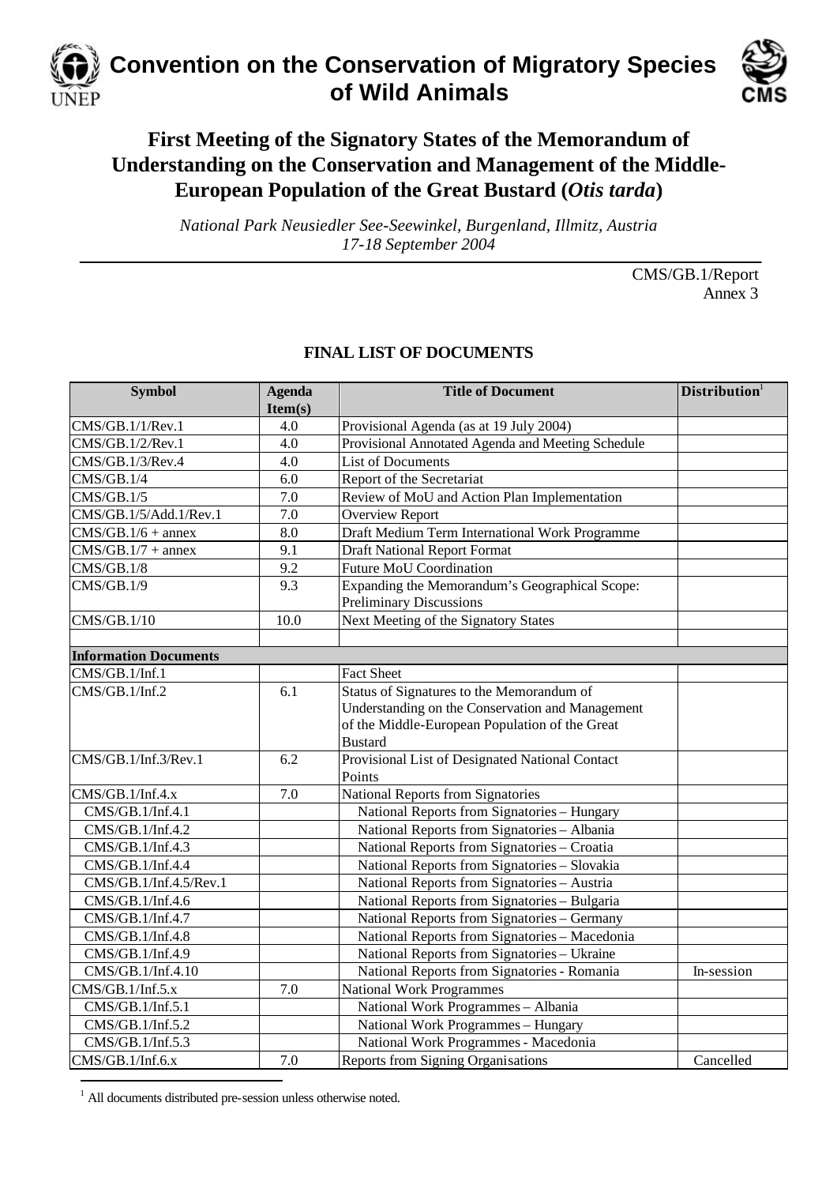# Convention on the Conservation of Migratory Species of Wild Animals

## First Meeting of the Signatory States of the Memorandum of Understanding on the Conservation and Management of the Middle-European Population of the Great Bustard (*Otis tarda*)

*National Park Neusiedler See-Seewinkel, Burgenland, Illmitz, Austria*
*17-18 September 2004*

CMS/GB.1/Report
Annex 3

### FINAL LIST OF DOCUMENTS

| Symbol | Agenda Item(s) | Title of Document | Distribution[1] |
|---|---|---|---|
| CMS/GB.1/1/Rev.1 | 4.0 | Provisional Agenda (as at 19 July 2004) | |
| CMS/GB.1/2/Rev.1 | 4.0 | Provisional Annotated Agenda and Meeting Schedule | |
| CMS/GB.1/3/Rev.4 | 4.0 | List of Documents | |
| CMS/GB.1/4 | 6.0 | Report of the Secretariat | |
| CMS/GB.1/5 | 7.0 | Review of MoU and Action Plan Implementation | |
| CMS/GB.1/5/Add.1/Rev.1 | 7.0 | Overview Report | |
| CMS/GB.1/6 + annex | 8.0 | Draft Medium Term International Work Programme | |
| CMS/GB.1/7 + annex | 9.1 | Draft National Report Format | |
| CMS/GB.1/8 | 9.2 | Future MoU Coordination | |
| CMS/GB.1/9 | 9.3 | Expanding the Memorandum's Geographical Scope: Preliminary Discussions | |
| CMS/GB.1/10 | 10.0 | Next Meeting of the Signatory States | |
| | | | |
| **Information Documents** | | | |
| CMS/GB.1/Inf.1 | | Fact Sheet | |
| CMS/GB.1/Inf.2 | 6.1 | Status of Signatures to the Memorandum of Understanding on the Conservation and Management of the Middle-European Population of the Great Bustard | |
| CMS/GB.1/Inf.3/Rev.1 | 6.2 | Provisional List of Designated National Contact Points | |
| CMS/GB.1/Inf.4.x | 7.0 | National Reports from Signatories | |
| CMS/GB.1/Inf.4.1 | | National Reports from Signatories – Hungary | |
| CMS/GB.1/Inf.4.2 | | National Reports from Signatories – Albania | |
| CMS/GB.1/Inf.4.3 | | National Reports from Signatories – Croatia | |
| CMS/GB.1/Inf.4.4 | | National Reports from Signatories – Slovakia | |
| CMS/GB.1/Inf.4.5/Rev.1 | | National Reports from Signatories – Austria | |
| CMS/GB.1/Inf.4.6 | | National Reports from Signatories – Bulgaria | |
| CMS/GB.1/Inf.4.7 | | National Reports from Signatories – Germany | |
| CMS/GB.1/Inf.4.8 | | National Reports from Signatories – Macedonia | |
| CMS/GB.1/Inf.4.9 | | National Reports from Signatories – Ukraine | |
| CMS/GB.1/Inf.4.10 | | National Reports from Signatories - Romania | In-session |
| CMS/GB.1/Inf.5.x | 7.0 | National Work Programmes | |
| CMS/GB.1/Inf.5.1 | | National Work Programmes – Albania | |
| CMS/GB.1/Inf.5.2 | | National Work Programmes – Hungary | |
| CMS/GB.1/Inf.5.3 | | National Work Programmes - Macedonia | |
| CMS/GB.1/Inf.6.x | 7.0 | Reports from Signing Organisations | Cancelled |

[1] All documents distributed pre-session unless otherwise noted.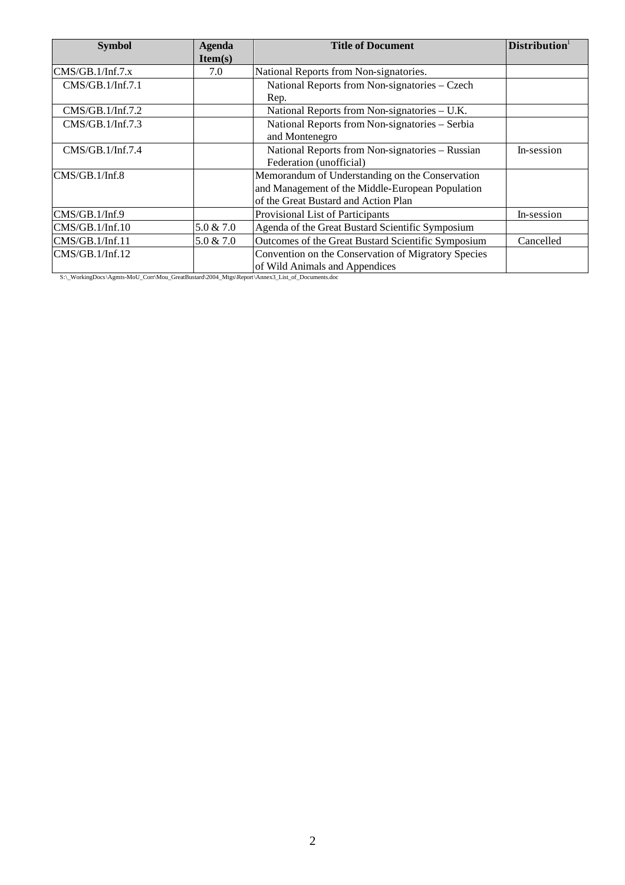| Symbol | Agenda Item(s) | Title of Document | Distribution[1] |
|---|---|---|---|
| CMS/GB.1/Inf.7.x | 7.0 | National Reports from Non-signatories. | |
| CMS/GB.1/Inf.7.1 | | National Reports from Non-signatories – Czech Rep. | |
| CMS/GB.1/Inf.7.2 | | National Reports from Non-signatories – U.K. | |
| CMS/GB.1/Inf.7.3 | | National Reports from Non-signatories – Serbia and Montenegro | |
| CMS/GB.1/Inf.7.4 | | National Reports from Non-signatories – Russian Federation (unofficial) | In-session |
| CMS/GB.1/Inf.8 | | Memorandum of Understanding on the Conservation and Management of the Middle-European Population of the Great Bustard and Action Plan | |
| CMS/GB.1/Inf.9 | | Provisional List of Participants | In-session |
| CMS/GB.1/Inf.10 | 5.0 & 7.0 | Agenda of the Great Bustard Scientific Symposium | |
| CMS/GB.1/Inf.11 | 5.0 & 7.0 | Outcomes of the Great Bustard Scientific Symposium | Cancelled |
| CMS/GB.1/Inf.12 | | Convention on the Conservation of Migratory Species of Wild Animals and Appendices | |

S:\_WorkingDocs\Agmts-MoU_Corr\Mou_GreatBustard\2004_Mtgs\Report\Annex3_List_of_Documents.doc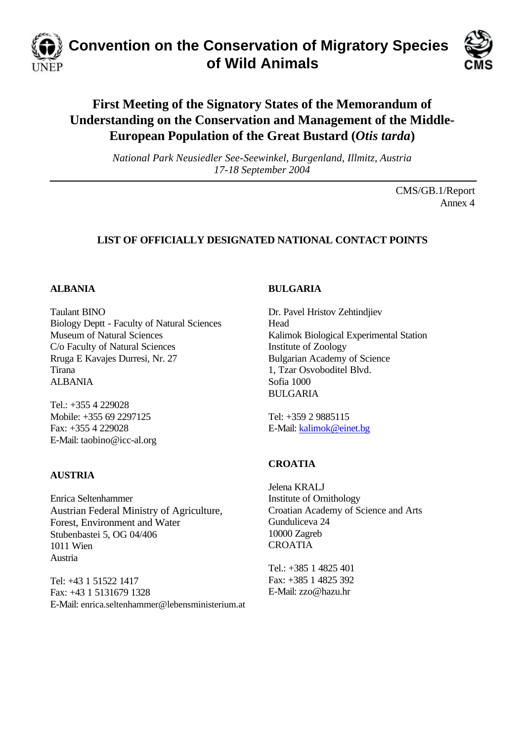# Convention on the Conservation of Migratory Species of Wild Animals

## First Meeting of the Signatory States of the Memorandum of Understanding on the Conservation and Management of the Middle-European Population of the Great Bustard (*Otis tarda*)

*National Park Neusiedler See-Seewinkel, Burgenland, Illmitz, Austria*
*17-18 September 2004*

CMS/GB.1/Report
Annex 4

### LIST OF OFFICIALLY DESIGNATED NATIONAL CONTACT POINTS

**ALBANIA**

Taulant BINO
Biology Deptt - Faculty of Natural Sciences
Museum of Natural Sciences
C/o Faculty of Natural Sciences
Rruga E Kavajes Durresi, Nr. 27
Tirana
ALBANIA

Tel.: +355 4 229028
Mobile: +355 69 2297125
Fax: +355 4 229028
E-Mail: taobino@icc-al.org

**AUSTRIA**

Enrica Seltenhammer
Austrian Federal Ministry of Agriculture, Forest, Environment and Water
Stubenbastei 5, OG 04/406
1011 Wien
Austria

Tel: +43 1 51522 1417
Fax: +43 1 5131679 1328
E-Mail: enrica.seltenhammer@lebensministerium.at

**BULGARIA**

Dr. Pavel Hristov Zehtindjiev
Head
Kalimok Biological Experimental Station
Institute of Zoology
Bulgarian Academy of Science
1, Tzar Osvoboditel Blvd.
Sofia 1000
BULGARIA

Tel: +359 2 9885115
E-Mail: kalimok@einet.bg

**CROATIA**

Jelena KRALJ
Institute of Ornithology
Croatian Academy of Science and Arts
Gunduliceva 24
10000 Zagreb
CROATIA

Tel.: +385 1 4825 401
Fax: +385 1 4825 392
E-Mail: zzo@hazu.hr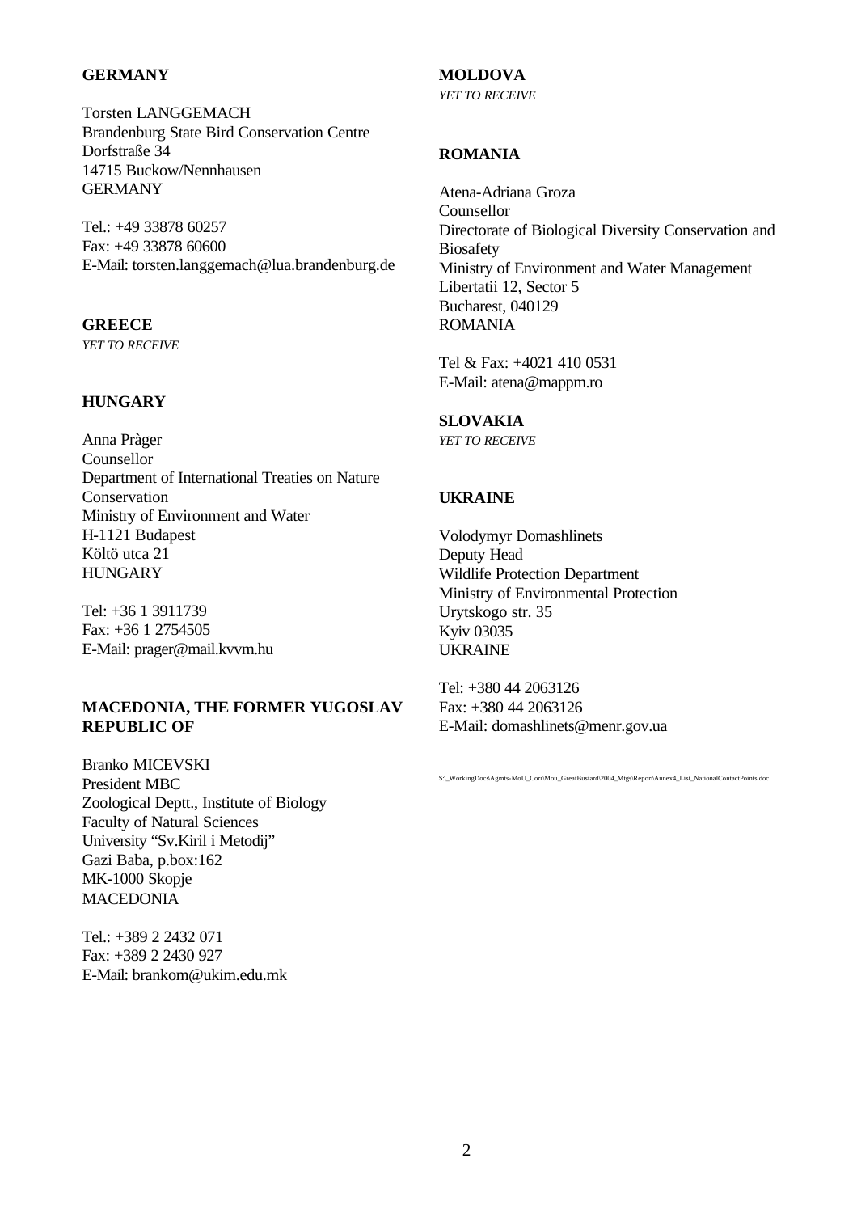**GERMANY**

Torsten LANGGEMACH
Brandenburg State Bird Conservation Centre
Dorfstraße 34
14715 Buckow/Nennhausen
GERMANY

Tel.: +49 33878 60257
Fax: +49 33878 60600
E-Mail: torsten.langgemach@lua.brandenburg.de

**GREECE**

*YET TO RECEIVE*

**HUNGARY**

Anna Pràger
Counsellor
Department of International Treaties on Nature Conservation
Ministry of Environment and Water
H-1121 Budapest
Költö utca 21
HUNGARY

Tel: +36 1 3911739
Fax: +36 1 2754505
E-Mail: prager@mail.kvvm.hu

**MACEDONIA, THE FORMER YUGOSLAV REPUBLIC OF**

Branko MICEVSKI
President MBC
Zoological Deptt., Institute of Biology
Faculty of Natural Sciences
University "Sv.Kiril i Metodij"
Gazi Baba, p.box:162
MK-1000 Skopje
MACEDONIA

Tel.: +389 2 2432 071
Fax: +389 2 2430 927
E-Mail: brankom@ukim.edu.mk

**MOLDOVA**

*YET TO RECEIVE*

**ROMANIA**

Atena-Adriana Groza
Counsellor
Directorate of Biological Diversity Conservation and Biosafety
Ministry of Environment and Water Management
Libertatii 12, Sector 5
Bucharest, 040129
ROMANIA

Tel & Fax: +4021 410 0531
E-Mail: atena@mappm.ro

**SLOVAKIA**

*YET TO RECEIVE*

**UKRAINE**

Volodymyr Domashlinets
Deputy Head
Wildlife Protection Department
Ministry of Environmental Protection
Urytskogo str. 35
Kyiv 03035
UKRAINE

Tel: +380 44 2063126
Fax: +380 44 2063126
E-Mail: domashlinets@menr.gov.ua

S:\_WorkingDocs\Agmts-MoU_Corr\Mou_GreatBustard\2004_Mtgs\Report\Annex4_List_NationalContactPoints.doc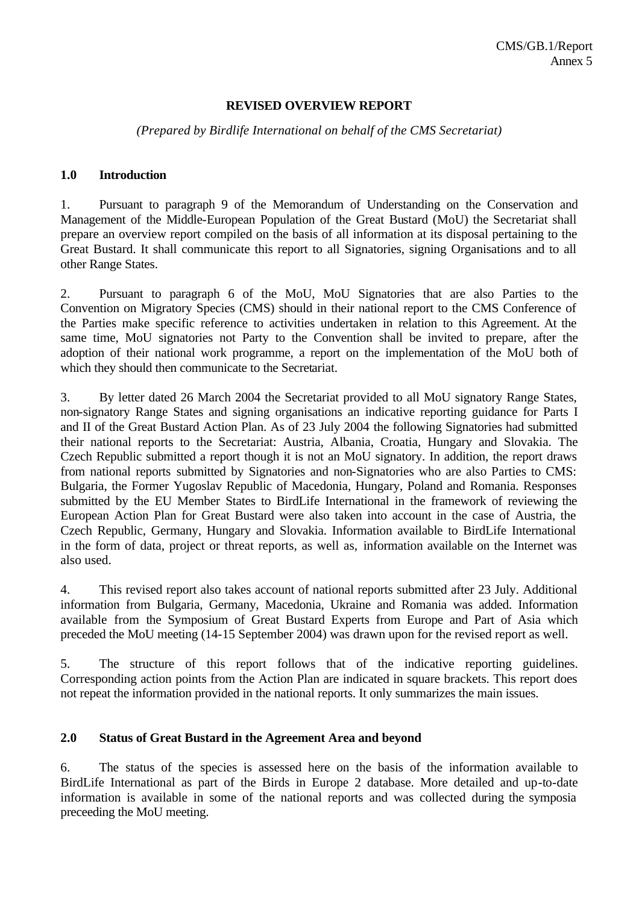CMS/GB.1/Report
Annex 5

**REVISED OVERVIEW REPORT**

*(Prepared by Birdlife International on behalf of the CMS Secretariat)*

## 1.0 Introduction

1. Pursuant to paragraph 9 of the Memorandum of Understanding on the Conservation and Management of the Middle-European Population of the Great Bustard (MoU) the Secretariat shall prepare an overview report compiled on the basis of all information at its disposal pertaining to the Great Bustard. It shall communicate this report to all Signatories, signing Organisations and to all other Range States.

2. Pursuant to paragraph 6 of the MoU, MoU Signatories that are also Parties to the Convention on Migratory Species (CMS) should in their national report to the CMS Conference of the Parties make specific reference to activities undertaken in relation to this Agreement. At the same time, MoU signatories not Party to the Convention shall be invited to prepare, after the adoption of their national work programme, a report on the implementation of the MoU both of which they should then communicate to the Secretariat.

3. By letter dated 26 March 2004 the Secretariat provided to all MoU signatory Range States, non-signatory Range States and signing organisations an indicative reporting guidance for Parts I and II of the Great Bustard Action Plan. As of 23 July 2004 the following Signatories had submitted their national reports to the Secretariat: Austria, Albania, Croatia, Hungary and Slovakia. The Czech Republic submitted a report though it is not an MoU signatory. In addition, the report draws from national reports submitted by Signatories and non-Signatories who are also Parties to CMS: Bulgaria, the Former Yugoslav Republic of Macedonia, Hungary, Poland and Romania. Responses submitted by the EU Member States to BirdLife International in the framework of reviewing the European Action Plan for Great Bustard were also taken into account in the case of Austria, the Czech Republic, Germany, Hungary and Slovakia. Information available to BirdLife International in the form of data, project or threat reports, as well as, information available on the Internet was also used.

4. This revised report also takes account of national reports submitted after 23 July. Additional information from Bulgaria, Germany, Macedonia, Ukraine and Romania was added. Information available from the Symposium of Great Bustard Experts from Europe and Part of Asia which preceded the MoU meeting (14-15 September 2004) was drawn upon for the revised report as well.

5. The structure of this report follows that of the indicative reporting guidelines. Corresponding action points from the Action Plan are indicated in square brackets. This report does not repeat the information provided in the national reports. It only summarizes the main issues.

## 2.0 Status of Great Bustard in the Agreement Area and beyond

6. The status of the species is assessed here on the basis of the information available to BirdLife International as part of the Birds in Europe 2 database. More detailed and up-to-date information is available in some of the national reports and was collected during the symposia preceeding the MoU meeting.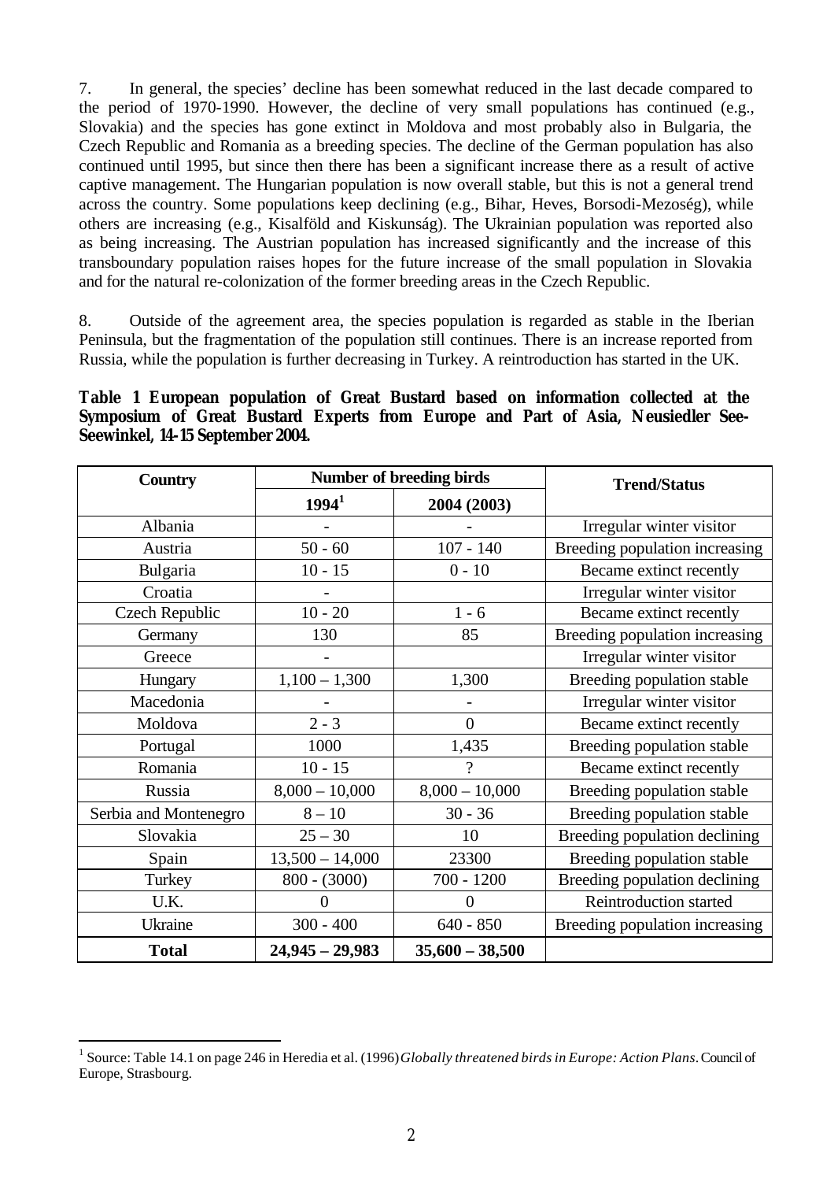7. In general, the species' decline has been somewhat reduced in the last decade compared to the period of 1970-1990. However, the decline of very small populations has continued (e.g., Slovakia) and the species has gone extinct in Moldova and most probably also in Bulgaria, the Czech Republic and Romania as a breeding species. The decline of the German population has also continued until 1995, but since then there has been a significant increase there as a result of active captive management. The Hungarian population is now overall stable, but this is not a general trend across the country. Some populations keep declining (e.g., Bihar, Heves, Borsodi-Mezoség), while others are increasing (e.g., Kisalföld and Kiskunság). The Ukrainian population was reported also as being increasing. The Austrian population has increased significantly and the increase of this transboundary population raises hopes for the future increase of the small population in Slovakia and for the natural re-colonization of the former breeding areas in the Czech Republic.

8. Outside of the agreement area, the species population is regarded as stable in the Iberian Peninsula, but the fragmentation of the population still continues. There is an increase reported from Russia, while the population is further decreasing in Turkey. A reintroduction has started in the UK.

**Table 1 European population of Great Bustard based on information collected at the Symposium of Great Bustard Experts from Europe and Part of Asia, Neusiedler See-Seewinkel, 14-15 September 2004.**

| Country | Number of breeding birds | | Trend/Status |
|---|---|---|---|
| | 1994[1] | 2004 (2003) | |
| Albania | - | - | Irregular winter visitor |
| Austria | 50 - 60 | 107 - 140 | Breeding population increasing |
| Bulgaria | 10 - 15 | 0 - 10 | Became extinct recently |
| Croatia | - | | Irregular winter visitor |
| Czech Republic | 10 - 20 | 1 - 6 | Became extinct recently |
| Germany | 130 | 85 | Breeding population increasing |
| Greece | - | | Irregular winter visitor |
| Hungary | 1,100 – 1,300 | 1,300 | Breeding population stable |
| Macedonia | - | - | Irregular winter visitor |
| Moldova | 2 - 3 | 0 | Became extinct recently |
| Portugal | 1000 | 1,435 | Breeding population stable |
| Romania | 10 - 15 | ? | Became extinct recently |
| Russia | 8,000 – 10,000 | 8,000 – 10,000 | Breeding population stable |
| Serbia and Montenegro | 8 – 10 | 30 - 36 | Breeding population stable |
| Slovakia | 25 – 30 | 10 | Breeding population declining |
| Spain | 13,500 – 14,000 | 23300 | Breeding population stable |
| Turkey | 800 - (3000) | 700 - 1200 | Breeding population declining |
| U.K. | 0 | 0 | Reintroduction started |
| Ukraine | 300 - 400 | 640 - 850 | Breeding population increasing |
| **Total** | **24,945 – 29,983** | **35,600 – 38,500** | |

[1] Source: Table 14.1 on page 246 in Heredia et al. (1996) *Globally threatened birds in Europe: Action Plans*. Council of Europe, Strasbourg.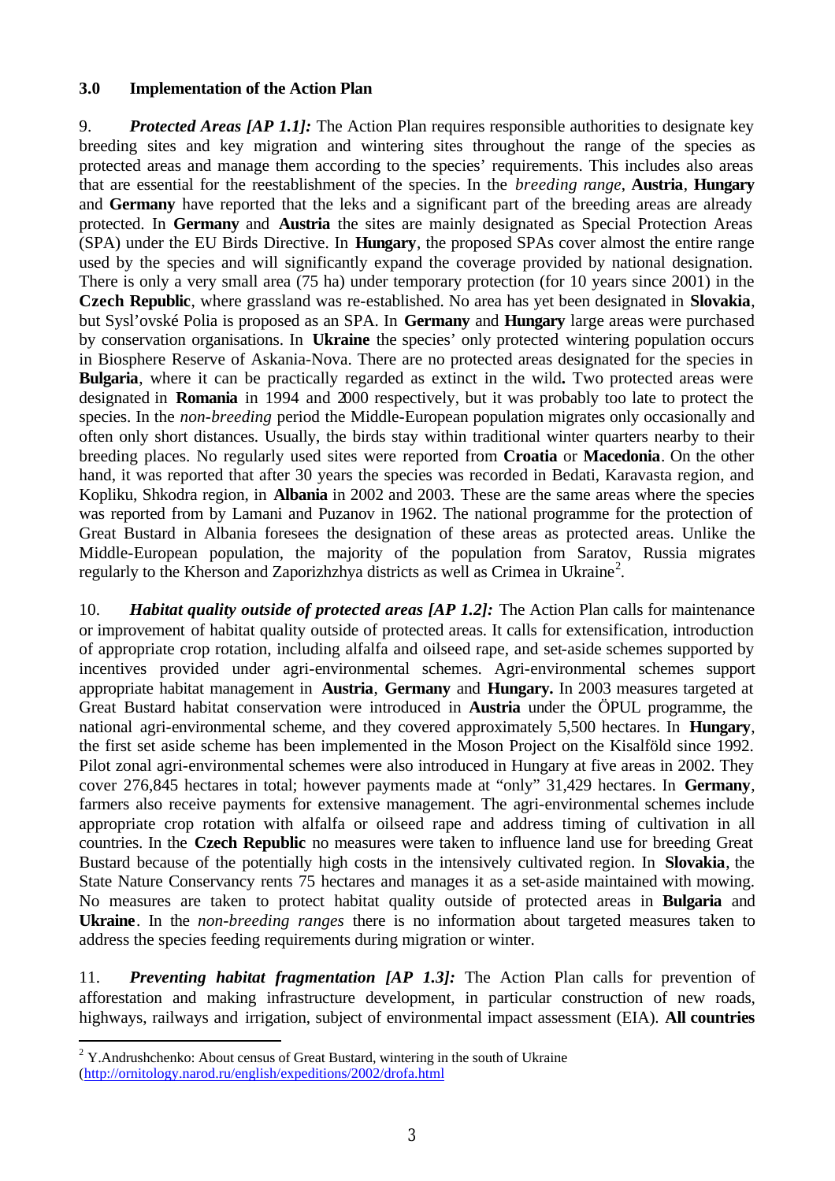## 3.0 Implementation of the Action Plan

9. ***Protected Areas [AP 1.1]:*** The Action Plan requires responsible authorities to designate key breeding sites and key migration and wintering sites throughout the range of the species as protected areas and manage them according to the species' requirements. This includes also areas that are essential for the reestablishment of the species. In the *breeding range*, **Austria**, **Hungary** and **Germany** have reported that the leks and a significant part of the breeding areas are already protected. In **Germany** and **Austria** the sites are mainly designated as Special Protection Areas (SPA) under the EU Birds Directive. In **Hungary**, the proposed SPAs cover almost the entire range used by the species and will significantly expand the coverage provided by national designation. There is only a very small area (75 ha) under temporary protection (for 10 years since 2001) in the **Czech Republic**, where grassland was re-established. No area has yet been designated in **Slovakia**, but Sysl'ovské Polia is proposed as an SPA. In **Germany** and **Hungary** large areas were purchased by conservation organisations. In **Ukraine** the species' only protected wintering population occurs in Biosphere Reserve of Askania-Nova. There are no protected areas designated for the species in **Bulgaria**, where it can be practically regarded as extinct in the wild**.** Two protected areas were designated in **Romania** in 1994 and 2000 respectively, but it was probably too late to protect the species. In the *non-breeding* period the Middle-European population migrates only occasionally and often only short distances. Usually, the birds stay within traditional winter quarters nearby to their breeding places. No regularly used sites were reported from **Croatia** or **Macedonia**. On the other hand, it was reported that after 30 years the species was recorded in Bedati, Karavasta region, and Kopliku, Shkodra region, in **Albania** in 2002 and 2003. These are the same areas where the species was reported from by Lamani and Puzanov in 1962. The national programme for the protection of Great Bustard in Albania foresees the designation of these areas as protected areas. Unlike the Middle-European population, the majority of the population from Saratov, Russia migrates regularly to the Kherson and Zaporizhzhya districts as well as Crimea in Ukraine[2].

10. ***Habitat quality outside of protected areas [AP 1.2]:*** The Action Plan calls for maintenance or improvement of habitat quality outside of protected areas. It calls for extensification, introduction of appropriate crop rotation, including alfalfa and oilseed rape, and set-aside schemes supported by incentives provided under agri-environmental schemes. Agri-environmental schemes support appropriate habitat management in **Austria**, **Germany** and **Hungary.** In 2003 measures targeted at Great Bustard habitat conservation were introduced in **Austria** under the ÖPUL programme, the national agri-environmental scheme, and they covered approximately 5,500 hectares. In **Hungary**, the first set aside scheme has been implemented in the Moson Project on the Kisalföld since 1992. Pilot zonal agri-environmental schemes were also introduced in Hungary at five areas in 2002. They cover 276,845 hectares in total; however payments made at "only" 31,429 hectares. In **Germany**, farmers also receive payments for extensive management. The agri-environmental schemes include appropriate crop rotation with alfalfa or oilseed rape and address timing of cultivation in all countries. In the **Czech Republic** no measures were taken to influence land use for breeding Great Bustard because of the potentially high costs in the intensively cultivated region. In **Slovakia**, the State Nature Conservancy rents 75 hectares and manages it as a set-aside maintained with mowing. No measures are taken to protect habitat quality outside of protected areas in **Bulgaria** and **Ukraine**. In the *non-breeding ranges* there is no information about targeted measures taken to address the species feeding requirements during migration or winter.

11. ***Preventing habitat fragmentation [AP 1.3]:*** The Action Plan calls for prevention of afforestation and making infrastructure development, in particular construction of new roads, highways, railways and irrigation, subject of environmental impact assessment (EIA). **All countries**

---

[2] Y.Andrushchenko: About census of Great Bustard, wintering in the south of Ukraine (http://ornitology.narod.ru/english/expeditions/2002/drofa.html)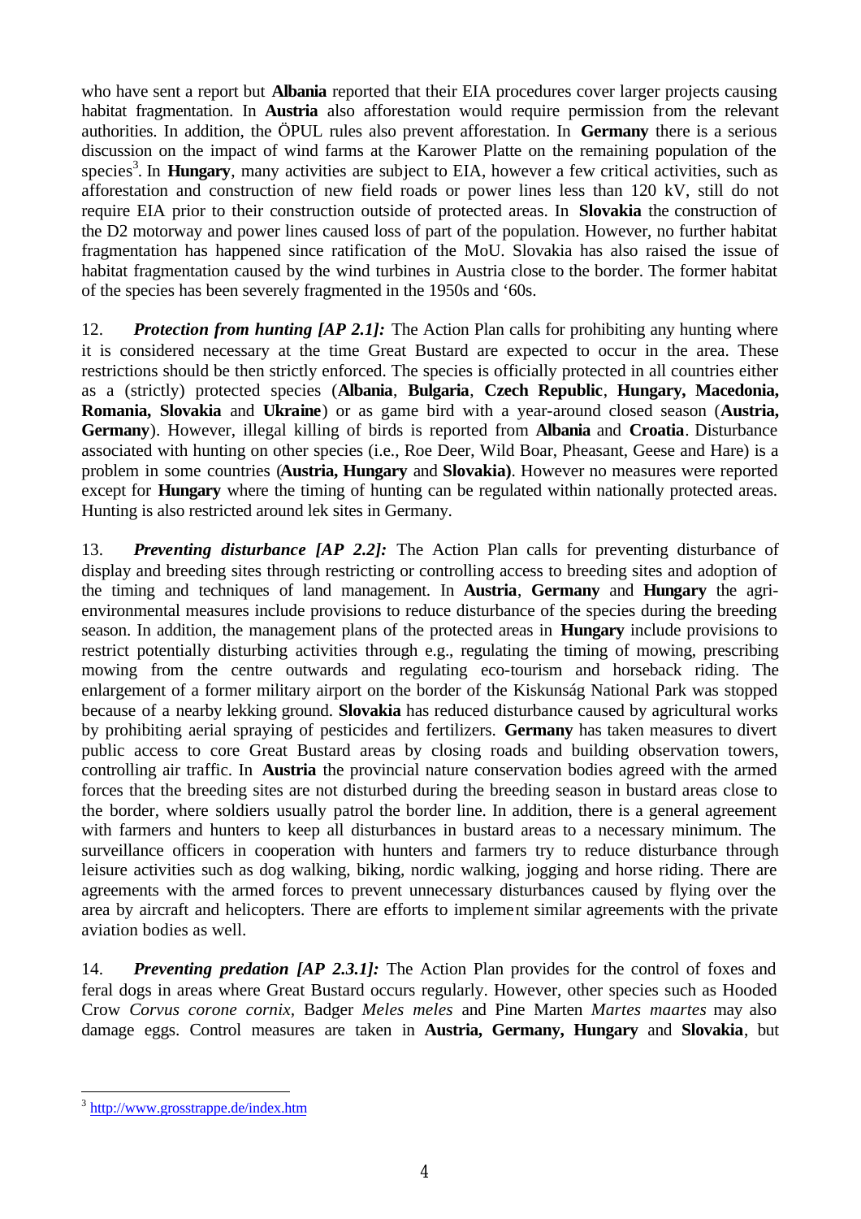who have sent a report but **Albania** reported that their EIA procedures cover larger projects causing habitat fragmentation. In **Austria** also afforestation would require permission from the relevant authorities. In addition, the ÖPUL rules also prevent afforestation. In **Germany** there is a serious discussion on the impact of wind farms at the Karower Platte on the remaining population of the species[3]. In **Hungary**, many activities are subject to EIA, however a few critical activities, such as afforestation and construction of new field roads or power lines less than 120 kV, still do not require EIA prior to their construction outside of protected areas. In **Slovakia** the construction of the D2 motorway and power lines caused loss of part of the population. However, no further habitat fragmentation has happened since ratification of the MoU. Slovakia has also raised the issue of habitat fragmentation caused by the wind turbines in Austria close to the border. The former habitat of the species has been severely fragmented in the 1950s and '60s.

12. ***Protection from hunting [AP 2.1]:*** The Action Plan calls for prohibiting any hunting where it is considered necessary at the time Great Bustard are expected to occur in the area. These restrictions should be then strictly enforced. The species is officially protected in all countries either as a (strictly) protected species (**Albania**, **Bulgaria**, **Czech Republic**, **Hungary, Macedonia, Romania, Slovakia** and **Ukraine**) or as game bird with a year-around closed season (**Austria, Germany**). However, illegal killing of birds is reported from **Albania** and **Croatia**. Disturbance associated with hunting on other species (i.e., Roe Deer, Wild Boar, Pheasant, Geese and Hare) is a problem in some countries (**Austria, Hungary** and **Slovakia)**. However no measures were reported except for **Hungary** where the timing of hunting can be regulated within nationally protected areas. Hunting is also restricted around lek sites in Germany.

13. ***Preventing disturbance [AP 2.2]:*** The Action Plan calls for preventing disturbance of display and breeding sites through restricting or controlling access to breeding sites and adoption of the timing and techniques of land management. In **Austria**, **Germany** and **Hungary** the agri-environmental measures include provisions to reduce disturbance of the species during the breeding season. In addition, the management plans of the protected areas in **Hungary** include provisions to restrict potentially disturbing activities through e.g., regulating the timing of mowing, prescribing mowing from the centre outwards and regulating eco-tourism and horseback riding. The enlargement of a former military airport on the border of the Kiskunság National Park was stopped because of a nearby lekking ground. **Slovakia** has reduced disturbance caused by agricultural works by prohibiting aerial spraying of pesticides and fertilizers. **Germany** has taken measures to divert public access to core Great Bustard areas by closing roads and building observation towers, controlling air traffic. In **Austria** the provincial nature conservation bodies agreed with the armed forces that the breeding sites are not disturbed during the breeding season in bustard areas close to the border, where soldiers usually patrol the border line. In addition, there is a general agreement with farmers and hunters to keep all disturbances in bustard areas to a necessary minimum. The surveillance officers in cooperation with hunters and farmers try to reduce disturbance through leisure activities such as dog walking, biking, nordic walking, jogging and horse riding. There are agreements with the armed forces to prevent unnecessary disturbances caused by flying over the area by aircraft and helicopters. There are efforts to implement similar agreements with the private aviation bodies as well.

14. ***Preventing predation [AP 2.3.1]:*** The Action Plan provides for the control of foxes and feral dogs in areas where Great Bustard occurs regularly. However, other species such as Hooded Crow *Corvus corone cornix*, Badger *Meles meles* and Pine Marten *Martes maartes* may also damage eggs. Control measures are taken in **Austria, Germany, Hungary** and **Slovakia**, but

---

[3] http://www.grosstrappe.de/index.htm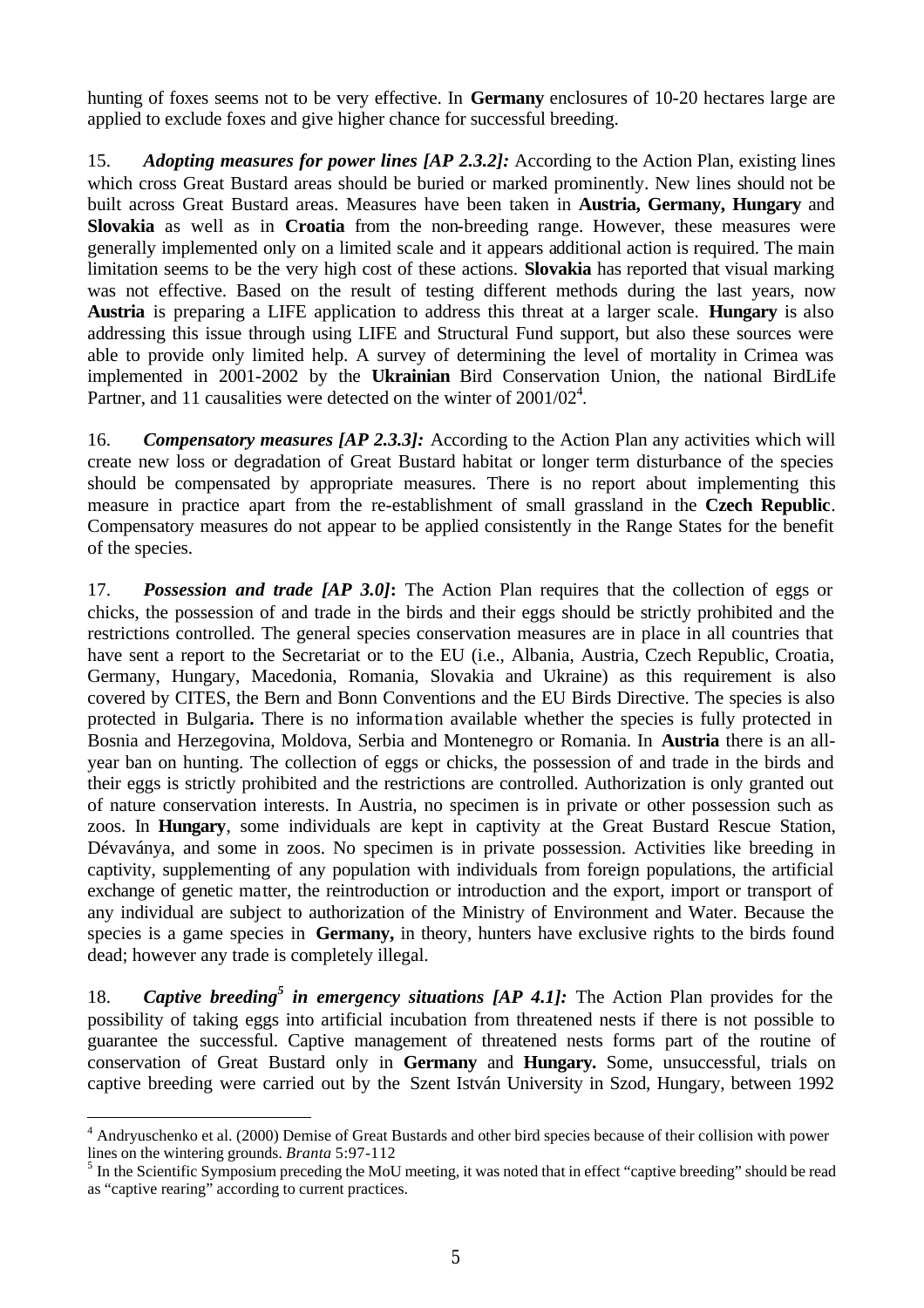hunting of foxes seems not to be very effective. In **Germany** enclosures of 10-20 hectares large are applied to exclude foxes and give higher chance for successful breeding.

15. ***Adopting measures for power lines [AP 2.3.2]:*** According to the Action Plan, existing lines which cross Great Bustard areas should be buried or marked prominently. New lines should not be built across Great Bustard areas. Measures have been taken in **Austria, Germany, Hungary** and **Slovakia** as well as in **Croatia** from the non-breeding range. However, these measures were generally implemented only on a limited scale and it appears additional action is required. The main limitation seems to be the very high cost of these actions. **Slovakia** has reported that visual marking was not effective. Based on the result of testing different methods during the last years, now **Austria** is preparing a LIFE application to address this threat at a larger scale. **Hungary** is also addressing this issue through using LIFE and Structural Fund support, but also these sources were able to provide only limited help. A survey of determining the level of mortality in Crimea was implemented in 2001-2002 by the **Ukrainian** Bird Conservation Union, the national BirdLife Partner, and 11 causalities were detected on the winter of 2001/02[4].

16. ***Compensatory measures [AP 2.3.3]:*** According to the Action Plan any activities which will create new loss or degradation of Great Bustard habitat or longer term disturbance of the species should be compensated by appropriate measures. There is no report about implementing this measure in practice apart from the re-establishment of small grassland in the **Czech Republic**. Compensatory measures do not appear to be applied consistently in the Range States for the benefit of the species.

17. ***Possession and trade [AP 3.0]*:** The Action Plan requires that the collection of eggs or chicks, the possession of and trade in the birds and their eggs should be strictly prohibited and the restrictions controlled. The general species conservation measures are in place in all countries that have sent a report to the Secretariat or to the EU (i.e., Albania, Austria, Czech Republic, Croatia, Germany, Hungary, Macedonia, Romania, Slovakia and Ukraine) as this requirement is also covered by CITES, the Bern and Bonn Conventions and the EU Birds Directive. The species is also protected in Bulgaria. There is no information available whether the species is fully protected in Bosnia and Herzegovina, Moldova, Serbia and Montenegro or Romania. In **Austria** there is an all-year ban on hunting. The collection of eggs or chicks, the possession of and trade in the birds and their eggs is strictly prohibited and the restrictions are controlled. Authorization is only granted out of nature conservation interests. In Austria, no specimen is in private or other possession such as zoos. In **Hungary**, some individuals are kept in captivity at the Great Bustard Rescue Station, Dévaványa, and some in zoos. No specimen is in private possession. Activities like breeding in captivity, supplementing of any population with individuals from foreign populations, the artificial exchange of genetic matter, the reintroduction or introduction and the export, import or transport of any individual are subject to authorization of the Ministry of Environment and Water. Because the species is a game species in **Germany,** in theory, hunters have exclusive rights to the birds found dead; however any trade is completely illegal.

18. ***Captive breeding[5] in emergency situations [AP 4.1]:*** The Action Plan provides for the possibility of taking eggs into artificial incubation from threatened nests if there is not possible to guarantee the successful. Captive management of threatened nests forms part of the routine of conservation of Great Bustard only in **Germany** and **Hungary.** Some, unsuccessful, trials on captive breeding were carried out by the Szent István University in Szod, Hungary, between 1992

---

[4] Andryuschenko et al. (2000) Demise of Great Bustards and other bird species because of their collision with power lines on the wintering grounds. *Branta* 5:97-112

[5] In the Scientific Symposium preceding the MoU meeting, it was noted that in effect "captive breeding" should be read as "captive rearing" according to current practices.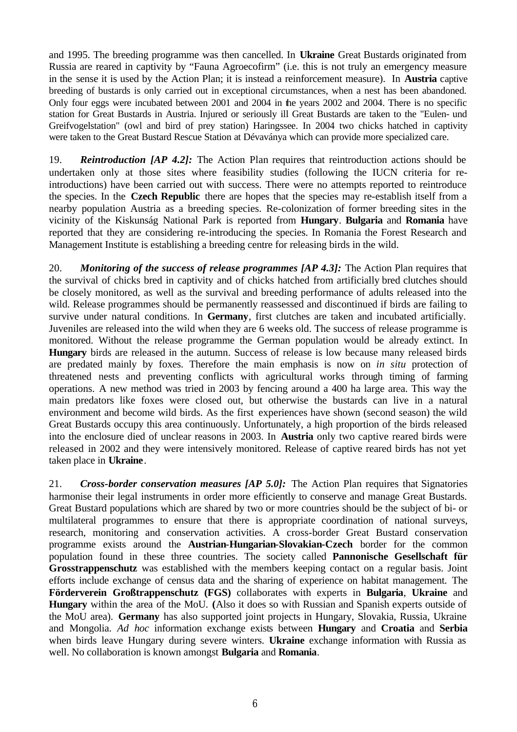and 1995. The breeding programme was then cancelled. In **Ukraine** Great Bustards originated from Russia are reared in captivity by "Fauna Agroecofirm" (i.e. this is not truly an emergency measure in the sense it is used by the Action Plan; it is instead a reinforcement measure). In **Austria** captive breeding of bustards is only carried out in exceptional circumstances, when a nest has been abandoned. Only four eggs were incubated between 2001 and 2004 in the years 2002 and 2004. There is no specific station for Great Bustards in Austria. Injured or seriously ill Great Bustards are taken to the "Eulen- und Greifvogelstation" (owl and bird of prey station) Haringssee. In 2004 two chicks hatched in captivity were taken to the Great Bustard Rescue Station at Dévaványa which can provide more specialized care.

19. ***Reintroduction [AP 4.2]:*** The Action Plan requires that reintroduction actions should be undertaken only at those sites where feasibility studies (following the IUCN criteria for re-introductions) have been carried out with success. There were no attempts reported to reintroduce the species. In the **Czech Republic** there are hopes that the species may re-establish itself from a nearby population Austria as a breeding species. Re-colonization of former breeding sites in the vicinity of the Kiskunság National Park is reported from **Hungary**. **Bulgaria** and **Romania** have reported that they are considering re-introducing the species. In Romania the Forest Research and Management Institute is establishing a breeding centre for releasing birds in the wild.

20. ***Monitoring of the success of release programmes [AP 4.3]:*** The Action Plan requires that the survival of chicks bred in captivity and of chicks hatched from artificially bred clutches should be closely monitored, as well as the survival and breeding performance of adults released into the wild. Release programmes should be permanently reassessed and discontinued if birds are failing to survive under natural conditions. In **Germany**, first clutches are taken and incubated artificially. Juveniles are released into the wild when they are 6 weeks old. The success of release programme is monitored. Without the release programme the German population would be already extinct. In **Hungary** birds are released in the autumn. Success of release is low because many released birds are predated mainly by foxes. Therefore the main emphasis is now on *in situ* protection of threatened nests and preventing conflicts with agricultural works through timing of farming operations. A new method was tried in 2003 by fencing around a 400 ha large area. This way the main predators like foxes were closed out, but otherwise the bustards can live in a natural environment and become wild birds. As the first experiences have shown (second season) the wild Great Bustards occupy this area continuously. Unfortunately, a high proportion of the birds released into the enclosure died of unclear reasons in 2003. In **Austria** only two captive reared birds were released in 2002 and they were intensively monitored. Release of captive reared birds has not yet taken place in **Ukraine**.

21. ***Cross-border conservation measures [AP 5.0]:*** The Action Plan requires that Signatories harmonise their legal instruments in order more efficiently to conserve and manage Great Bustards. Great Bustard populations which are shared by two or more countries should be the subject of bi- or multilateral programmes to ensure that there is appropriate coordination of national surveys, research, monitoring and conservation activities. A cross-border Great Bustard conservation programme exists around the **Austrian-Hungarian-Slovakian-Czech** border for the common population found in these three countries. The society called **Pannonische Gesellschaft für Grosstrappenschutz** was established with the members keeping contact on a regular basis. Joint efforts include exchange of census data and the sharing of experience on habitat management. The **Förderverein Großtrappenschutz (FGS)** collaborates with experts in **Bulgaria**, **Ukraine** and **Hungary** within the area of the MoU. (Also it does so with Russian and Spanish experts outside of the MoU area). **Germany** has also supported joint projects in Hungary, Slovakia, Russia, Ukraine and Mongolia. *Ad hoc* information exchange exists between **Hungary** and **Croatia** and **Serbia** when birds leave Hungary during severe winters. **Ukraine** exchange information with Russia as well. No collaboration is known amongst **Bulgaria** and **Romania**.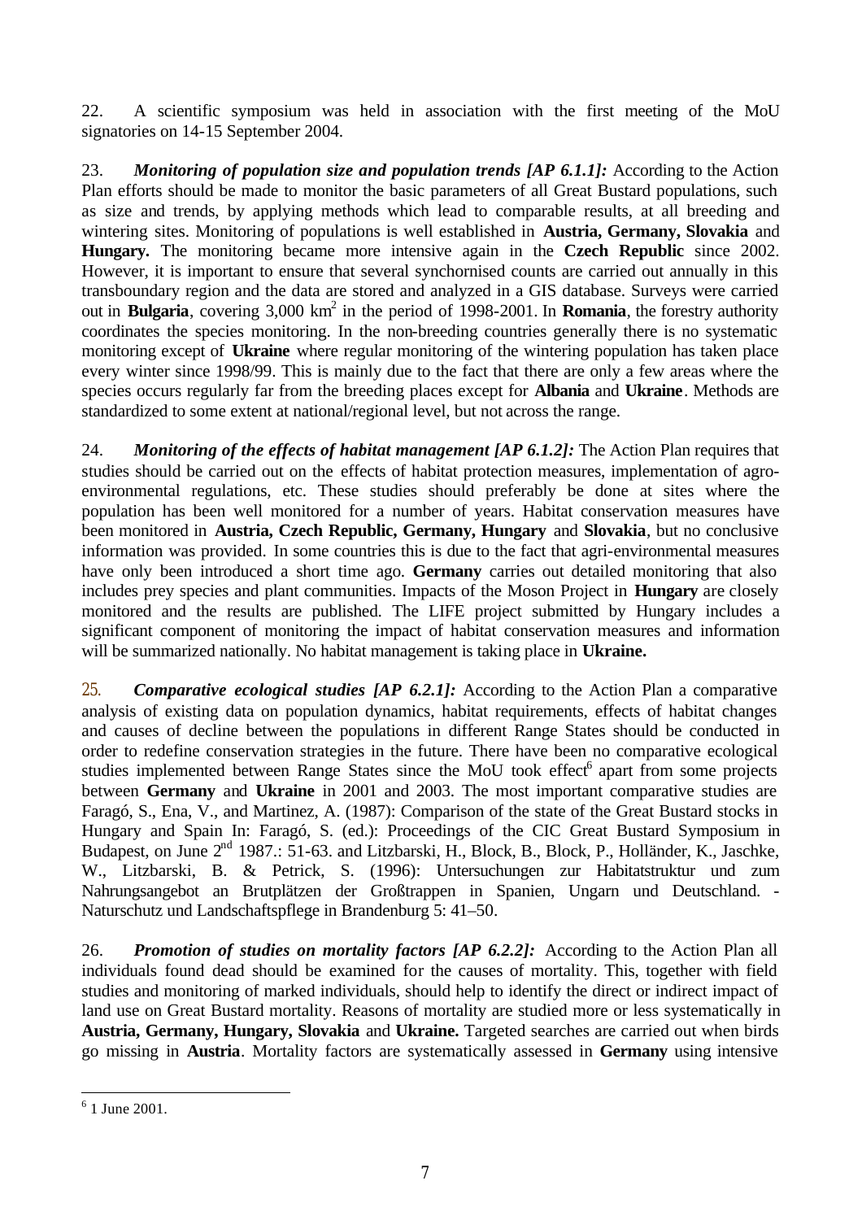22. A scientific symposium was held in association with the first meeting of the MoU signatories on 14-15 September 2004.

23. ***Monitoring of population size and population trends [AP 6.1.1]:*** According to the Action Plan efforts should be made to monitor the basic parameters of all Great Bustard populations, such as size and trends, by applying methods which lead to comparable results, at all breeding and wintering sites. Monitoring of populations is well established in **Austria, Germany, Slovakia** and **Hungary.** The monitoring became more intensive again in the **Czech Republic** since 2002. However, it is important to ensure that several synchornised counts are carried out annually in this transboundary region and the data are stored and analyzed in a GIS database. Surveys were carried out in **Bulgaria**, covering 3,000 km$^2$ in the period of 1998-2001. In **Romania**, the forestry authority coordinates the species monitoring. In the non-breeding countries generally there is no systematic monitoring except of **Ukraine** where regular monitoring of the wintering population has taken place every winter since 1998/99. This is mainly due to the fact that there are only a few areas where the species occurs regularly far from the breeding places except for **Albania** and **Ukraine**. Methods are standardized to some extent at national/regional level, but not across the range.

24. ***Monitoring of the effects of habitat management [AP 6.1.2]:*** The Action Plan requires that studies should be carried out on the effects of habitat protection measures, implementation of agro-environmental regulations, etc. These studies should preferably be done at sites where the population has been well monitored for a number of years. Habitat conservation measures have been monitored in **Austria, Czech Republic, Germany, Hungary** and **Slovakia**, but no conclusive information was provided. In some countries this is due to the fact that agri-environmental measures have only been introduced a short time ago. **Germany** carries out detailed monitoring that also includes prey species and plant communities. Impacts of the Moson Project in **Hungary** are closely monitored and the results are published. The LIFE project submitted by Hungary includes a significant component of monitoring the impact of habitat conservation measures and information will be summarized nationally. No habitat management is taking place in **Ukraine.**

25. ***Comparative ecological studies [AP 6.2.1]:*** According to the Action Plan a comparative analysis of existing data on population dynamics, habitat requirements, effects of habitat changes and causes of decline between the populations in different Range States should be conducted in order to redefine conservation strategies in the future. There have been no comparative ecological studies implemented between Range States since the MoU took effect[6] apart from some projects between **Germany** and **Ukraine** in 2001 and 2003. The most important comparative studies are Faragó, S., Ena, V., and Martinez, A. (1987): Comparison of the state of the Great Bustard stocks in Hungary and Spain In: Faragó, S. (ed.): Proceedings of the CIC Great Bustard Symposium in Budapest, on June 2[nd] 1987.: 51-63. and Litzbarski, H., Block, B., Block, P., Holländer, K., Jaschke, W., Litzbarski, B. & Petrick, S. (1996): Untersuchungen zur Habitatstruktur und zum Nahrungsangebot an Brutplätzen der Großtrappen in Spanien, Ungarn und Deutschland. - Naturschutz und Landschaftspflege in Brandenburg 5: 41–50.

26. ***Promotion of studies on mortality factors [AP 6.2.2]:*** According to the Action Plan all individuals found dead should be examined for the causes of mortality. This, together with field studies and monitoring of marked individuals, should help to identify the direct or indirect impact of land use on Great Bustard mortality. Reasons of mortality are studied more or less systematically in **Austria, Germany, Hungary, Slovakia** and **Ukraine.** Targeted searches are carried out when birds go missing in **Austria**. Mortality factors are systematically assessed in **Germany** using intensive

[6] 1 June 2001.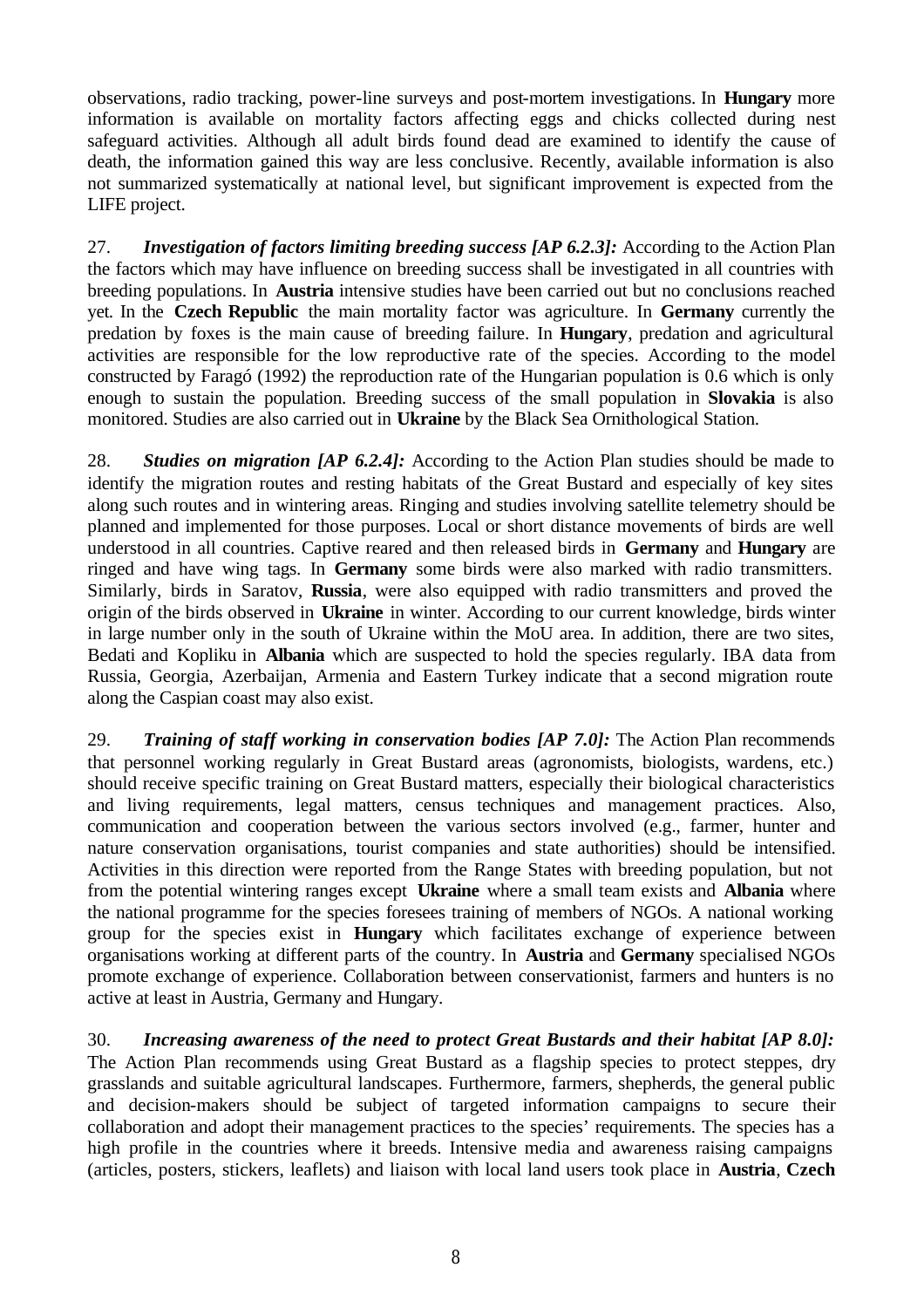observations, radio tracking, power-line surveys and post-mortem investigations. In **Hungary** more information is available on mortality factors affecting eggs and chicks collected during nest safeguard activities. Although all adult birds found dead are examined to identify the cause of death, the information gained this way are less conclusive. Recently, available information is also not summarized systematically at national level, but significant improvement is expected from the LIFE project.

27. ***Investigation of factors limiting breeding success [AP 6.2.3]:*** According to the Action Plan the factors which may have influence on breeding success shall be investigated in all countries with breeding populations. In **Austria** intensive studies have been carried out but no conclusions reached yet. In the **Czech Republic** the main mortality factor was agriculture. In **Germany** currently the predation by foxes is the main cause of breeding failure. In **Hungary**, predation and agricultural activities are responsible for the low reproductive rate of the species. According to the model constructed by Faragó (1992) the reproduction rate of the Hungarian population is 0.6 which is only enough to sustain the population. Breeding success of the small population in **Slovakia** is also monitored. Studies are also carried out in **Ukraine** by the Black Sea Ornithological Station.

28. ***Studies on migration [AP 6.2.4]:*** According to the Action Plan studies should be made to identify the migration routes and resting habitats of the Great Bustard and especially of key sites along such routes and in wintering areas. Ringing and studies involving satellite telemetry should be planned and implemented for those purposes. Local or short distance movements of birds are well understood in all countries. Captive reared and then released birds in **Germany** and **Hungary** are ringed and have wing tags. In **Germany** some birds were also marked with radio transmitters. Similarly, birds in Saratov, **Russia**, were also equipped with radio transmitters and proved the origin of the birds observed in **Ukraine** in winter. According to our current knowledge, birds winter in large number only in the south of Ukraine within the MoU area. In addition, there are two sites, Bedati and Kopliku in **Albania** which are suspected to hold the species regularly. IBA data from Russia, Georgia, Azerbaijan, Armenia and Eastern Turkey indicate that a second migration route along the Caspian coast may also exist.

29. ***Training of staff working in conservation bodies [AP 7.0]:*** The Action Plan recommends that personnel working regularly in Great Bustard areas (agronomists, biologists, wardens, etc.) should receive specific training on Great Bustard matters, especially their biological characteristics and living requirements, legal matters, census techniques and management practices. Also, communication and cooperation between the various sectors involved (e.g., farmer, hunter and nature conservation organisations, tourist companies and state authorities) should be intensified. Activities in this direction were reported from the Range States with breeding population, but not from the potential wintering ranges except **Ukraine** where a small team exists and **Albania** where the national programme for the species foresees training of members of NGOs. A national working group for the species exist in **Hungary** which facilitates exchange of experience between organisations working at different parts of the country. In **Austria** and **Germany** specialised NGOs promote exchange of experience. Collaboration between conservationist, farmers and hunters is no active at least in Austria, Germany and Hungary.

30. ***Increasing awareness of the need to protect Great Bustards and their habitat [AP 8.0]:*** The Action Plan recommends using Great Bustard as a flagship species to protect steppes, dry grasslands and suitable agricultural landscapes. Furthermore, farmers, shepherds, the general public and decision-makers should be subject of targeted information campaigns to secure their collaboration and adopt their management practices to the species' requirements. The species has a high profile in the countries where it breeds. Intensive media and awareness raising campaigns (articles, posters, stickers, leaflets) and liaison with local land users took place in **Austria**, **Czech**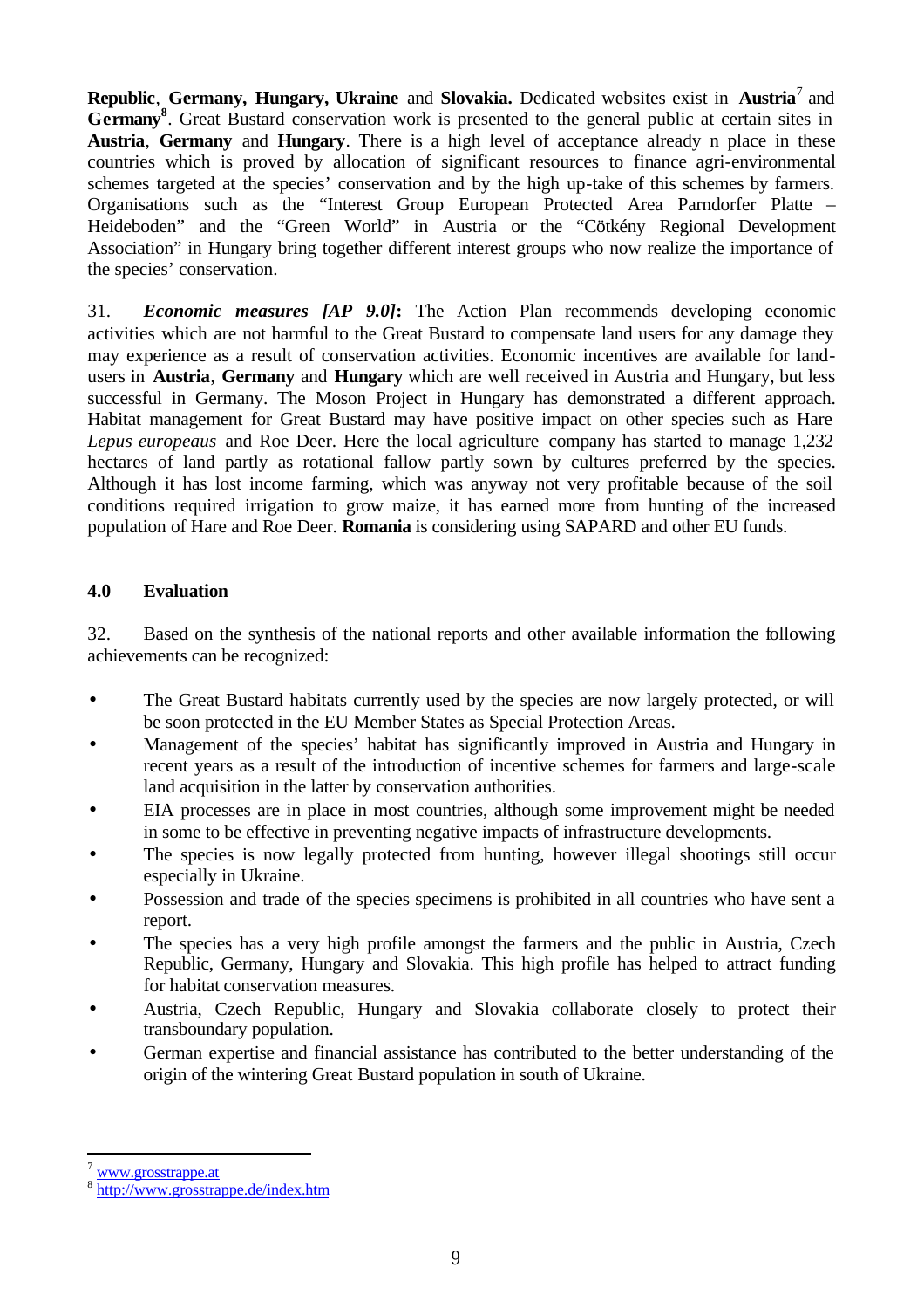**Republic**, **Germany, Hungary, Ukraine** and **Slovakia.** Dedicated websites exist in **Austria**[7] and **Germany**[8]. Great Bustard conservation work is presented to the general public at certain sites in **Austria**, **Germany** and **Hungary**. There is a high level of acceptance already n place in these countries which is proved by allocation of significant resources to finance agri-environmental schemes targeted at the species' conservation and by the high up-take of this schemes by farmers. Organisations such as the "Interest Group European Protected Area Parndorfer Platte – Heideboden" and the "Green World" in Austria or the "Cötkény Regional Development Association" in Hungary bring together different interest groups who now realize the importance of the species' conservation.

31. ***Economic measures [AP 9.0]*:** The Action Plan recommends developing economic activities which are not harmful to the Great Bustard to compensate land users for any damage they may experience as a result of conservation activities. Economic incentives are available for land-users in **Austria**, **Germany** and **Hungary** which are well received in Austria and Hungary, but less successful in Germany. The Moson Project in Hungary has demonstrated a different approach. Habitat management for Great Bustard may have positive impact on other species such as Hare *Lepus europeaus* and Roe Deer. Here the local agriculture company has started to manage 1,232 hectares of land partly as rotational fallow partly sown by cultures preferred by the species. Although it has lost income farming, which was anyway not very profitable because of the soil conditions required irrigation to grow maize, it has earned more from hunting of the increased population of Hare and Roe Deer. **Romania** is considering using SAPARD and other EU funds.

## 4.0 Evaluation

32. Based on the synthesis of the national reports and other available information the following achievements can be recognized:

- The Great Bustard habitats currently used by the species are now largely protected, or will be soon protected in the EU Member States as Special Protection Areas.
- Management of the species' habitat has significantly improved in Austria and Hungary in recent years as a result of the introduction of incentive schemes for farmers and large-scale land acquisition in the latter by conservation authorities.
- EIA processes are in place in most countries, although some improvement might be needed in some to be effective in preventing negative impacts of infrastructure developments.
- The species is now legally protected from hunting, however illegal shootings still occur especially in Ukraine.
- Possession and trade of the species specimens is prohibited in all countries who have sent a report.
- The species has a very high profile amongst the farmers and the public in Austria, Czech Republic, Germany, Hungary and Slovakia. This high profile has helped to attract funding for habitat conservation measures.
- Austria, Czech Republic, Hungary and Slovakia collaborate closely to protect their transboundary population.
- German expertise and financial assistance has contributed to the better understanding of the origin of the wintering Great Bustard population in south of Ukraine.

---

[7] www.grosstrappe.at

[8] http://www.grosstrappe.de/index.htm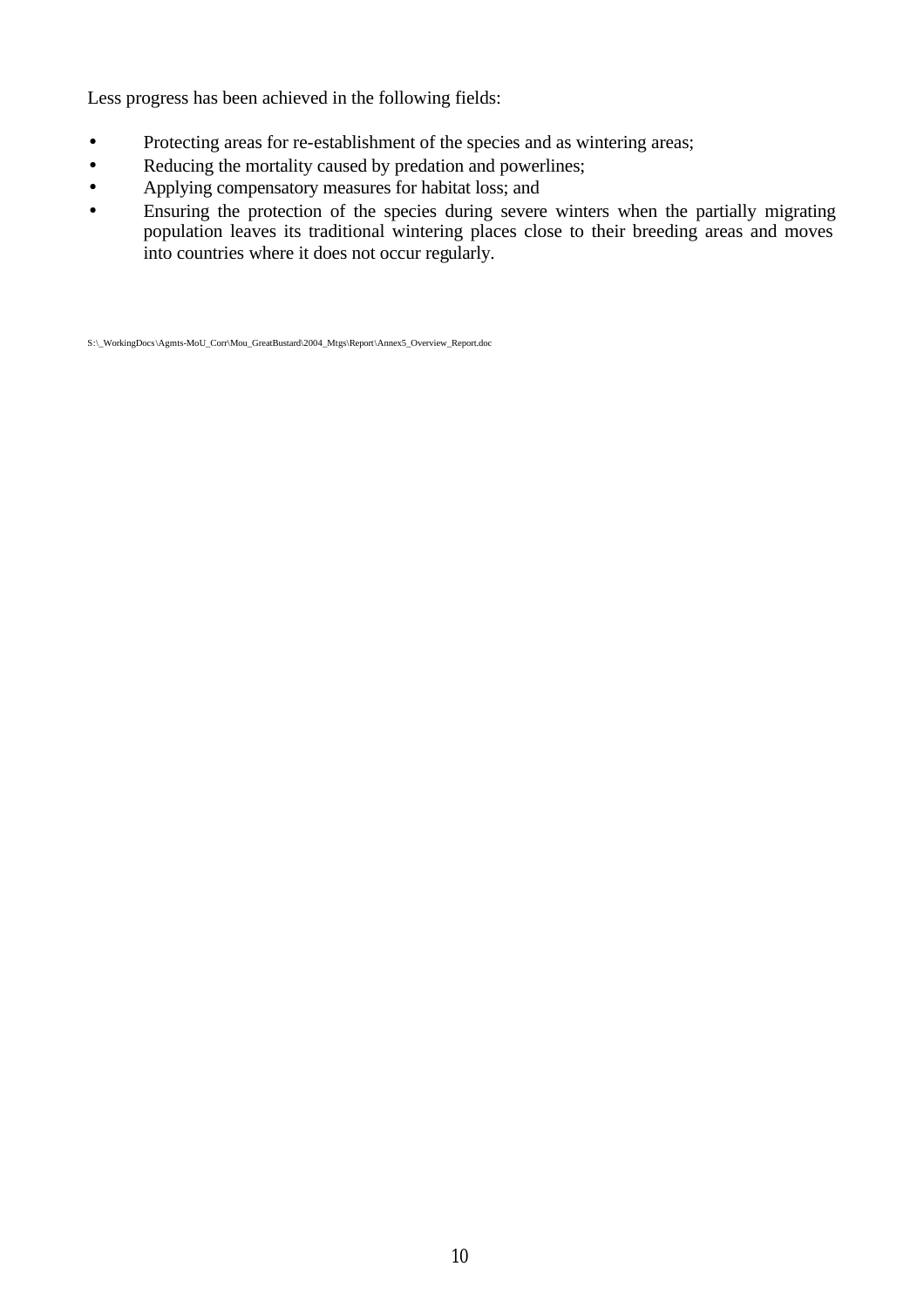Less progress has been achieved in the following fields:

- Protecting areas for re-establishment of the species and as wintering areas;
- Reducing the mortality caused by predation and powerlines;
- Applying compensatory measures for habitat loss; and
- Ensuring the protection of the species during severe winters when the partially migrating population leaves its traditional wintering places close to their breeding areas and moves into countries where it does not occur regularly.

S:\_WorkingDocs\Agmts-MoU_Corr\Mou_GreatBustard\2004_Mtgs\Report\Annex5_Overview_Report.doc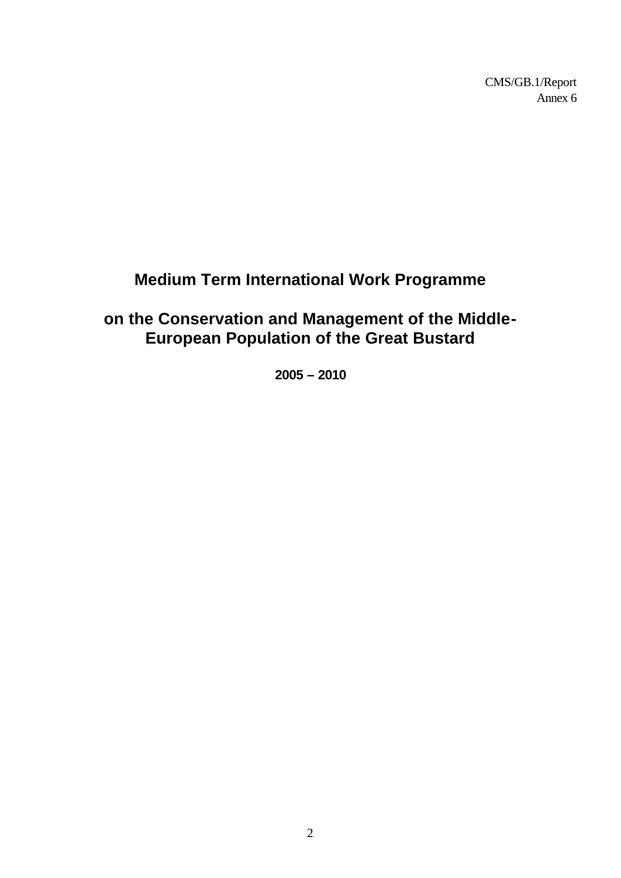CMS/GB.1/Report
Annex 6

# Medium Term International Work Programme

# on the Conservation and Management of the Middle-European Population of the Great Bustard

**2005 – 2010**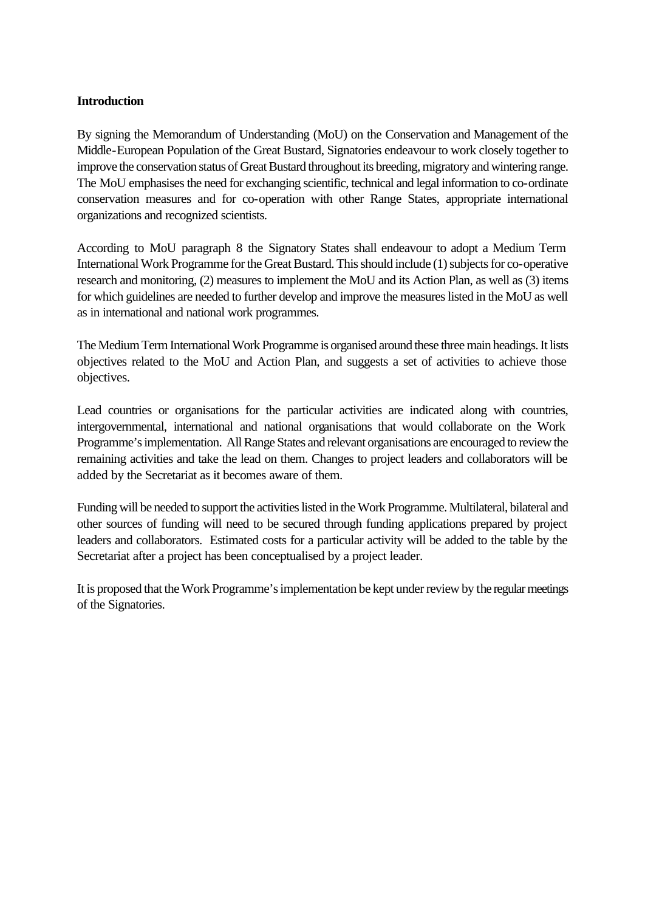**Introduction**

By signing the Memorandum of Understanding (MoU) on the Conservation and Management of the Middle-European Population of the Great Bustard, Signatories endeavour to work closely together to improve the conservation status of Great Bustard throughout its breeding, migratory and wintering range. The MoU emphasises the need for exchanging scientific, technical and legal information to co-ordinate conservation measures and for co-operation with other Range States, appropriate international organizations and recognized scientists.

According to MoU paragraph 8 the Signatory States shall endeavour to adopt a Medium Term International Work Programme for the Great Bustard. This should include (1) subjects for co-operative research and monitoring, (2) measures to implement the MoU and its Action Plan, as well as (3) items for which guidelines are needed to further develop and improve the measures listed in the MoU as well as in international and national work programmes.

The Medium Term International Work Programme is organised around these three main headings. It lists objectives related to the MoU and Action Plan, and suggests a set of activities to achieve those objectives.

Lead countries or organisations for the particular activities are indicated along with countries, intergovernmental, international and national organisations that would collaborate on the Work Programme's implementation. All Range States and relevant organisations are encouraged to review the remaining activities and take the lead on them. Changes to project leaders and collaborators will be added by the Secretariat as it becomes aware of them.

Funding will be needed to support the activities listed in the Work Programme. Multilateral, bilateral and other sources of funding will need to be secured through funding applications prepared by project leaders and collaborators. Estimated costs for a particular activity will be added to the table by the Secretariat after a project has been conceptualised by a project leader.

It is proposed that the Work Programme's implementation be kept under review by the regular meetings of the Signatories.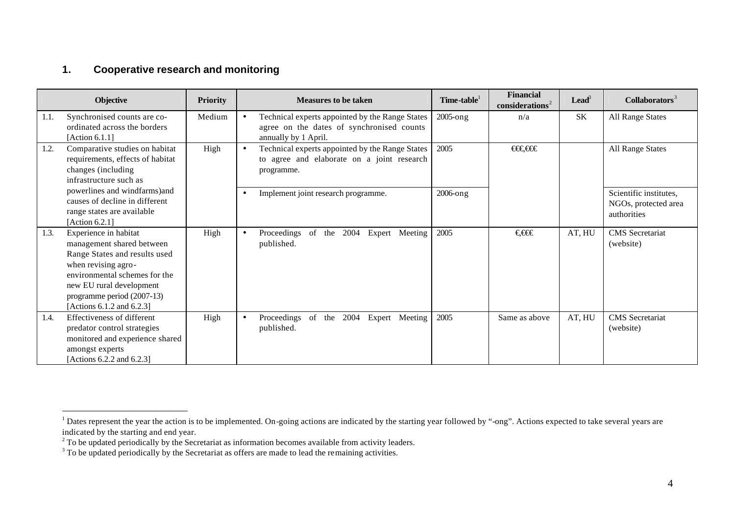## 1. Cooperative research and monitoring

| Objective | Priority | Measures to be taken | Time-table[1] | Financial considerations[2] | Lead[3] | Collaborators[3] |
|---|---|---|---|---|---|---|
| 1.1. Synchronised counts are co-ordinated across the borders [Action 6.1.1] | Medium | • Technical experts appointed by the Range States agree on the dates of synchronised counts annually by 1 April. | 2005-ong | n/a | SK | All Range States |
| 1.2. Comparative studies on habitat requirements, effects of habitat changes (including infrastructure such as powerlines and windfarms)and causes of decline in different range states are available [Action 6.2.1] | High | • Technical experts appointed by the Range States to agree and elaborate on a joint research programme. | 2005 | €€€,€€€ | | All Range States |
| | | • Implement joint research programme. | 2006-ong | | | Scientific institutes, NGOs, protected area authorities |
| 1.3. Experience in habitat management shared between Range States and results used when revising agro-environmental schemes for the new EU rural development programme period (2007-13) [Actions 6.1.2 and 6.2.3] | High | • Proceedings of the 2004 Expert Meeting published. | 2005 | €,€€€ | AT, HU | CMS Secretariat (website) |
| 1.4. Effectiveness of different predator control strategies monitored and experience shared amongst experts [Actions 6.2.2 and 6.2.3] | High | • Proceedings of the 2004 Expert Meeting published. | 2005 | Same as above | AT, HU | CMS Secretariat (website) |

[1] Dates represent the year the action is to be implemented. On-going actions are indicated by the starting year followed by "-ong". Actions expected to take several years are indicated by the starting and end year.
[2] To be updated periodically by the Secretariat as information becomes available from activity leaders.
[3] To be updated periodically by the Secretariat as offers are made to lead the remaining activities.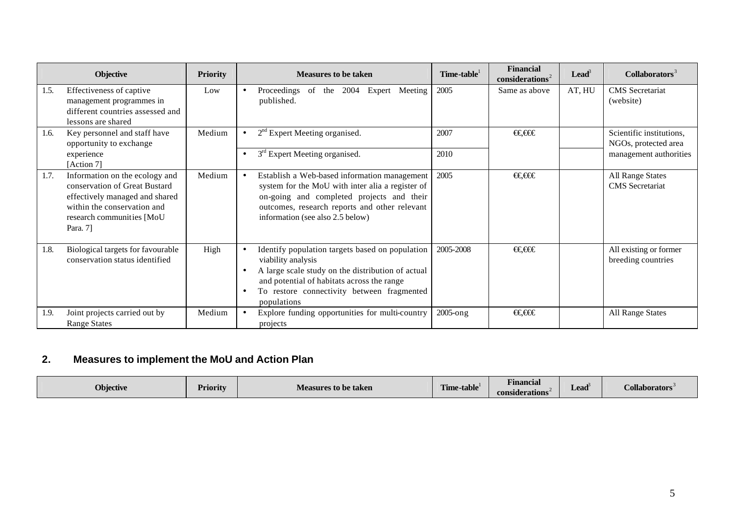| Objective | Priority | Measures to be taken | Time-table[1] | Financial considerations[2] | Lead[3] | Collaborators[3] |
|---|---|---|---|---|---|---|
| 1.5. Effectiveness of captive management programmes in different countries assessed and lessons are shared | Low | • Proceedings of the 2004 Expert Meeting published. | 2005 | Same as above | AT, HU | CMS Secretariat (website) |
| 1.6. Key personnel and staff have opportunity to exchange experience [Action 7] | Medium | • 2nd Expert Meeting organised. | 2007 | €€,€€€ | | Scientific institutions, NGOs, protected area management authorities |
| | | • 3rd Expert Meeting organised. | 2010 | | | |
| 1.7. Information on the ecology and conservation of Great Bustard effectively managed and shared within the conservation and research communities [MoU Para. 7] | Medium | • Establish a Web-based information management system for the MoU with inter alia a register of on-going and completed projects and their outcomes, research reports and other relevant information (see also 2.5 below) | 2005 | €€,€€€ | | All Range States CMS Secretariat |
| 1.8. Biological targets for favourable conservation status identified | High | • Identify population targets based on population viability analysis<br>• A large scale study on the distribution of actual and potential of habitats across the range<br>• To restore connectivity between fragmented populations | 2005-2008 | €€,€€€ | | All existing or former breeding countries |
| 1.9. Joint projects carried out by Range States | Medium | • Explore funding opportunities for multi-country projects | 2005-ong | €€,€€€ | | All Range States |

## 2. Measures to implement the MoU and Action Plan

| Objective | Priority | Measures to be taken | Time-table[1] | Financial considerations[2] | Lead[3] | Collaborators[3] |
|---|---|---|---|---|---|---|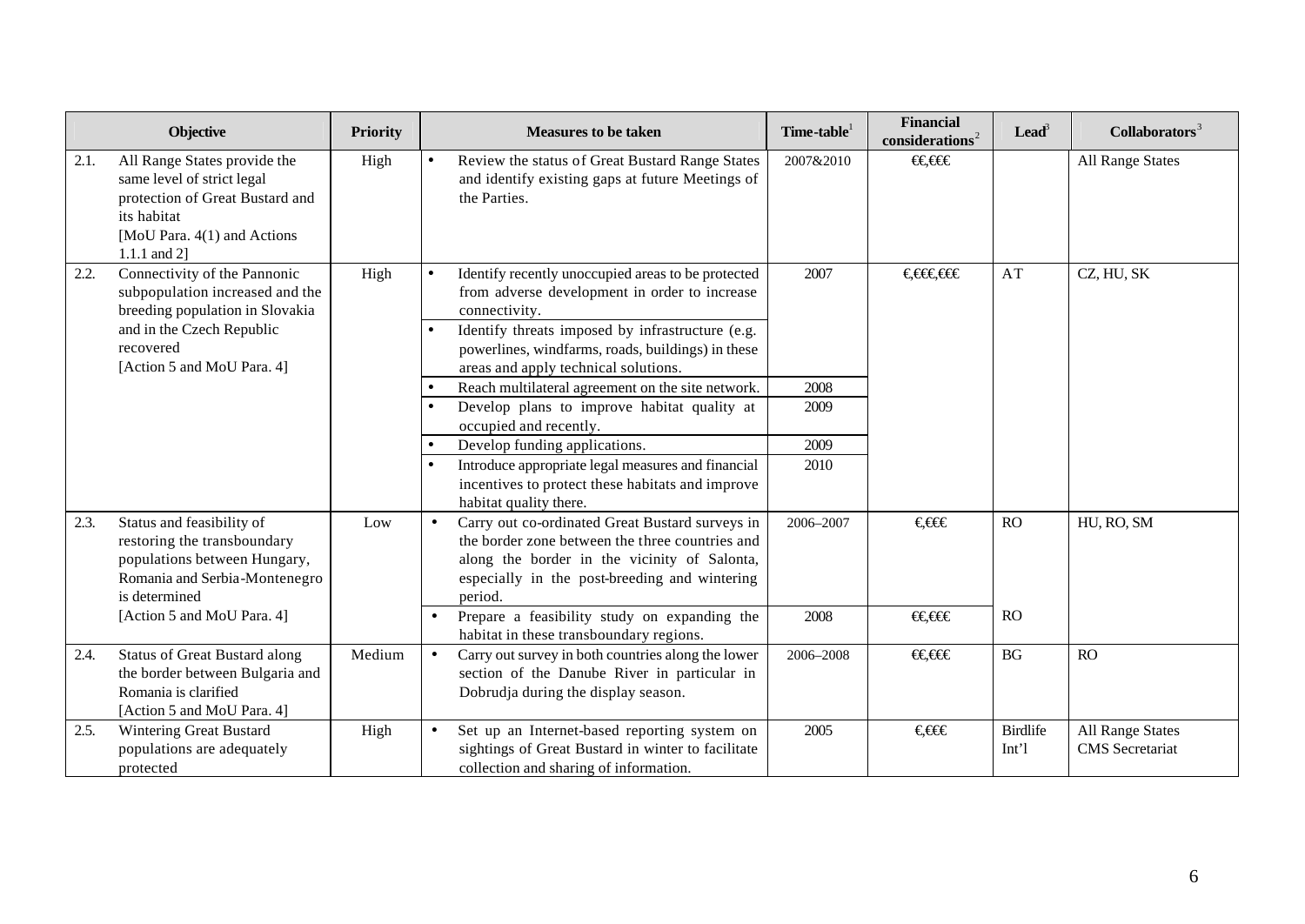| Objective | Priority | Measures to be taken | Time-table[1] | Financial considerations[2] | Lead[3] | Collaborators[3] |
|---|---|---|---|---|---|---|
| 2.1. All Range States provide the same level of strict legal protection of Great Bustard and its habitat [MoU Para. 4(1) and Actions 1.1.1 and 2] | High | • Review the status of Great Bustard Range States and identify existing gaps at future Meetings of the Parties. | 2007&2010 | €€,€€€ | | All Range States |
| 2.2. Connectivity of the Pannonic subpopulation increased and the breeding population in Slovakia and in the Czech Republic recovered [Action 5 and MoU Para. 4] | High | • Identify recently unoccupied areas to be protected from adverse development in order to increase connectivity. | 2007 | €,€€€,€€€ | AT | CZ, HU, SK |
| | | • Identify threats imposed by infrastructure (e.g. powerlines, windfarms, roads, buildings) in these areas and apply technical solutions. | | | | |
| | | • Reach multilateral agreement on the site network. | 2008 | | | |
| | | • Develop plans to improve habitat quality at occupied and recently. | 2009 | | | |
| | | • Develop funding applications. | 2009 | | | |
| | | • Introduce appropriate legal measures and financial incentives to protect these habitats and improve habitat quality there. | 2010 | | | |
| 2.3. Status and feasibility of restoring the transboundary populations between Hungary, Romania and Serbia-Montenegro is determined [Action 5 and MoU Para. 4] | Low | • Carry out co-ordinated Great Bustard surveys in the border zone between the three countries and along the border in the vicinity of Salonta, especially in the post-breeding and wintering period. | 2006–2007 | €,€€€ | RO | HU, RO, SM |
| | | • Prepare a feasibility study on expanding the habitat in these transboundary regions. | 2008 | €€,€€€ | RO | |
| 2.4. Status of Great Bustard along the border between Bulgaria and Romania is clarified [Action 5 and MoU Para. 4] | Medium | • Carry out survey in both countries along the lower section of the Danube River in particular in Dobrudja during the display season. | 2006–2008 | €€,€€€ | BG | RO |
| 2.5. Wintering Great Bustard populations are adequately protected | High | • Set up an Internet-based reporting system on sightings of Great Bustard in winter to facilitate collection and sharing of information. | 2005 | €,€€€ | Birdlife Int'l | All Range States CMS Secretariat |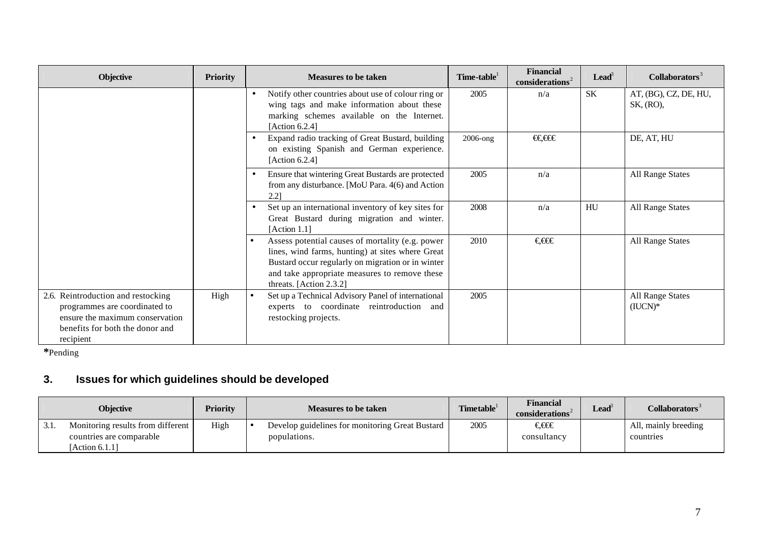| Objective | Priority | Measures to be taken | Time-table[1] | Financial considerations[2] | Lead[3] | Collaborators[3] |
|---|---|---|---|---|---|---|
| | | • Notify other countries about use of colour ring or wing tags and make information about these marking schemes available on the Internet. [Action 6.2.4] | 2005 | n/a | SK | AT, (BG), CZ, DE, HU, SK, (RO), |
| | | • Expand radio tracking of Great Bustard, building on existing Spanish and German experience. [Action 6.2.4] | 2006-ong | €€,€€€ | | DE, AT, HU |
| | | • Ensure that wintering Great Bustards are protected from any disturbance. [MoU Para. 4(6) and Action 2.2] | 2005 | n/a | | All Range States |
| | | • Set up an international inventory of key sites for Great Bustard during migration and winter. [Action 1.1] | 2008 | n/a | HU | All Range States |
| | | • Assess potential causes of mortality (e.g. power lines, wind farms, hunting) at sites where Great Bustard occur regularly on migration or in winter and take appropriate measures to remove these threats. [Action 2.3.2] | 2010 | €,€€€ | | All Range States |
| 2.6. Reintroduction and restocking programmes are coordinated to ensure the maximum conservation benefits for both the donor and recipient | High | • Set up a Technical Advisory Panel of international experts to coordinate reintroduction and restocking projects. | 2005 | | | All Range States (IUCN)* |

*Pending

## 3. Issues for which guidelines should be developed

| Objective | Priority | Measures to be taken | Timetable[1] | Financial considerations[2] | Lead[3] | Collaborators[3] |
|---|---|---|---|---|---|---|
| 3.1. Monitoring results from different countries are comparable [Action 6.1.1] | High | • Develop guidelines for monitoring Great Bustard populations. | 2005 | €,€€€ consultancy | | All, mainly breeding countries |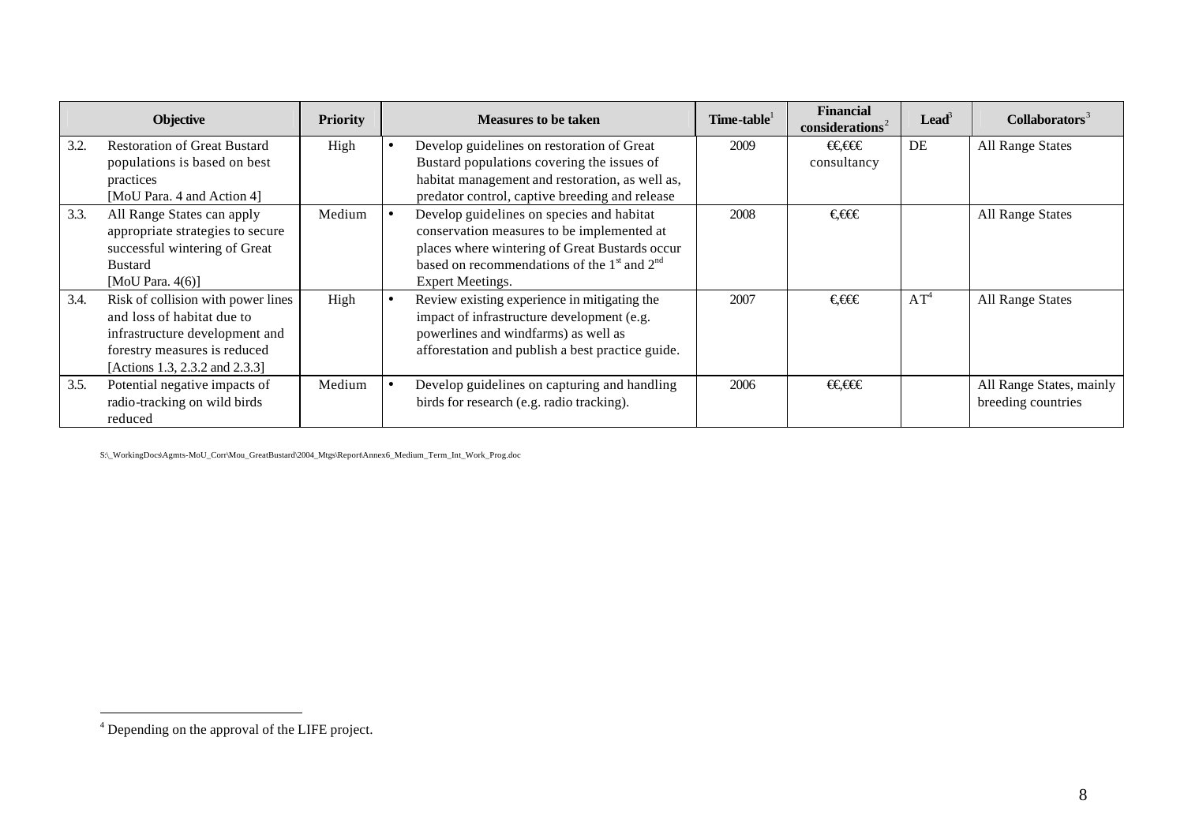| Objective | Priority | Measures to be taken | Time-table[1] | Financial considerations[2] | Lead[3] | Collaborators[3] |
|---|---|---|---|---|---|---|
| 3.2. Restoration of Great Bustard populations is based on best practices [MoU Para. 4 and Action 4] | High | • Develop guidelines on restoration of Great Bustard populations covering the issues of habitat management and restoration, as well as, predator control, captive breeding and release | 2009 | €€,€€€ consultancy | DE | All Range States |
| 3.3. All Range States can apply appropriate strategies to secure successful wintering of Great Bustard [MoU Para. 4(6)] | Medium | • Develop guidelines on species and habitat conservation measures to be implemented at places where wintering of Great Bustards occur based on recommendations of the 1st and 2nd Expert Meetings. | 2008 | €,€€€ | | All Range States |
| 3.4. Risk of collision with power lines and loss of habitat due to infrastructure development and forestry measures is reduced [Actions 1.3, 2.3.2 and 2.3.3] | High | • Review existing experience in mitigating the impact of infrastructure development (e.g. powerlines and windfarms) as well as afforestation and publish a best practice guide. | 2007 | €,€€€ | AT[4] | All Range States |
| 3.5. Potential negative impacts of radio-tracking on wild birds reduced | Medium | • Develop guidelines on capturing and handling birds for research (e.g. radio tracking). | 2006 | €€,€€€ | | All Range States, mainly breeding countries |

S:\_WorkingDocs\Agmts-MoU_Corr\Mou_GreatBustard\2004_Mtgs\Report\Annex6_Medium_Term_Int_Work_Prog.doc

[4] Depending on the approval of the LIFE project.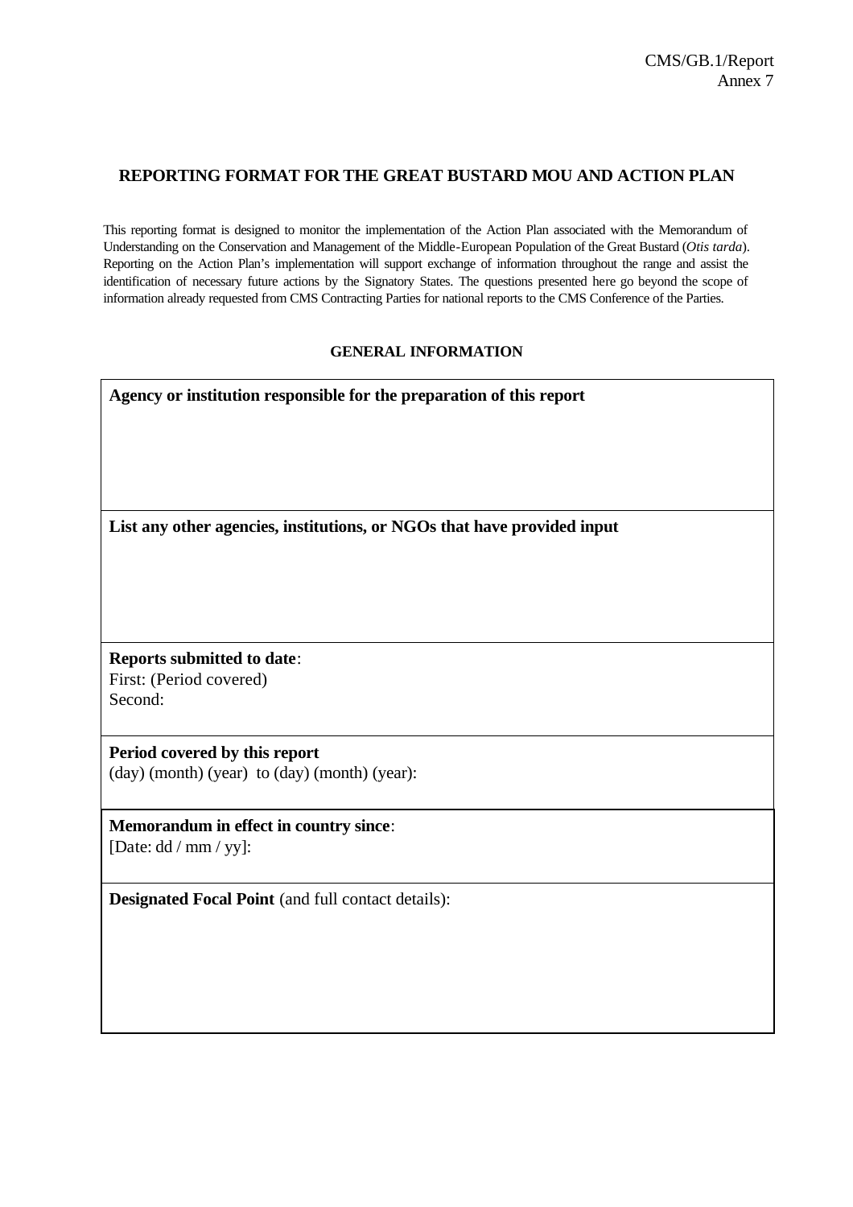CMS/GB.1/Report
Annex 7

## REPORTING FORMAT FOR THE GREAT BUSTARD MOU AND ACTION PLAN

This reporting format is designed to monitor the implementation of the Action Plan associated with the Memorandum of Understanding on the Conservation and Management of the Middle-European Population of the Great Bustard (*Otis tarda*). Reporting on the Action Plan's implementation will support exchange of information throughout the range and assist the identification of necessary future actions by the Signatory States. The questions presented here go beyond the scope of information already requested from CMS Contracting Parties for national reports to the CMS Conference of the Parties.

### GENERAL INFORMATION

| **Agency or institution responsible for the preparation of this report** |
|---|
| **List any other agencies, institutions, or NGOs that have provided input** |
| **Reports submitted to date**:<br>First: (Period covered)<br>Second: |
| **Period covered by this report**<br>(day) (month) (year) to (day) (month) (year): |
| **Memorandum in effect in country since**:<br>[Date: dd / mm / yy]: |
| **Designated Focal Point** (and full contact details): |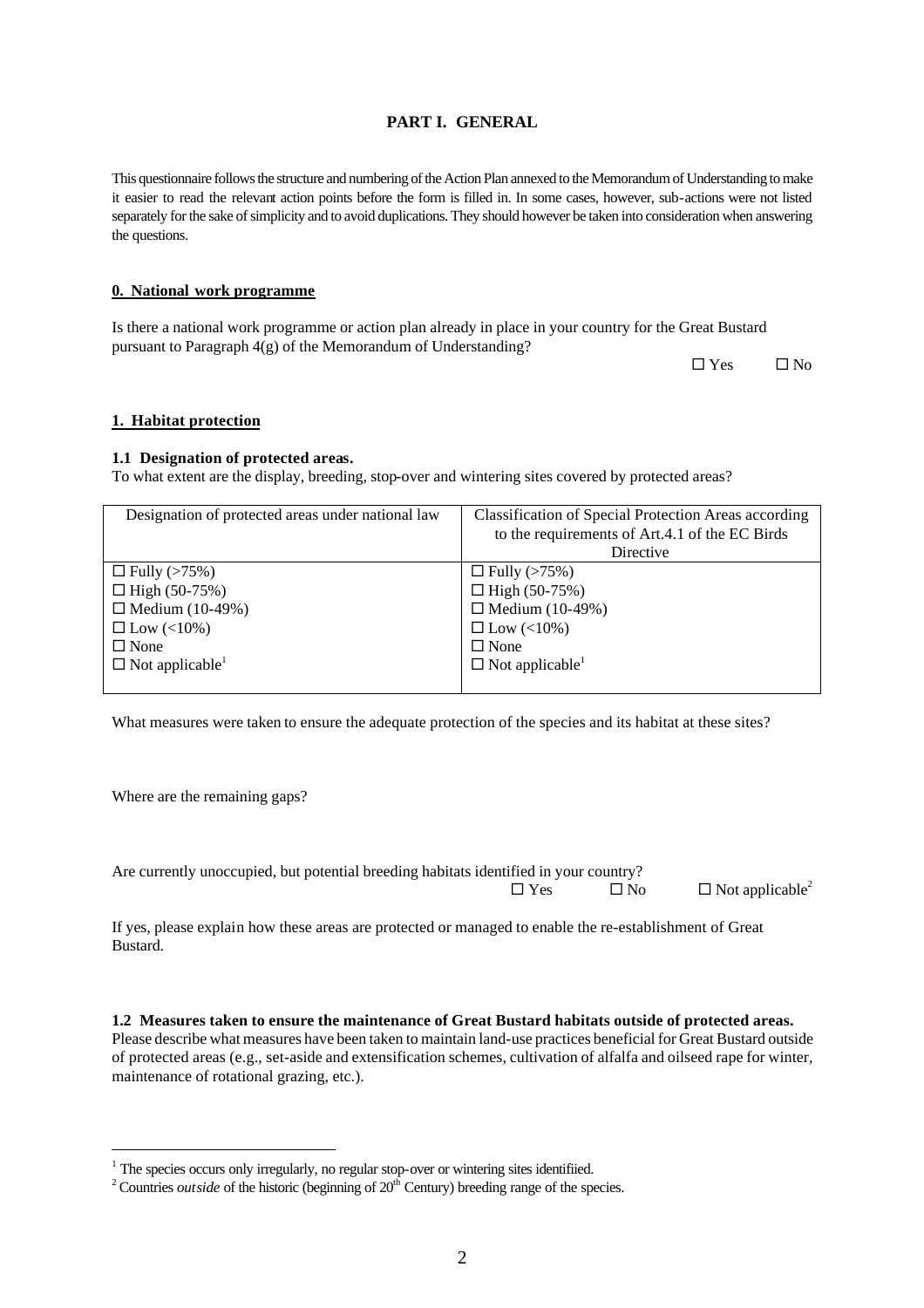## PART I. GENERAL

This questionnaire follows the structure and numbering of the Action Plan annexed to the Memorandum of Understanding to make it easier to read the relevant action points before the form is filled in. In some cases, however, sub-actions were not listed separately for the sake of simplicity and to avoid duplications. They should however be taken into consideration when answering the questions.

### 0. National work programme

Is there a national work programme or action plan already in place in your country for the Great Bustard pursuant to Paragraph 4(g) of the Memorandum of Understanding?

☐ Yes ☐ No

### 1. Habitat protection

**1.1 Designation of protected areas.**
To what extent are the display, breeding, stop-over and wintering sites covered by protected areas?

| Designation of protected areas under national law | Classification of Special Protection Areas according to the requirements of Art.4.1 of the EC Birds Directive |
|---|---|
| ☐ Fully (>75%)<br>☐ High (50-75%)<br>☐ Medium (10-49%)<br>☐ Low (<10%)<br>☐ None<br>☐ Not applicable[1] | ☐ Fully (>75%)<br>☐ High (50-75%)<br>☐ Medium (10-49%)<br>☐ Low (<10%)<br>☐ None<br>☐ Not applicable[1] |

What measures were taken to ensure the adequate protection of the species and its habitat at these sites?

Where are the remaining gaps?

Are currently unoccupied, but potential breeding habitats identified in your country?

☐ Yes ☐ No ☐ Not applicable[2]

If yes, please explain how these areas are protected or managed to enable the re-establishment of Great Bustard.

**1.2 Measures taken to ensure the maintenance of Great Bustard habitats outside of protected areas.**
Please describe what measures have been taken to maintain land-use practices beneficial for Great Bustard outside of protected areas (e.g., set-aside and extensification schemes, cultivation of alfalfa and oilseed rape for winter, maintenance of rotational grazing, etc.).

---

[1] The species occurs only irregularly, no regular stop-over or wintering sites identifiied.

[2] Countries *outside* of the historic (beginning of 20th Century) breeding range of the species.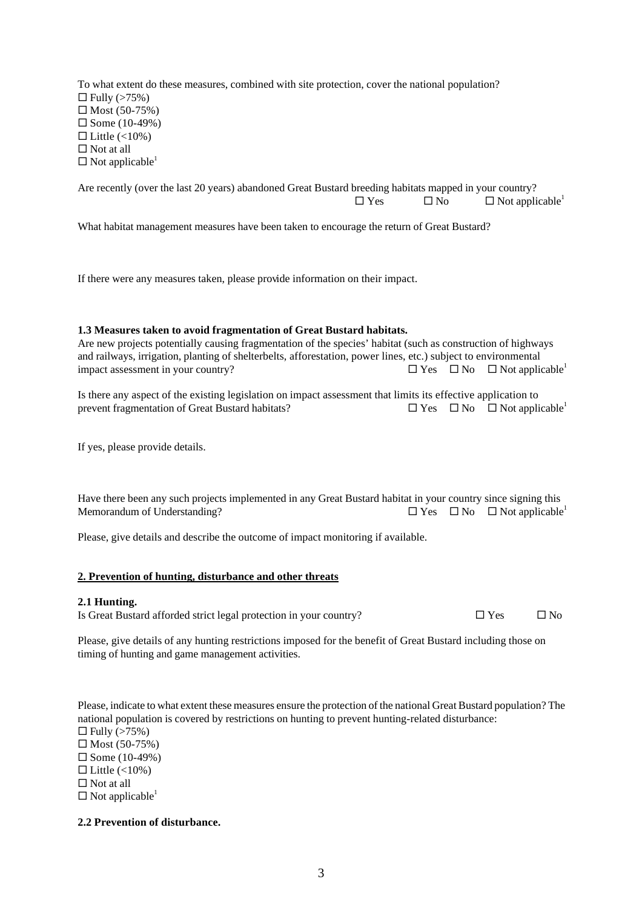To what extent do these measures, combined with site protection, cover the national population?
☐ Fully (>75%)
☐ Most (50-75%)
☐ Some (10-49%)
☐ Little (<10%)
☐ Not at all
☐ Not applicable[1]

Are recently (over the last 20 years) abandoned Great Bustard breeding habitats mapped in your country?
☐ Yes ☐ No ☐ Not applicable[1]

What habitat management measures have been taken to encourage the return of Great Bustard?

If there were any measures taken, please provide information on their impact.

**1.3 Measures taken to avoid fragmentation of Great Bustard habitats.**
Are new projects potentially causing fragmentation of the species' habitat (such as construction of highways and railways, irrigation, planting of shelterbelts, afforestation, power lines, etc.) subject to environmental impact assessment in your country? ☐ Yes ☐ No ☐ Not applicable[1]

Is there any aspect of the existing legislation on impact assessment that limits its effective application to prevent fragmentation of Great Bustard habitats? ☐ Yes ☐ No ☐ Not applicable[1]

If yes, please provide details.

Have there been any such projects implemented in any Great Bustard habitat in your country since signing this Memorandum of Understanding? ☐ Yes ☐ No ☐ Not applicable[1]

Please, give details and describe the outcome of impact monitoring if available.

**2. Prevention of hunting, disturbance and other threats**

**2.1 Hunting.**
Is Great Bustard afforded strict legal protection in your country? ☐ Yes ☐ No

Please, give details of any hunting restrictions imposed for the benefit of Great Bustard including those on timing of hunting and game management activities.

Please, indicate to what extent these measures ensure the protection of the national Great Bustard population? The national population is covered by restrictions on hunting to prevent hunting-related disturbance:
☐ Fully (>75%)
☐ Most (50-75%)
☐ Some (10-49%)
☐ Little (<10%)
☐ Not at all
☐ Not applicable[1]

**2.2 Prevention of disturbance.**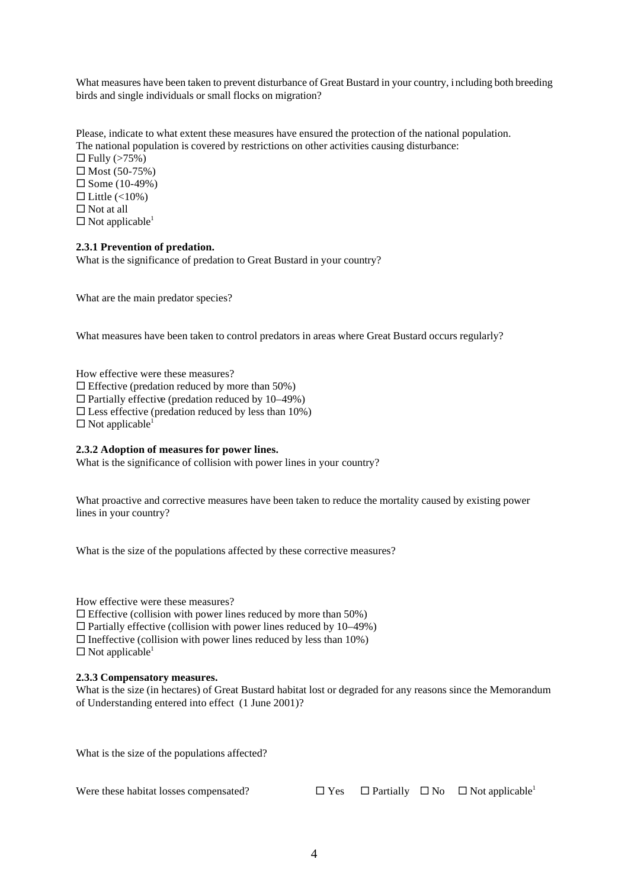What measures have been taken to prevent disturbance of Great Bustard in your country, including both breeding birds and single individuals or small flocks on migration?

Please, indicate to what extent these measures have ensured the protection of the national population.
The national population is covered by restrictions on other activities causing disturbance:

☐ Fully (>75%)
☐ Most (50-75%)
☐ Some (10-49%)
☐ Little (<10%)
☐ Not at all
☐ Not applicable[1]

**2.3.1 Prevention of predation.**

What is the significance of predation to Great Bustard in your country?

What are the main predator species?

What measures have been taken to control predators in areas where Great Bustard occurs regularly?

How effective were these measures?

☐ Effective (predation reduced by more than 50%)
☐ Partially effective (predation reduced by 10–49%)
☐ Less effective (predation reduced by less than 10%)
☐ Not applicable[1]

**2.3.2 Adoption of measures for power lines.**

What is the significance of collision with power lines in your country?

What proactive and corrective measures have been taken to reduce the mortality caused by existing power lines in your country?

What is the size of the populations affected by these corrective measures?

How effective were these measures?

☐ Effective (collision with power lines reduced by more than 50%)
☐ Partially effective (collision with power lines reduced by 10–49%)
☐ Ineffective (collision with power lines reduced by less than 10%)
☐ Not applicable[1]

**2.3.3 Compensatory measures.**

What is the size (in hectares) of Great Bustard habitat lost or degraded for any reasons since the Memorandum of Understanding entered into effect (1 June 2001)?

What is the size of the populations affected?

Were these habitat losses compensated? ☐ Yes ☐ Partially ☐ No ☐ Not applicable[1]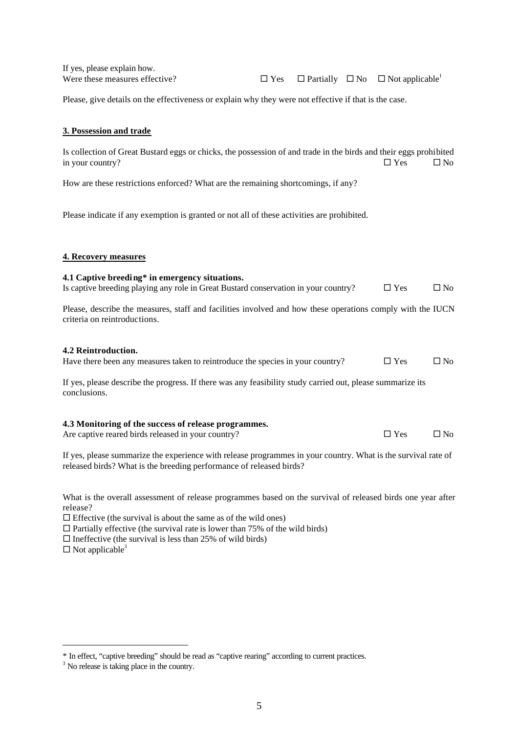If yes, please explain how.
Were these measures effective? ☐ Yes ☐ Partially ☐ No ☐ Not applicable[1]

Please, give details on the effectiveness or explain why they were not effective if that is the case.

**3. Possession and trade**

Is collection of Great Bustard eggs or chicks, the possession of and trade in the birds and their eggs prohibited in your country? ☐ Yes ☐ No

How are these restrictions enforced? What are the remaining shortcomings, if any?

Please indicate if any exemption is granted or not all of these activities are prohibited.

**4. Recovery measures**

**4.1 Captive breeding* in emergency situations.**
Is captive breeding playing any role in Great Bustard conservation in your country? ☐ Yes ☐ No

Please, describe the measures, staff and facilities involved and how these operations comply with the IUCN criteria on reintroductions.

**4.2 Reintroduction.**
Have there been any measures taken to reintroduce the species in your country? ☐ Yes ☐ No

If yes, please describe the progress. If there was any feasibility study carried out, please summarize its conclusions.

**4.3 Monitoring of the success of release programmes.**
Are captive reared birds released in your country? ☐ Yes ☐ No

If yes, please summarize the experience with release programmes in your country. What is the survival rate of released birds? What is the breeding performance of released birds?

What is the overall assessment of release programmes based on the survival of released birds one year after release?
☐ Effective (the survival is about the same as of the wild ones)
☐ Partially effective (the survival rate is lower than 75% of the wild birds)
☐ Ineffective (the survival is less than 25% of wild birds)
☐ Not applicable[3]

---

* In effect, "captive breeding" should be read as "captive rearing" according to current practices.
[3] No release is taking place in the country.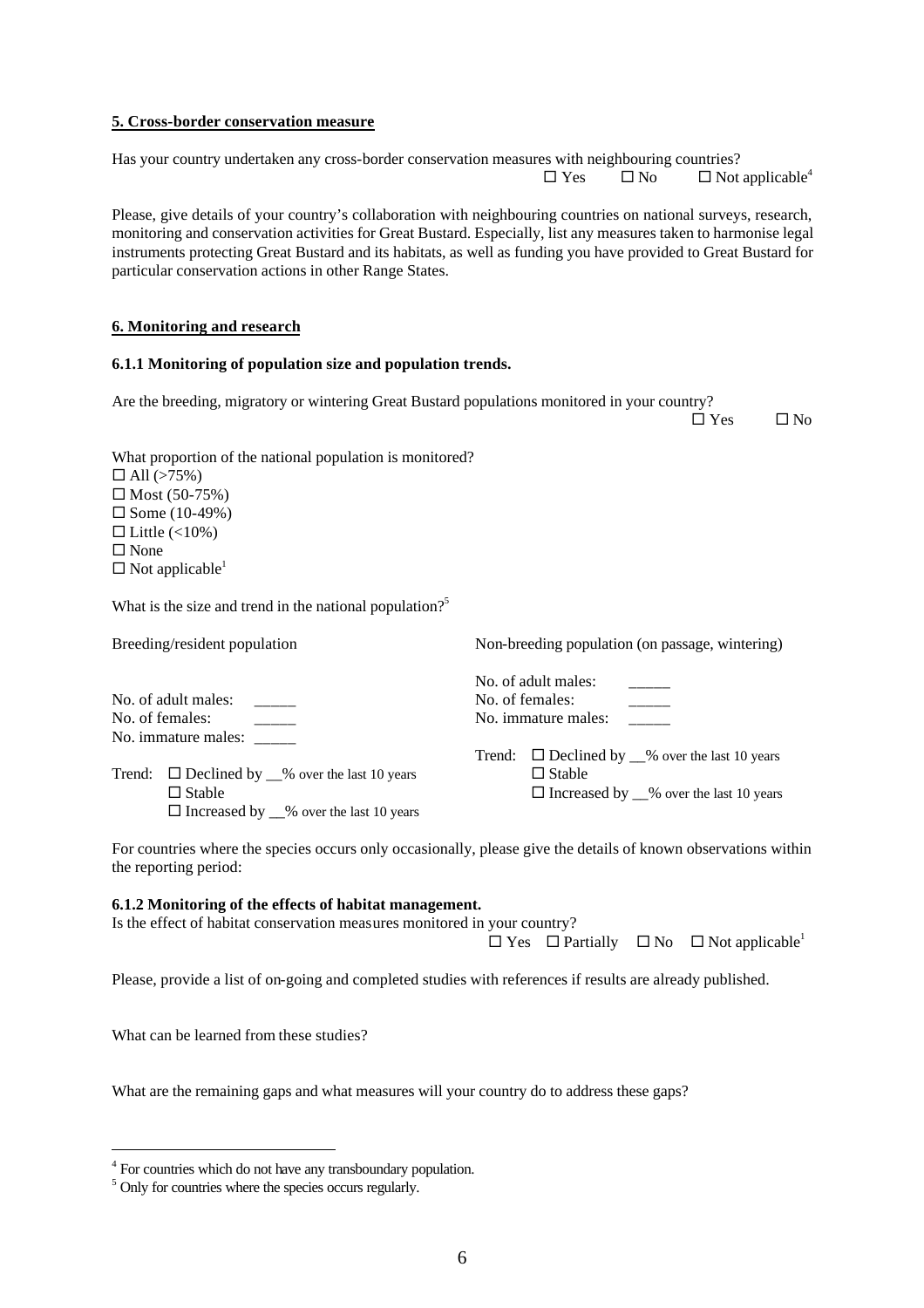**5. Cross-border conservation measure**

Has your country undertaken any cross-border conservation measures with neighbouring countries?

☐ Yes ☐ No ☐ Not applicable[4]

Please, give details of your country's collaboration with neighbouring countries on national surveys, research, monitoring and conservation activities for Great Bustard. Especially, list any measures taken to harmonise legal instruments protecting Great Bustard and its habitats, as well as funding you have provided to Great Bustard for particular conservation actions in other Range States.

**6. Monitoring and research**

**6.1.1 Monitoring of population size and population trends.**

Are the breeding, migratory or wintering Great Bustard populations monitored in your country?

☐ Yes ☐ No

What proportion of the national population is monitored?

☐ All (>75%)
☐ Most (50-75%)
☐ Some (10-49%)
☐ Little (<10%)
☐ None
☐ Not applicable[1]

What is the size and trend in the national population?[5]

Breeding/resident population

No. of adult males: _____
No. of females: _____
No. immature males: _____

Trend: ☐ Declined by __% over the last 10 years
☐ Stable
☐ Increased by __% over the last 10 years

Non-breeding population (on passage, wintering)

No. of adult males: _____
No. of females: _____
No. immature males: _____

Trend: ☐ Declined by __% over the last 10 years
☐ Stable
☐ Increased by __% over the last 10 years

For countries where the species occurs only occasionally, please give the details of known observations within the reporting period:

**6.1.2 Monitoring of the effects of habitat management.**

Is the effect of habitat conservation measures monitored in your country?

☐ Yes ☐ Partially ☐ No ☐ Not applicable[1]

Please, provide a list of on-going and completed studies with references if results are already published.

What can be learned from these studies?

What are the remaining gaps and what measures will your country do to address these gaps?

---

[4] For countries which do not have any transboundary population.

[5] Only for countries where the species occurs regularly.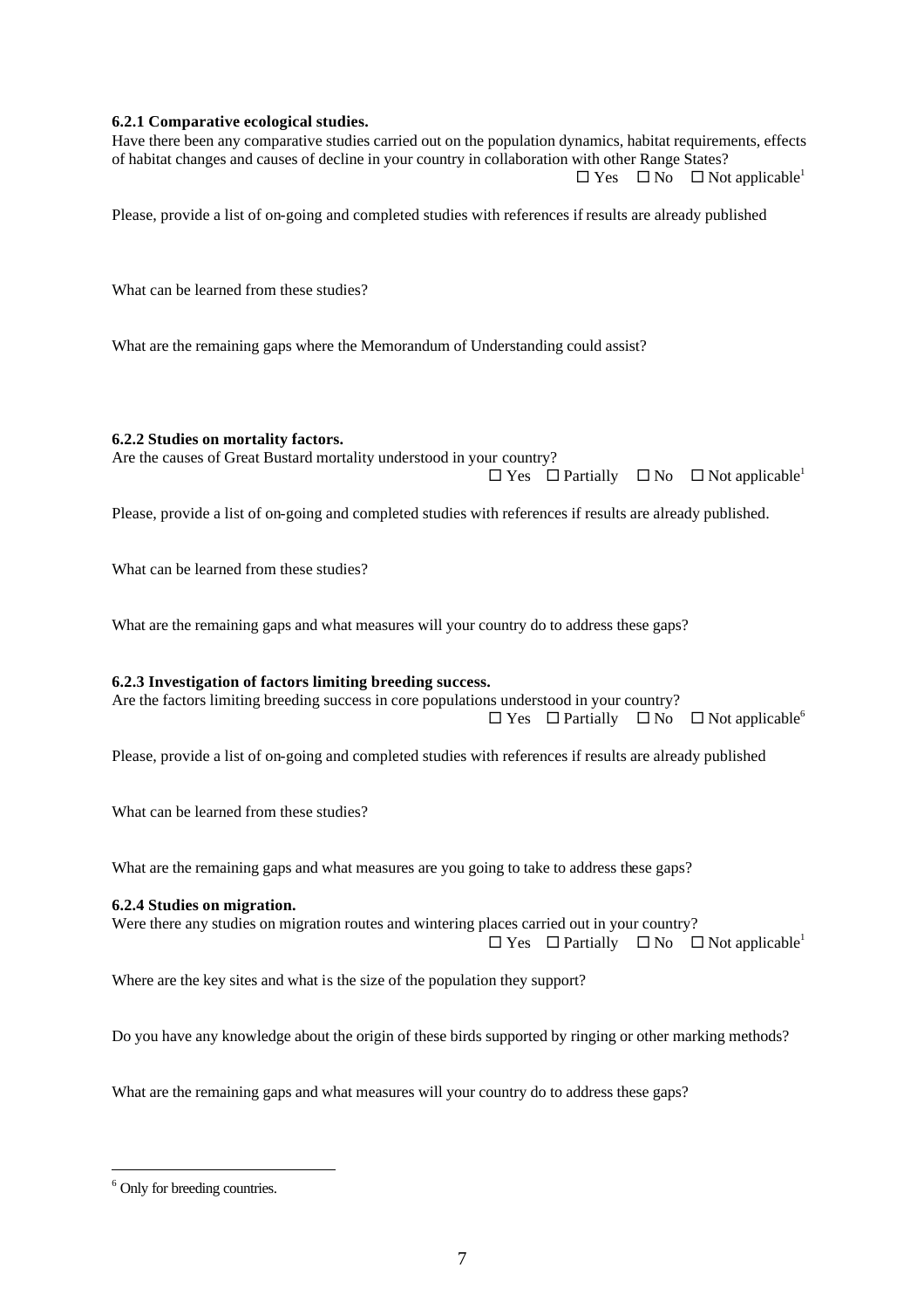**6.2.1 Comparative ecological studies.**

Have there been any comparative studies carried out on the population dynamics, habitat requirements, effects of habitat changes and causes of decline in your country in collaboration with other Range States?

☐ Yes ☐ No ☐ Not applicable[1]

Please, provide a list of on-going and completed studies with references if results are already published

What can be learned from these studies?

What are the remaining gaps where the Memorandum of Understanding could assist?

**6.2.2 Studies on mortality factors.**

Are the causes of Great Bustard mortality understood in your country?

☐ Yes ☐ Partially ☐ No ☐ Not applicable[1]

Please, provide a list of on-going and completed studies with references if results are already published.

What can be learned from these studies?

What are the remaining gaps and what measures will your country do to address these gaps?

**6.2.3 Investigation of factors limiting breeding success.**

Are the factors limiting breeding success in core populations understood in your country?

☐ Yes ☐ Partially ☐ No ☐ Not applicable[6]

Please, provide a list of on-going and completed studies with references if results are already published

What can be learned from these studies?

What are the remaining gaps and what measures are you going to take to address these gaps?

**6.2.4 Studies on migration.**

Were there any studies on migration routes and wintering places carried out in your country?

☐ Yes ☐ Partially ☐ No ☐ Not applicable[1]

Where are the key sites and what is the size of the population they support?

Do you have any knowledge about the origin of these birds supported by ringing or other marking methods?

What are the remaining gaps and what measures will your country do to address these gaps?

---

[6] Only for breeding countries.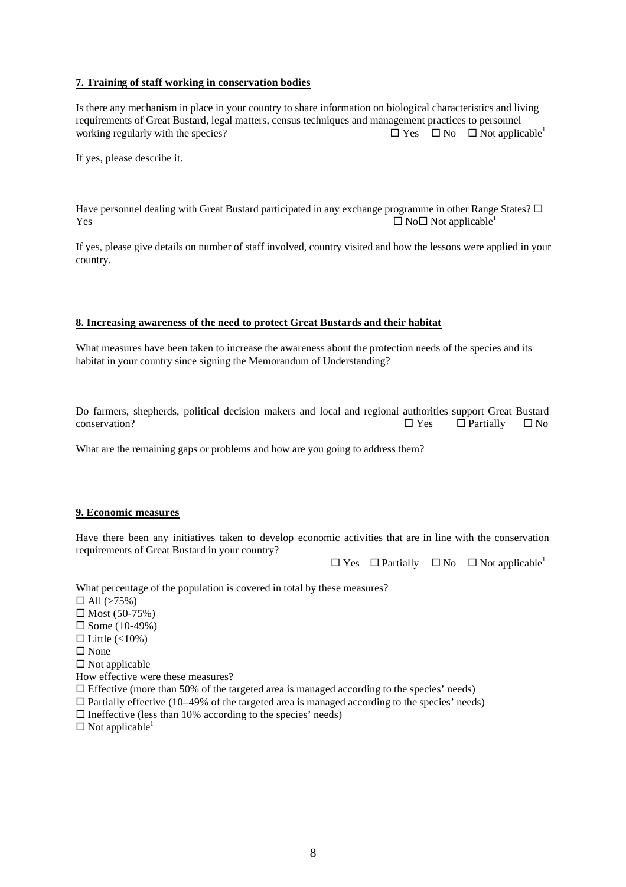**7. Training of staff working in conservation bodies**

Is there any mechanism in place in your country to share information on biological characteristics and living requirements of Great Bustard, legal matters, census techniques and management practices to personnel working regularly with the species? ☐ Yes ☐ No ☐ Not applicable[1]

If yes, please describe it.

Have personnel dealing with Great Bustard participated in any exchange programme in other Range States? ☐ Yes ☐ No ☐ Not applicable[1]

If yes, please give details on number of staff involved, country visited and how the lessons were applied in your country.

**8. Increasing awareness of the need to protect Great Bustards and their habitat**

What measures have been taken to increase the awareness about the protection needs of the species and its habitat in your country since signing the Memorandum of Understanding?

Do farmers, shepherds, political decision makers and local and regional authorities support Great Bustard conservation? ☐ Yes ☐ Partially ☐ No

What are the remaining gaps or problems and how are you going to address them?

**9. Economic measures**

Have there been any initiatives taken to develop economic activities that are in line with the conservation requirements of Great Bustard in your country?

☐ Yes ☐ Partially ☐ No ☐ Not applicable[1]

What percentage of the population is covered in total by these measures?

☐ All (>75%)
☐ Most (50-75%)
☐ Some (10-49%)
☐ Little (<10%)
☐ None
☐ Not applicable

How effective were these measures?

☐ Effective (more than 50% of the targeted area is managed according to the species' needs)
☐ Partially effective (10–49% of the targeted area is managed according to the species' needs)
☐ Ineffective (less than 10% according to the species' needs)
☐ Not applicable[1]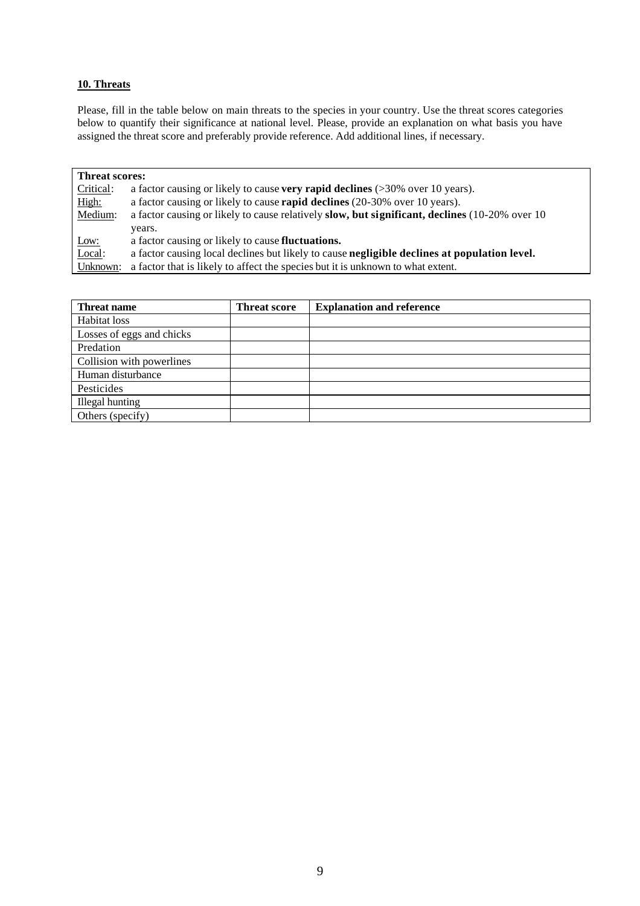**10. Threats**

Please, fill in the table below on main threats to the species in your country. Use the threat scores categories below to quantify their significance at national level. Please, provide an explanation on what basis you have assigned the threat score and preferably provide reference. Add additional lines, if necessary.

| **Threat scores:** | |
|---|---|
| Critical: | a factor causing or likely to cause **very rapid declines** (>30% over 10 years). |
| High: | a factor causing or likely to cause **rapid declines** (20-30% over 10 years). |
| Medium: | a factor causing or likely to cause relatively **slow, but significant, declines** (10-20% over 10 years. |
| Low: | a factor causing or likely to cause **fluctuations.** |
| Local: | a factor causing local declines but likely to cause **negligible declines at population level.** |
| Unknown: | a factor that is likely to affect the species but it is unknown to what extent. |

| **Threat name** | **Threat score** | **Explanation and reference** |
|---|---|---|
| Habitat loss | | |
| Losses of eggs and chicks | | |
| Predation | | |
| Collision with powerlines | | |
| Human disturbance | | |
| Pesticides | | |
| Illegal hunting | | |
| Others (specify) | | |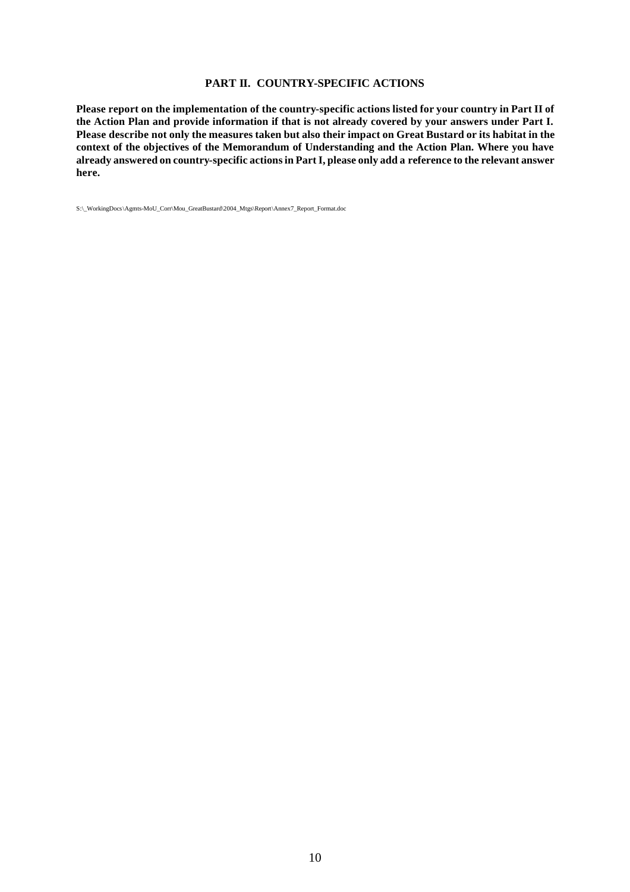## PART II. COUNTRY-SPECIFIC ACTIONS

**Please report on the implementation of the country-specific actions listed for your country in Part II of the Action Plan and provide information if that is not already covered by your answers under Part I. Please describe not only the measures taken but also their impact on Great Bustard or its habitat in the context of the objectives of the Memorandum of Understanding and the Action Plan. Where you have already answered on country-specific actions in Part I, please only add a reference to the relevant answer here.**

S:\_WorkingDocs\Agmts-MoU_Corr\Mou_GreatBustard\2004_Mtgs\Report\Annex7_Report_Format.doc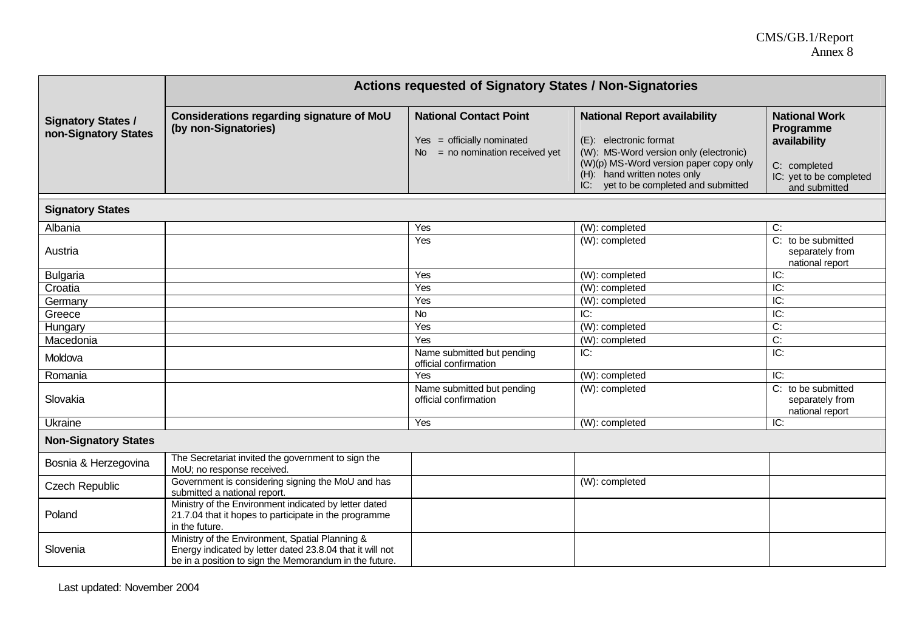| Signatory States / non-Signatory States | Actions requested of Signatory States / Non-Signatories | | | |
|---|---|---|---|---|
| | **Considerations regarding signature of MoU (by non-Signatories)** | **National Contact Point**<br><br>Yes = officially nominated<br>No = no nomination received yet | **National Report availability**<br><br>(E): electronic format<br>(W): MS-Word version only (electronic)<br>(W)(p) MS-Word version paper copy only<br>(H): hand written notes only<br>IC: yet to be completed and submitted | **National Work Programme availability**<br><br>C: completed<br>IC: yet to be completed and submitted |
| **Signatory States** | | | | |
| Albania | | Yes | (W): completed | C: |
| Austria | | Yes | (W): completed | C: to be submitted separately from national report |
| Bulgaria | | Yes | (W): completed | IC: |
| Croatia | | Yes | (W): completed | IC: |
| Germany | | Yes | (W): completed | IC: |
| Greece | | No | IC: | IC: |
| Hungary | | Yes | (W): completed | C: |
| Macedonia | | Yes | (W): completed | C: |
| Moldova | | Name submitted but pending official confirmation | IC: | IC: |
| Romania | | Yes | (W): completed | IC: |
| Slovakia | | Name submitted but pending official confirmation | (W): completed | C: to be submitted separately from national report |
| Ukraine | | Yes | (W): completed | IC: |
| **Non-Signatory States** | | | | |
| Bosnia & Herzegovina | The Secretariat invited the government to sign the MoU; no response received. | | | |
| Czech Republic | Government is considering signing the MoU and has submitted a national report. | | (W): completed | |
| Poland | Ministry of the Environment indicated by letter dated 21.7.04 that it hopes to participate in the programme in the future. | | | |
| Slovenia | Ministry of the Environment, Spatial Planning & Energy indicated by letter dated 23.8.04 that it will not be in a position to sign the Memorandum in the future. | | | |

Last updated: November 2004